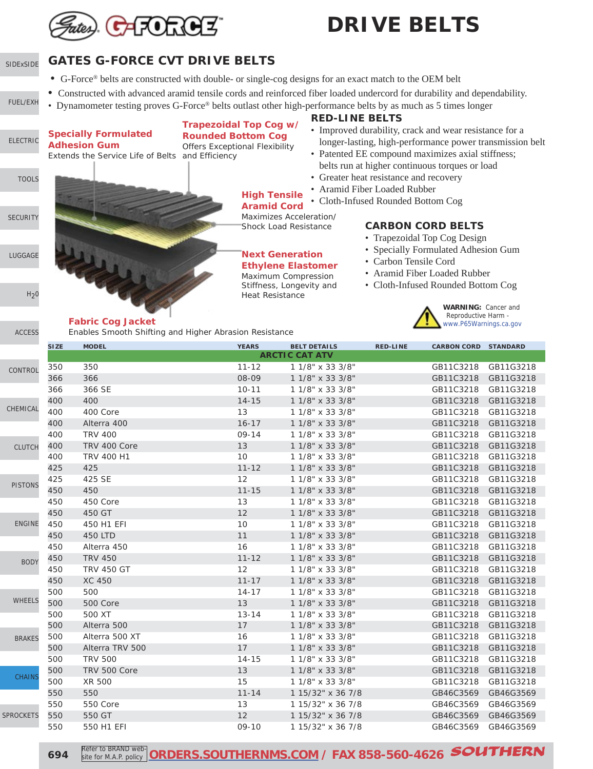# DRIVE BELTS

## GATES G-FORCE CVT DRIVE BELTS

- G-Force® belts are constructed with double- or single-cog designs for an exact match to the OEM belt
- Constructed with advanced aramid tensile cords and reinforced fiber loaded undercord for durability and dependability.
- Dynamometer testing proves G-Force® belts outlast other high-performance belts by as much as 5 times longer

**Specially Formulated Adhesion Gum**
Extends the Service Life of Belts

**Trapezoidal Top Cog w/ Rounded Bottom Cog**
Offers Exceptional Flexibility and Efficiency

**High Tensile Aramid Cord**
Maximizes Acceleration/ Shock Load Resistance

**Next Generation Ethylene Elastomer**
Maximum Compression Stiffness, Longevity and Heat Resistance

**Fabric Cog Jacket**
Enables Smooth Shifting and Higher Abrasion Resistance

### RED-LINE BELTS

- Improved durability, crack and wear resistance for a longer-lasting, high-performance power transmission belt
- Patented EE compound maximizes axial stiffness; belts run at higher continuous torques or load
- Greater heat resistance and recovery
- Aramid Fiber Loaded Rubber
- Cloth-Infused Rounded Bottom Cog

### CARBON CORD BELTS

- Trapezoidal Top Cog Design
- Specially Formulated Adhesion Gum
- Carbon Tensile Cord
- Aramid Fiber Loaded Rubber
- Cloth-Infused Rounded Bottom Cog

**WARNING:** Cancer and Reproductive Harm - www.P65Warnings.ca.gov

| SIZE | MODEL | YEARS | BELT DETAILS | RED-LINE | CARBON CORD | STANDARD |
|---|---|---|---|---|---|---|
| | | | **ARCTIC CAT ATV** | | | |
| 350 | 350 | 11-12 | 1 1/8" x 33 3/8" | | GB11C3218 | GB11G3218 |
| 366 | 366 | 08-09 | 1 1/8" x 33 3/8" | | GB11C3218 | GB11G3218 |
| 366 | 366 SE | 10-11 | 1 1/8" x 33 3/8" | | GB11C3218 | GB11G3218 |
| 400 | 400 | 14-15 | 1 1/8" x 33 3/8" | | GB11C3218 | GB11G3218 |
| 400 | 400 Core | 13 | 1 1/8" x 33 3/8" | | GB11C3218 | GB11G3218 |
| 400 | Alterra 400 | 16-17 | 1 1/8" x 33 3/8" | | GB11C3218 | GB11G3218 |
| 400 | TRV 400 | 09-14 | 1 1/8" x 33 3/8" | | GB11C3218 | GB11G3218 |
| 400 | TRV 400 Core | 13 | 1 1/8" x 33 3/8" | | GB11C3218 | GB11G3218 |
| 400 | TRV 400 H1 | 10 | 1 1/8" x 33 3/8" | | GB11C3218 | GB11G3218 |
| 425 | 425 | 11-12 | 1 1/8" x 33 3/8" | | GB11C3218 | GB11G3218 |
| 425 | 425 SE | 12 | 1 1/8" x 33 3/8" | | GB11C3218 | GB11G3218 |
| 450 | 450 | 11-15 | 1 1/8" x 33 3/8" | | GB11C3218 | GB11G3218 |
| 450 | 450 Core | 13 | 1 1/8" x 33 3/8" | | GB11C3218 | GB11G3218 |
| 450 | 450 GT | 12 | 1 1/8" x 33 3/8" | | GB11C3218 | GB11G3218 |
| 450 | 450 H1 EFI | 10 | 1 1/8" x 33 3/8" | | GB11C3218 | GB11G3218 |
| 450 | 450 LTD | 11 | 1 1/8" x 33 3/8" | | GB11C3218 | GB11G3218 |
| 450 | Alterra 450 | 16 | 1 1/8" x 33 3/8" | | GB11C3218 | GB11G3218 |
| 450 | TRV 450 | 11-12 | 1 1/8" x 33 3/8" | | GB11C3218 | GB11G3218 |
| 450 | TRV 450 GT | 12 | 1 1/8" x 33 3/8" | | GB11C3218 | GB11G3218 |
| 450 | XC 450 | 11-17 | 1 1/8" x 33 3/8" | | GB11C3218 | GB11G3218 |
| 500 | 500 | 14-17 | 1 1/8" x 33 3/8" | | GB11C3218 | GB11G3218 |
| 500 | 500 Core | 13 | 1 1/8" x 33 3/8" | | GB11C3218 | GB11G3218 |
| 500 | 500 XT | 13-14 | 1 1/8" x 33 3/8" | | GB11C3218 | GB11G3218 |
| 500 | Alterra 500 | 17 | 1 1/8" x 33 3/8" | | GB11C3218 | GB11G3218 |
| 500 | Alterra 500 XT | 16 | 1 1/8" x 33 3/8" | | GB11C3218 | GB11G3218 |
| 500 | Alterra TRV 500 | 17 | 1 1/8" x 33 3/8" | | GB11C3218 | GB11G3218 |
| 500 | TRV 500 | 14-15 | 1 1/8" x 33 3/8" | | GB11C3218 | GB11G3218 |
| 500 | TRV 500 Core | 13 | 1 1/8" x 33 3/8" | | GB11C3218 | GB11G3218 |
| 500 | XR 500 | 15 | 1 1/8" x 33 3/8" | | GB11C3218 | GB11G3218 |
| 550 | 550 | 11-14 | 1 15/32" x 36 7/8 | | GB46C3569 | GB46G3569 |
| 550 | 550 Core | 13 | 1 15/32" x 36 7/8 | | GB46C3569 | GB46G3569 |
| 550 | 550 GT | 12 | 1 15/32" x 36 7/8 | | GB46C3569 | GB46G3569 |
| 550 | 550 H1 EFI | 09-10 | 1 15/32" x 36 7/8 | | GB46C3569 | GB46G3569 |

Refer to BRAND web-site for M.A.P. policy **ORDERS.SOUTHERNMS.COM / FAX 858-560-4626**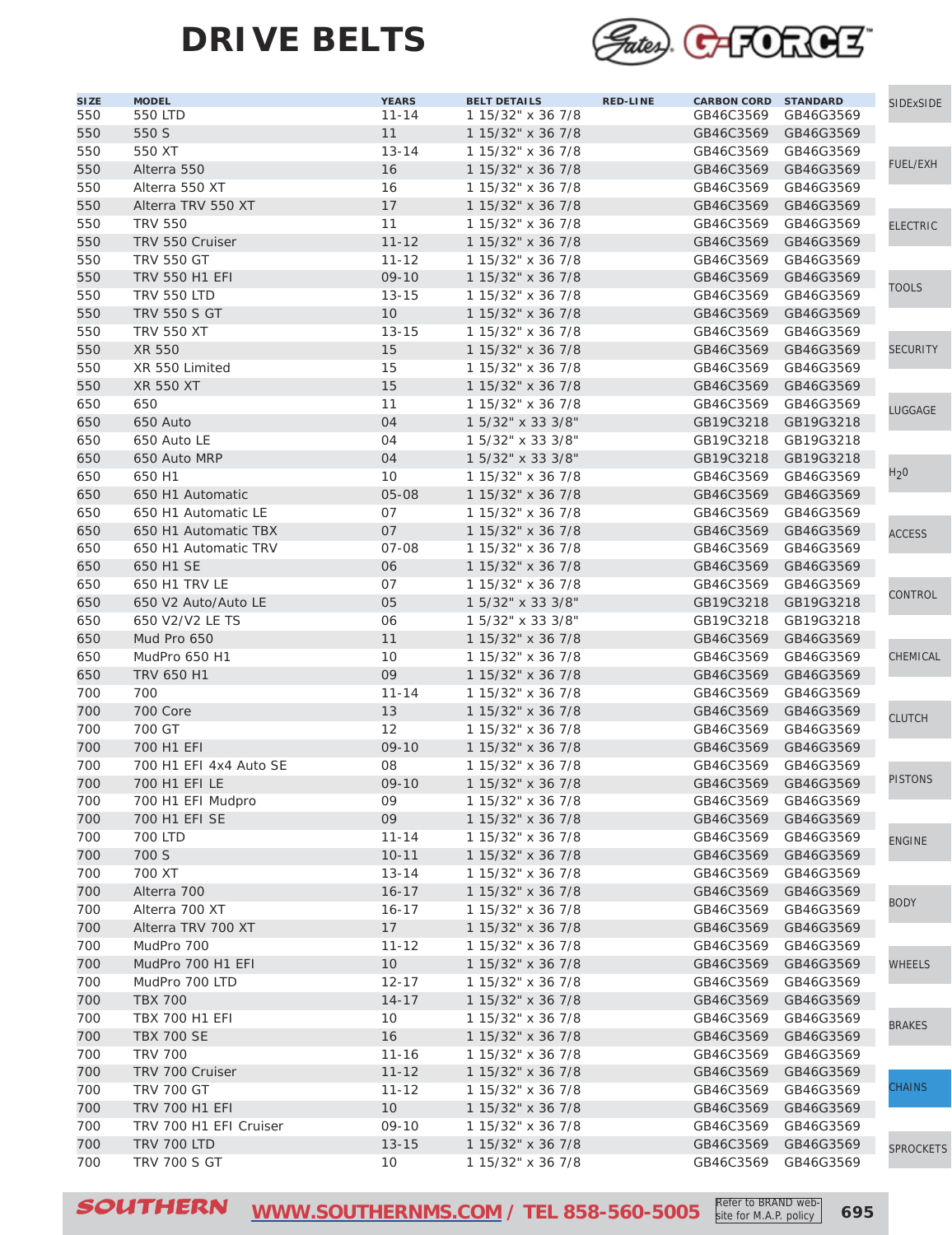# DRIVE BELTS

| SIZE | MODEL | YEARS | BELT DETAILS | RED-LINE | CARBON CORD | STANDARD |
|---|---|---|---|---|---|---|
| 550 | 550 LTD | 11-14 | 1 15/32" x 36 7/8 | | GB46C3569 | GB46G3569 |
| 550 | 550 S | 11 | 1 15/32" x 36 7/8 | | GB46C3569 | GB46G3569 |
| 550 | 550 XT | 13-14 | 1 15/32" x 36 7/8 | | GB46C3569 | GB46G3569 |
| 550 | Alterra 550 | 16 | 1 15/32" x 36 7/8 | | GB46C3569 | GB46G3569 |
| 550 | Alterra 550 XT | 16 | 1 15/32" x 36 7/8 | | GB46C3569 | GB46G3569 |
| 550 | Alterra TRV 550 XT | 17 | 1 15/32" x 36 7/8 | | GB46C3569 | GB46G3569 |
| 550 | TRV 550 | 11 | 1 15/32" x 36 7/8 | | GB46C3569 | GB46G3569 |
| 550 | TRV 550 Cruiser | 11-12 | 1 15/32" x 36 7/8 | | GB46C3569 | GB46G3569 |
| 550 | TRV 550 GT | 11-12 | 1 15/32" x 36 7/8 | | GB46C3569 | GB46G3569 |
| 550 | TRV 550 H1 EFI | 09-10 | 1 15/32" x 36 7/8 | | GB46C3569 | GB46G3569 |
| 550 | TRV 550 LTD | 13-15 | 1 15/32" x 36 7/8 | | GB46C3569 | GB46G3569 |
| 550 | TRV 550 S GT | 10 | 1 15/32" x 36 7/8 | | GB46C3569 | GB46G3569 |
| 550 | TRV 550 XT | 13-15 | 1 15/32" x 36 7/8 | | GB46C3569 | GB46G3569 |
| 550 | XR 550 | 15 | 1 15/32" x 36 7/8 | | GB46C3569 | GB46G3569 |
| 550 | XR 550 Limited | 15 | 1 15/32" x 36 7/8 | | GB46C3569 | GB46G3569 |
| 550 | XR 550 XT | 15 | 1 15/32" x 36 7/8 | | GB46C3569 | GB46G3569 |
| 650 | 650 | 11 | 1 15/32" x 36 7/8 | | GB46C3569 | GB46G3569 |
| 650 | 650 Auto | 04 | 1 5/32" x 33 3/8" | | GB19C3218 | GB19G3218 |
| 650 | 650 Auto LE | 04 | 1 5/32" x 33 3/8" | | GB19C3218 | GB19G3218 |
| 650 | 650 Auto MRP | 04 | 1 5/32" x 33 3/8" | | GB19C3218 | GB19G3218 |
| 650 | 650 H1 | 10 | 1 15/32" x 36 7/8 | | GB46C3569 | GB46G3569 |
| 650 | 650 H1 Automatic | 05-08 | 1 15/32" x 36 7/8 | | GB46C3569 | GB46G3569 |
| 650 | 650 H1 Automatic LE | 07 | 1 15/32" x 36 7/8 | | GB46C3569 | GB46G3569 |
| 650 | 650 H1 Automatic TBX | 07 | 1 15/32" x 36 7/8 | | GB46C3569 | GB46G3569 |
| 650 | 650 H1 Automatic TRV | 07-08 | 1 15/32" x 36 7/8 | | GB46C3569 | GB46G3569 |
| 650 | 650 H1 SE | 06 | 1 15/32" x 36 7/8 | | GB46C3569 | GB46G3569 |
| 650 | 650 H1 TRV LE | 07 | 1 15/32" x 36 7/8 | | GB46C3569 | GB46G3569 |
| 650 | 650 V2 Auto/Auto LE | 05 | 1 5/32" x 33 3/8" | | GB19C3218 | GB19G3218 |
| 650 | 650 V2/V2 LE TS | 06 | 1 5/32" x 33 3/8" | | GB19C3218 | GB19G3218 |
| 650 | Mud Pro 650 | 11 | 1 15/32" x 36 7/8 | | GB46C3569 | GB46G3569 |
| 650 | MudPro 650 H1 | 10 | 1 15/32" x 36 7/8 | | GB46C3569 | GB46G3569 |
| 650 | TRV 650 H1 | 09 | 1 15/32" x 36 7/8 | | GB46C3569 | GB46G3569 |
| 700 | 700 | 11-14 | 1 15/32" x 36 7/8 | | GB46C3569 | GB46G3569 |
| 700 | 700 Core | 13 | 1 15/32" x 36 7/8 | | GB46C3569 | GB46G3569 |
| 700 | 700 GT | 12 | 1 15/32" x 36 7/8 | | GB46C3569 | GB46G3569 |
| 700 | 700 H1 EFI | 09-10 | 1 15/32" x 36 7/8 | | GB46C3569 | GB46G3569 |
| 700 | 700 H1 EFI 4x4 Auto SE | 08 | 1 15/32" x 36 7/8 | | GB46C3569 | GB46G3569 |
| 700 | 700 H1 EFI LE | 09-10 | 1 15/32" x 36 7/8 | | GB46C3569 | GB46G3569 |
| 700 | 700 H1 EFI Mudpro | 09 | 1 15/32" x 36 7/8 | | GB46C3569 | GB46G3569 |
| 700 | 700 H1 EFI SE | 09 | 1 15/32" x 36 7/8 | | GB46C3569 | GB46G3569 |
| 700 | 700 LTD | 11-14 | 1 15/32" x 36 7/8 | | GB46C3569 | GB46G3569 |
| 700 | 700 S | 10-11 | 1 15/32" x 36 7/8 | | GB46C3569 | GB46G3569 |
| 700 | 700 XT | 13-14 | 1 15/32" x 36 7/8 | | GB46C3569 | GB46G3569 |
| 700 | Alterra 700 | 16-17 | 1 15/32" x 36 7/8 | | GB46C3569 | GB46G3569 |
| 700 | Alterra 700 XT | 16-17 | 1 15/32" x 36 7/8 | | GB46C3569 | GB46G3569 |
| 700 | Alterra TRV 700 XT | 17 | 1 15/32" x 36 7/8 | | GB46C3569 | GB46G3569 |
| 700 | MudPro 700 | 11-12 | 1 15/32" x 36 7/8 | | GB46C3569 | GB46G3569 |
| 700 | MudPro 700 H1 EFI | 10 | 1 15/32" x 36 7/8 | | GB46C3569 | GB46G3569 |
| 700 | MudPro 700 LTD | 12-17 | 1 15/32" x 36 7/8 | | GB46C3569 | GB46G3569 |
| 700 | TBX 700 | 14-17 | 1 15/32" x 36 7/8 | | GB46C3569 | GB46G3569 |
| 700 | TBX 700 H1 EFI | 10 | 1 15/32" x 36 7/8 | | GB46C3569 | GB46G3569 |
| 700 | TBX 700 SE | 16 | 1 15/32" x 36 7/8 | | GB46C3569 | GB46G3569 |
| 700 | TRV 700 | 11-16 | 1 15/32" x 36 7/8 | | GB46C3569 | GB46G3569 |
| 700 | TRV 700 Cruiser | 11-12 | 1 15/32" x 36 7/8 | | GB46C3569 | GB46G3569 |
| 700 | TRV 700 GT | 11-12 | 1 15/32" x 36 7/8 | | GB46C3569 | GB46G3569 |
| 700 | TRV 700 H1 EFI | 10 | 1 15/32" x 36 7/8 | | GB46C3569 | GB46G3569 |
| 700 | TRV 700 H1 EFI Cruiser | 09-10 | 1 15/32" x 36 7/8 | | GB46C3569 | GB46G3569 |
| 700 | TRV 700 LTD | 13-15 | 1 15/32" x 36 7/8 | | GB46C3569 | GB46G3569 |
| 700 | TRV 700 S GT | 10 | 1 15/32" x 36 7/8 | | GB46C3569 | GB46G3569 |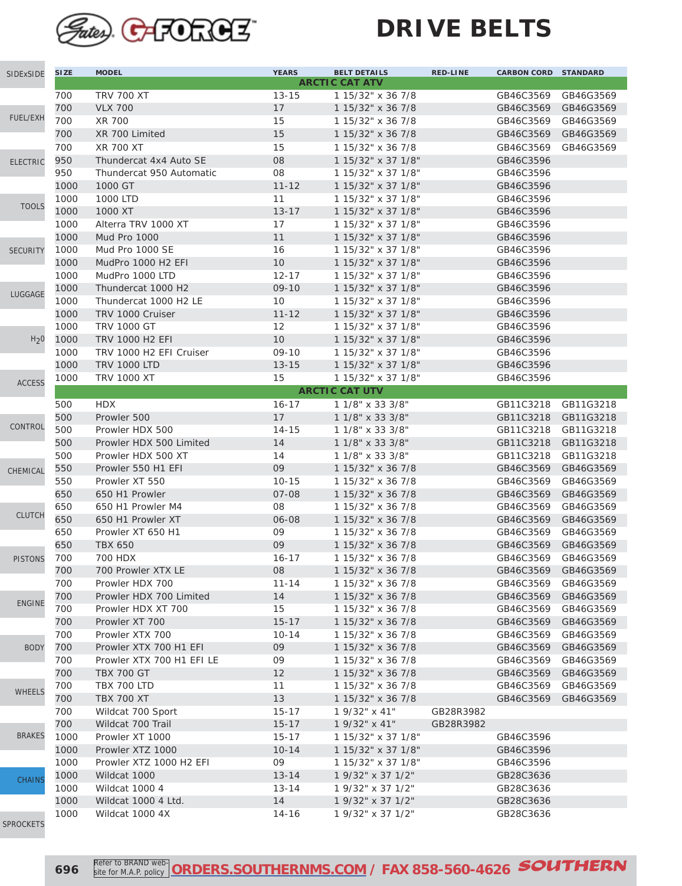# Gates G-FORCE

# DRIVE BELTS

| SIZE | MODEL | YEARS | BELT DETAILS | RED-LINE | CARBON CORD | STANDARD |
|---|---|---|---|---|---|---|
| | | | **ARCTIC CAT ATV** | | | |
| 700 | TRV 700 XT | 13-15 | 1 15/32" x 36 7/8 | | GB46C3569 | GB46G3569 |
| 700 | VLX 700 | 17 | 1 15/32" x 36 7/8 | | GB46C3569 | GB46G3569 |
| 700 | XR 700 | 15 | 1 15/32" x 36 7/8 | | GB46C3569 | GB46G3569 |
| 700 | XR 700 Limited | 15 | 1 15/32" x 36 7/8 | | GB46C3569 | GB46G3569 |
| 700 | XR 700 XT | 15 | 1 15/32" x 36 7/8 | | GB46C3569 | GB46G3569 |
| 950 | Thundercat 4x4 Auto SE | 08 | 1 15/32" x 37 1/8" | | GB46C3596 | |
| 950 | Thundercat 950 Automatic | 08 | 1 15/32" x 37 1/8" | | GB46C3596 | |
| 1000 | 1000 GT | 11-12 | 1 15/32" x 37 1/8" | | GB46C3596 | |
| 1000 | 1000 LTD | 11 | 1 15/32" x 37 1/8" | | GB46C3596 | |
| 1000 | 1000 XT | 13-17 | 1 15/32" x 37 1/8" | | GB46C3596 | |
| 1000 | Alterra TRV 1000 XT | 17 | 1 15/32" x 37 1/8" | | GB46C3596 | |
| 1000 | Mud Pro 1000 | 11 | 1 15/32" x 37 1/8" | | GB46C3596 | |
| 1000 | Mud Pro 1000 SE | 16 | 1 15/32" x 37 1/8" | | GB46C3596 | |
| 1000 | MudPro 1000 H2 EFI | 10 | 1 15/32" x 37 1/8" | | GB46C3596 | |
| 1000 | MudPro 1000 LTD | 12-17 | 1 15/32" x 37 1/8" | | GB46C3596 | |
| 1000 | Thundercat 1000 H2 | 09-10 | 1 15/32" x 37 1/8" | | GB46C3596 | |
| 1000 | Thundercat 1000 H2 LE | 10 | 1 15/32" x 37 1/8" | | GB46C3596 | |
| 1000 | TRV 1000 Cruiser | 11-12 | 1 15/32" x 37 1/8" | | GB46C3596 | |
| 1000 | TRV 1000 GT | 12 | 1 15/32" x 37 1/8" | | GB46C3596 | |
| 1000 | TRV 1000 H2 EFI | 10 | 1 15/32" x 37 1/8" | | GB46C3596 | |
| 1000 | TRV 1000 H2 EFI Cruiser | 09-10 | 1 15/32" x 37 1/8" | | GB46C3596 | |
| 1000 | TRV 1000 LTD | 13-15 | 1 15/32" x 37 1/8" | | GB46C3596 | |
| 1000 | TRV 1000 XT | 15 | 1 15/32" x 37 1/8" | | GB46C3596 | |
| | | | **ARCTIC CAT UTV** | | | |
| 500 | HDX | 16-17 | 1 1/8" x 33 3/8" | | GB11C3218 | GB11G3218 |
| 500 | Prowler 500 | 17 | 1 1/8" x 33 3/8" | | GB11C3218 | GB11G3218 |
| 500 | Prowler HDX 500 | 14-15 | 1 1/8" x 33 3/8" | | GB11C3218 | GB11G3218 |
| 500 | Prowler HDX 500 Limited | 14 | 1 1/8" x 33 3/8" | | GB11C3218 | GB11G3218 |
| 500 | Prowler HDX 500 XT | 14 | 1 1/8" x 33 3/8" | | GB11C3218 | GB11G3218 |
| 550 | Prowler 550 H1 EFI | 09 | 1 15/32" x 36 7/8 | | GB46C3569 | GB46G3569 |
| 550 | Prowler XT 550 | 10-15 | 1 15/32" x 36 7/8 | | GB46C3569 | GB46G3569 |
| 650 | 650 H1 Prowler | 07-08 | 1 15/32" x 36 7/8 | | GB46C3569 | GB46G3569 |
| 650 | 650 H1 Prowler M4 | 08 | 1 15/32" x 36 7/8 | | GB46C3569 | GB46G3569 |
| 650 | 650 H1 Prowler XT | 06-08 | 1 15/32" x 36 7/8 | | GB46C3569 | GB46G3569 |
| 650 | Prowler XT 650 H1 | 09 | 1 15/32" x 36 7/8 | | GB46C3569 | GB46G3569 |
| 650 | TBX 650 | 09 | 1 15/32" x 36 7/8 | | GB46C3569 | GB46G3569 |
| 700 | 700 HDX | 16-17 | 1 15/32" x 36 7/8 | | GB46C3569 | GB46G3569 |
| 700 | 700 Prowler XTX LE | 08 | 1 15/32" x 36 7/8 | | GB46C3569 | GB46G3569 |
| 700 | Prowler HDX 700 | 11-14 | 1 15/32" x 36 7/8 | | GB46C3569 | GB46G3569 |
| 700 | Prowler HDX 700 Limited | 14 | 1 15/32" x 36 7/8 | | GB46C3569 | GB46G3569 |
| 700 | Prowler HDX XT 700 | 15 | 1 15/32" x 36 7/8 | | GB46C3569 | GB46G3569 |
| 700 | Prowler XT 700 | 15-17 | 1 15/32" x 36 7/8 | | GB46C3569 | GB46G3569 |
| 700 | Prowler XTX 700 | 10-14 | 1 15/32" x 36 7/8 | | GB46C3569 | GB46G3569 |
| 700 | Prowler XTX 700 H1 EFI | 09 | 1 15/32" x 36 7/8 | | GB46C3569 | GB46G3569 |
| 700 | Prowler XTX 700 H1 EFI LE | 09 | 1 15/32" x 36 7/8 | | GB46C3569 | GB46G3569 |
| 700 | TBX 700 GT | 12 | 1 15/32" x 36 7/8 | | GB46C3569 | GB46G3569 |
| 700 | TBX 700 LTD | 11 | 1 15/32" x 36 7/8 | | GB46C3569 | GB46G3569 |
| 700 | TBX 700 XT | 13 | 1 15/32" x 36 7/8 | | GB46C3569 | GB46G3569 |
| 700 | Wildcat 700 Sport | 15-17 | 1 9/32" x 41" | GB28R3982 | | |
| 700 | Wildcat 700 Trail | 15-17 | 1 9/32" x 41" | GB28R3982 | | |
| 1000 | Prowler XT 1000 | 15-17 | 1 15/32" x 37 1/8" | | GB46C3596 | |
| 1000 | Prowler XTZ 1000 | 10-14 | 1 15/32" x 37 1/8" | | GB46C3596 | |
| 1000 | Prowler XTZ 1000 H2 EFI | 09 | 1 15/32" x 37 1/8" | | GB46C3596 | |
| 1000 | Wildcat 1000 | 13-14 | 1 9/32" x 37 1/2" | | GB28C3636 | |
| 1000 | Wildcat 1000 4 | 13-14 | 1 9/32" x 37 1/2" | | GB28C3636 | |
| 1000 | Wildcat 1000 4 Ltd. | 14 | 1 9/32" x 37 1/2" | | GB28C3636 | |
| 1000 | Wildcat 1000 4X | 14-16 | 1 9/32" x 37 1/2" | | GB28C3636 | |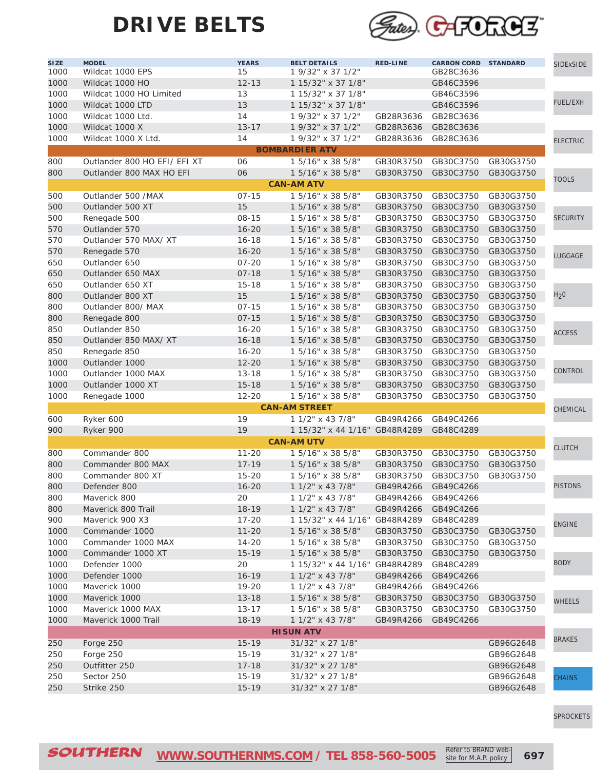# DRIVE BELTS

| SIZE | MODEL | YEARS | BELT DETAILS | RED-LINE | CARBON CORD | STANDARD |
|---|---|---|---|---|---|---|
| 1000 | Wildcat 1000 EPS | 15 | 1 9/32" x 37 1/2" | | GB28C3636 | |
| 1000 | Wildcat 1000 HO | 12-13 | 1 15/32" x 37 1/8" | | GB46C3596 | |
| 1000 | Wildcat 1000 HO Limited | 13 | 1 15/32" x 37 1/8" | | GB46C3596 | |
| 1000 | Wildcat 1000 LTD | 13 | 1 15/32" x 37 1/8" | | GB46C3596 | |
| 1000 | Wildcat 1000 Ltd. | 14 | 1 9/32" x 37 1/2" | GB28R3636 | GB28C3636 | |
| 1000 | Wildcat 1000 X | 13-17 | 1 9/32" x 37 1/2" | GB28R3636 | GB28C3636 | |
| 1000 | Wildcat 1000 X Ltd. | 14 | 1 9/32" x 37 1/2" | GB28R3636 | GB28C3636 | |
| | | | **BOMBARDIER ATV** | | | |
| 800 | Outlander 800 HO EFI/ EFI XT | 06 | 1 5/16" x 38 5/8" | GB30R3750 | GB30C3750 | GB30G3750 |
| 800 | Outlander 800 MAX HO EFI | 06 | 1 5/16" x 38 5/8" | GB30R3750 | GB30C3750 | GB30G3750 |
| | | | **CAN-AM ATV** | | | |
| 500 | Outlander 500 /MAX | 07-15 | 1 5/16" x 38 5/8" | GB30R3750 | GB30C3750 | GB30G3750 |
| 500 | Outlander 500 XT | 15 | 1 5/16" x 38 5/8" | GB30R3750 | GB30C3750 | GB30G3750 |
| 500 | Renegade 500 | 08-15 | 1 5/16" x 38 5/8" | GB30R3750 | GB30C3750 | GB30G3750 |
| 570 | Outlander 570 | 16-20 | 1 5/16" x 38 5/8" | GB30R3750 | GB30C3750 | GB30G3750 |
| 570 | Outlander 570 MAX/ XT | 16-18 | 1 5/16" x 38 5/8" | GB30R3750 | GB30C3750 | GB30G3750 |
| 570 | Renegade 570 | 16-20 | 1 5/16" x 38 5/8" | GB30R3750 | GB30C3750 | GB30G3750 |
| 650 | Outlander 650 | 07-20 | 1 5/16" x 38 5/8" | GB30R3750 | GB30C3750 | GB30G3750 |
| 650 | Outlander 650 MAX | 07-18 | 1 5/16" x 38 5/8" | GB30R3750 | GB30C3750 | GB30G3750 |
| 650 | Outlander 650 XT | 15-18 | 1 5/16" x 38 5/8" | GB30R3750 | GB30C3750 | GB30G3750 |
| 800 | Outlander 800 XT | 15 | 1 5/16" x 38 5/8" | GB30R3750 | GB30C3750 | GB30G3750 |
| 800 | Outlander 800/ MAX | 07-15 | 1 5/16" x 38 5/8" | GB30R3750 | GB30C3750 | GB30G3750 |
| 800 | Renegade 800 | 07-15 | 1 5/16" x 38 5/8" | GB30R3750 | GB30C3750 | GB30G3750 |
| 850 | Outlander 850 | 16-20 | 1 5/16" x 38 5/8" | GB30R3750 | GB30C3750 | GB30G3750 |
| 850 | Outlander 850 MAX/ XT | 16-18 | 1 5/16" x 38 5/8" | GB30R3750 | GB30C3750 | GB30G3750 |
| 850 | Renegade 850 | 16-20 | 1 5/16" x 38 5/8" | GB30R3750 | GB30C3750 | GB30G3750 |
| 1000 | Outlander 1000 | 12-20 | 1 5/16" x 38 5/8" | GB30R3750 | GB30C3750 | GB30G3750 |
| 1000 | Outlander 1000 MAX | 13-18 | 1 5/16" x 38 5/8" | GB30R3750 | GB30C3750 | GB30G3750 |
| 1000 | Outlander 1000 XT | 15-18 | 1 5/16" x 38 5/8" | GB30R3750 | GB30C3750 | GB30G3750 |
| 1000 | Renegade 1000 | 12-20 | 1 5/16" x 38 5/8" | GB30R3750 | GB30C3750 | GB30G3750 |
| | | | **CAN-AM STREET** | | | |
| 600 | Ryker 600 | 19 | 1 1/2" x 43 7/8" | GB49R4266 | GB49C4266 | |
| 900 | Ryker 900 | 19 | 1 15/32" x 44 1/16" | GB48R4289 | GB48C4289 | |
| | | | **CAN-AM UTV** | | | |
| 800 | Commander 800 | 11-20 | 1 5/16" x 38 5/8" | GB30R3750 | GB30C3750 | GB30G3750 |
| 800 | Commander 800 MAX | 17-19 | 1 5/16" x 38 5/8" | GB30R3750 | GB30C3750 | GB30G3750 |
| 800 | Commander 800 XT | 15-20 | 1 5/16" x 38 5/8" | GB30R3750 | GB30C3750 | GB30G3750 |
| 800 | Defender 800 | 16-20 | 1 1/2" x 43 7/8" | GB49R4266 | GB49C4266 | |
| 800 | Maverick 800 | 20 | 1 1/2" x 43 7/8" | GB49R4266 | GB49C4266 | |
| 800 | Maverick 800 Trail | 18-19 | 1 1/2" x 43 7/8" | GB49R4266 | GB49C4266 | |
| 900 | Maverick 900 X3 | 17-20 | 1 15/32" x 44 1/16" | GB48R4289 | GB48C4289 | |
| 1000 | Commander 1000 | 11-20 | 1 5/16" x 38 5/8" | GB30R3750 | GB30C3750 | GB30G3750 |
| 1000 | Commander 1000 MAX | 14-20 | 1 5/16" x 38 5/8" | GB30R3750 | GB30C3750 | GB30G3750 |
| 1000 | Commander 1000 XT | 15-19 | 1 5/16" x 38 5/8" | GB30R3750 | GB30C3750 | GB30G3750 |
| 1000 | Defender 1000 | 20 | 1 15/32" x 44 1/16" | GB48R4289 | GB48C4289 | |
| 1000 | Defender 1000 | 16-19 | 1 1/2" x 43 7/8" | GB49R4266 | GB49C4266 | |
| 1000 | Maverick 1000 | 19-20 | 1 1/2" x 43 7/8" | GB49R4266 | GB49C4266 | |
| 1000 | Maverick 1000 | 13-18 | 1 5/16" x 38 5/8" | GB30R3750 | GB30C3750 | GB30G3750 |
| 1000 | Maverick 1000 MAX | 13-17 | 1 5/16" x 38 5/8" | GB30R3750 | GB30C3750 | GB30G3750 |
| 1000 | Maverick 1000 Trail | 18-19 | 1 1/2" x 43 7/8" | GB49R4266 | GB49C4266 | |
| | | | **HISUN ATV** | | | |
| 250 | Forge 250 | 15-19 | 31/32" x 27 1/8" | | | GB96G2648 |
| 250 | Forge 250 | 15-19 | 31/32" x 27 1/8" | | | GB96G2648 |
| 250 | Outfitter 250 | 17-18 | 31/32" x 27 1/8" | | | GB96G2648 |
| 250 | Sector 250 | 15-19 | 31/32" x 27 1/8" | | | GB96G2648 |
| 250 | Strike 250 | 15-19 | 31/32" x 27 1/8" | | | GB96G2648 |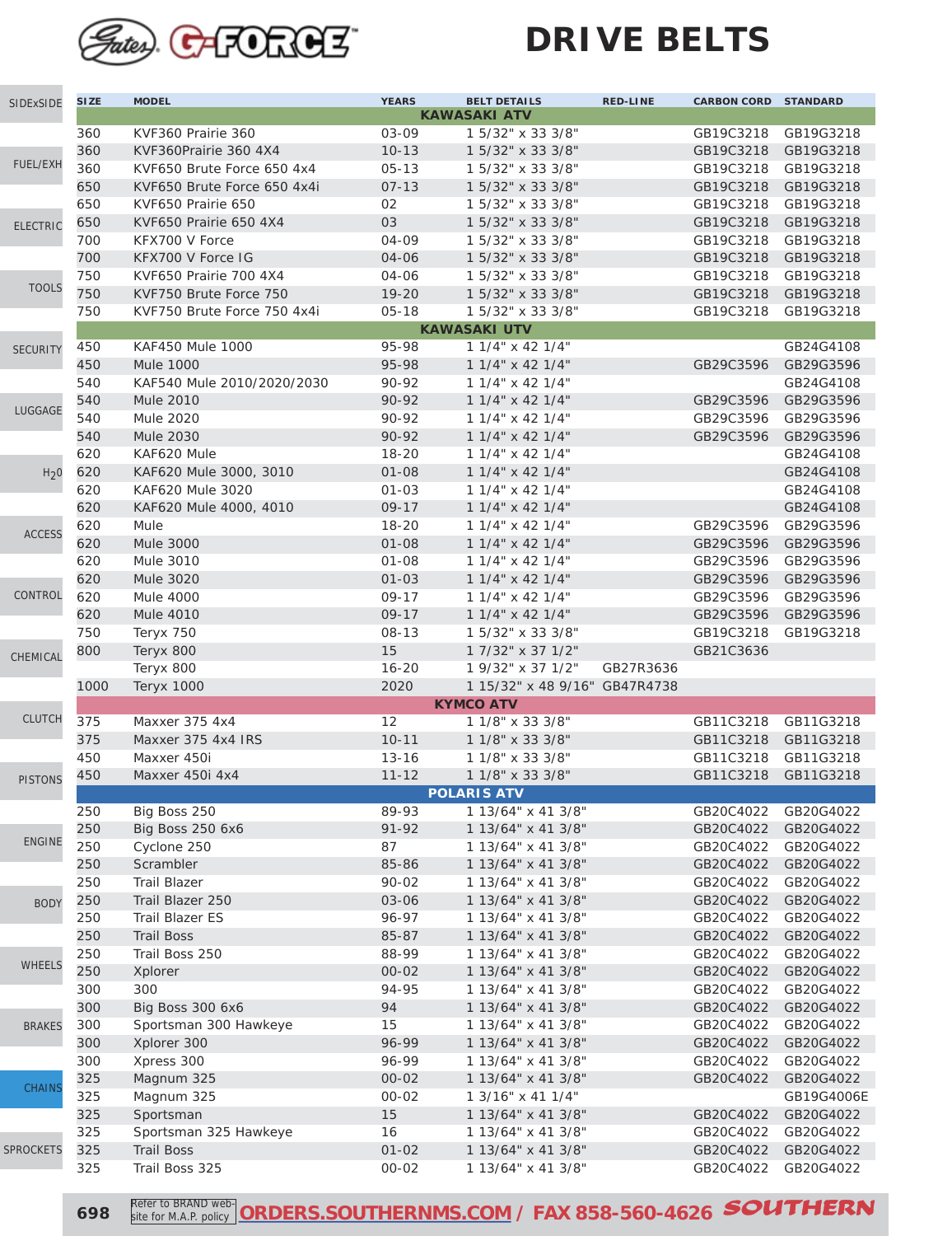# Gates G-FORCE DRIVE BELTS

| SIZE | MODEL | YEARS | BELT DETAILS | RED-LINE | CARBON CORD | STANDARD |
|---|---|---|---|---|---|---|
| **KAWASAKI ATV** | | | | | | |
| 360 | KVF360 Prairie 360 | 03-09 | 1 5/32" x 33 3/8" | | GB19C3218 | GB19G3218 |
| 360 | KVF360Prairie 360 4X4 | 10-13 | 1 5/32" x 33 3/8" | | GB19C3218 | GB19G3218 |
| 360 | KVF650 Brute Force 650 4x4 | 05-13 | 1 5/32" x 33 3/8" | | GB19C3218 | GB19G3218 |
| 650 | KVF650 Brute Force 650 4x4i | 07-13 | 1 5/32" x 33 3/8" | | GB19C3218 | GB19G3218 |
| 650 | KVF650 Prairie 650 | 02 | 1 5/32" x 33 3/8" | | GB19C3218 | GB19G3218 |
| 650 | KVF650 Prairie 650 4X4 | 03 | 1 5/32" x 33 3/8" | | GB19C3218 | GB19G3218 |
| 700 | KFX700 V Force | 04-09 | 1 5/32" x 33 3/8" | | GB19C3218 | GB19G3218 |
| 700 | KFX700 V Force IG | 04-06 | 1 5/32" x 33 3/8" | | GB19C3218 | GB19G3218 |
| 750 | KVF650 Prairie 700 4X4 | 04-06 | 1 5/32" x 33 3/8" | | GB19C3218 | GB19G3218 |
| 750 | KVF750 Brute Force 750 | 19-20 | 1 5/32" x 33 3/8" | | GB19C3218 | GB19G3218 |
| 750 | KVF750 Brute Force 750 4x4i | 05-18 | 1 5/32" x 33 3/8" | | GB19C3218 | GB19G3218 |
| **KAWASAKI UTV** | | | | | | |
| 450 | KAF450 Mule 1000 | 95-98 | 1 1/4" x 42 1/4" | | | GB24G4108 |
| 450 | Mule 1000 | 95-98 | 1 1/4" x 42 1/4" | | GB29C3596 | GB29G3596 |
| 540 | KAF540 Mule 2010/2020/2030 | 90-92 | 1 1/4" x 42 1/4" | | | GB24G4108 |
| 540 | Mule 2010 | 90-92 | 1 1/4" x 42 1/4" | | GB29C3596 | GB29G3596 |
| 540 | Mule 2020 | 90-92 | 1 1/4" x 42 1/4" | | GB29C3596 | GB29G3596 |
| 540 | Mule 2030 | 90-92 | 1 1/4" x 42 1/4" | | GB29C3596 | GB29G3596 |
| 620 | KAF620 Mule | 18-20 | 1 1/4" x 42 1/4" | | | GB24G4108 |
| 620 | KAF620 Mule 3000, 3010 | 01-08 | 1 1/4" x 42 1/4" | | | GB24G4108 |
| 620 | KAF620 Mule 3020 | 01-03 | 1 1/4" x 42 1/4" | | | GB24G4108 |
| 620 | KAF620 Mule 4000, 4010 | 09-17 | 1 1/4" x 42 1/4" | | | GB24G4108 |
| 620 | Mule | 18-20 | 1 1/4" x 42 1/4" | | GB29C3596 | GB29G3596 |
| 620 | Mule 3000 | 01-08 | 1 1/4" x 42 1/4" | | GB29C3596 | GB29G3596 |
| 620 | Mule 3010 | 01-08 | 1 1/4" x 42 1/4" | | GB29C3596 | GB29G3596 |
| 620 | Mule 3020 | 01-03 | 1 1/4" x 42 1/4" | | GB29C3596 | GB29G3596 |
| 620 | Mule 4000 | 09-17 | 1 1/4" x 42 1/4" | | GB29C3596 | GB29G3596 |
| 620 | Mule 4010 | 09-17 | 1 1/4" x 42 1/4" | | GB29C3596 | GB29G3596 |
| 750 | Teryx 750 | 08-13 | 1 5/32" x 33 3/8" | | GB19C3218 | GB19G3218 |
| 800 | Teryx 800 | 15 | 1 7/32" x 37 1/2" | | GB21C3636 | |
| | Teryx 800 | 16-20 | 1 9/32" x 37 1/2" | GB27R3636 | | |
| 1000 | Teryx 1000 | 2020 | 1 15/32" x 48 9/16" | GB47R4738 | | |
| **KYMCO ATV** | | | | | | |
| 375 | Maxxer 375 4x4 | 12 | 1 1/8" x 33 3/8" | | GB11C3218 | GB11G3218 |
| 375 | Maxxer 375 4x4 IRS | 10-11 | 1 1/8" x 33 3/8" | | GB11C3218 | GB11G3218 |
| 450 | Maxxer 450i | 13-16 | 1 1/8" x 33 3/8" | | GB11C3218 | GB11G3218 |
| 450 | Maxxer 450i 4x4 | 11-12 | 1 1/8" x 33 3/8" | | GB11C3218 | GB11G3218 |
| **POLARIS ATV** | | | | | | |
| 250 | Big Boss 250 | 89-93 | 1 13/64" x 41 3/8" | | GB20C4022 | GB20G4022 |
| 250 | Big Boss 250 6x6 | 91-92 | 1 13/64" x 41 3/8" | | GB20C4022 | GB20G4022 |
| 250 | Cyclone 250 | 87 | 1 13/64" x 41 3/8" | | GB20C4022 | GB20G4022 |
| 250 | Scrambler | 85-86 | 1 13/64" x 41 3/8" | | GB20C4022 | GB20G4022 |
| 250 | Trail Blazer | 90-02 | 1 13/64" x 41 3/8" | | GB20C4022 | GB20G4022 |
| 250 | Trail Blazer 250 | 03-06 | 1 13/64" x 41 3/8" | | GB20C4022 | GB20G4022 |
| 250 | Trail Blazer ES | 96-97 | 1 13/64" x 41 3/8" | | GB20C4022 | GB20G4022 |
| 250 | Trail Boss | 85-87 | 1 13/64" x 41 3/8" | | GB20C4022 | GB20G4022 |
| 250 | Trail Boss 250 | 88-99 | 1 13/64" x 41 3/8" | | GB20C4022 | GB20G4022 |
| 250 | Xplorer | 00-02 | 1 13/64" x 41 3/8" | | GB20C4022 | GB20G4022 |
| 300 | 300 | 94-95 | 1 13/64" x 41 3/8" | | GB20C4022 | GB20G4022 |
| 300 | Big Boss 300 6x6 | 94 | 1 13/64" x 41 3/8" | | GB20C4022 | GB20G4022 |
| 300 | Sportsman 300 Hawkeye | 15 | 1 13/64" x 41 3/8" | | GB20C4022 | GB20G4022 |
| 300 | Xplorer 300 | 96-99 | 1 13/64" x 41 3/8" | | GB20C4022 | GB20G4022 |
| 300 | Xpress 300 | 96-99 | 1 13/64" x 41 3/8" | | GB20C4022 | GB20G4022 |
| 325 | Magnum 325 | 00-02 | 1 13/64" x 41 3/8" | | GB20C4022 | GB20G4022 |
| 325 | Magnum 325 | 00-02 | 1 3/16" x 41 1/4" | | | GB19G4006E |
| 325 | Sportsman | 15 | 1 13/64" x 41 3/8" | | GB20C4022 | GB20G4022 |
| 325 | Sportsman 325 Hawkeye | 16 | 1 13/64" x 41 3/8" | | GB20C4022 | GB20G4022 |
| 325 | Trail Boss | 01-02 | 1 13/64" x 41 3/8" | | GB20C4022 | GB20G4022 |
| 325 | Trail Boss 325 | 00-02 | 1 13/64" x 41 3/8" | | GB20C4022 | GB20G4022 |

Refer to BRAND website for M.A.P. policy | ORDERS.SOUTHERNMS.COM / FAX 858-560-4626 SOUTHERN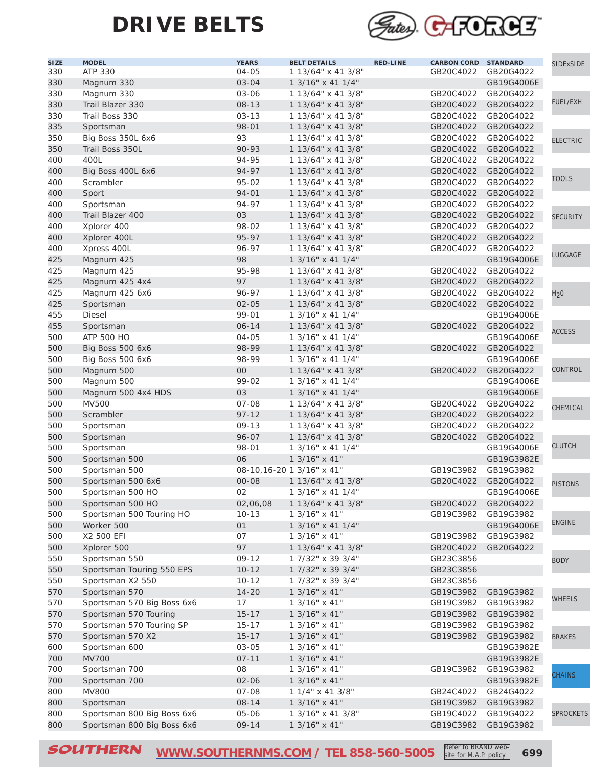# DRIVE BELTS

| SIZE | MODEL | YEARS | BELT DETAILS | RED-LINE | CARBON CORD | STANDARD |
|---|---|---|---|---|---|---|
| 330 | ATP 330 | 04-05 | 1 13/64" x 41 3/8" | | GB20C4022 | GB20G4022 |
| 330 | Magnum 330 | 03-04 | 1 3/16" x 41 1/4" | | | GB19G4006E |
| 330 | Magnum 330 | 03-06 | 1 13/64" x 41 3/8" | | GB20C4022 | GB20G4022 |
| 330 | Trail Blazer 330 | 08-13 | 1 13/64" x 41 3/8" | | GB20C4022 | GB20G4022 |
| 330 | Trail Boss 330 | 03-13 | 1 13/64" x 41 3/8" | | GB20C4022 | GB20G4022 |
| 335 | Sportsman | 98-01 | 1 13/64" x 41 3/8" | | GB20C4022 | GB20G4022 |
| 350 | Big Boss 350L 6x6 | 93 | 1 13/64" x 41 3/8" | | GB20C4022 | GB20G4022 |
| 350 | Trail Boss 350L | 90-93 | 1 13/64" x 41 3/8" | | GB20C4022 | GB20G4022 |
| 400 | 400L | 94-95 | 1 13/64" x 41 3/8" | | GB20C4022 | GB20G4022 |
| 400 | Big Boss 400L 6x6 | 94-97 | 1 13/64" x 41 3/8" | | GB20C4022 | GB20G4022 |
| 400 | Scrambler | 95-02 | 1 13/64" x 41 3/8" | | GB20C4022 | GB20G4022 |
| 400 | Sport | 94-01 | 1 13/64" x 41 3/8" | | GB20C4022 | GB20G4022 |
| 400 | Sportsman | 94-97 | 1 13/64" x 41 3/8" | | GB20C4022 | GB20G4022 |
| 400 | Trail Blazer 400 | 03 | 1 13/64" x 41 3/8" | | GB20C4022 | GB20G4022 |
| 400 | Xplorer 400 | 98-02 | 1 13/64" x 41 3/8" | | GB20C4022 | GB20G4022 |
| 400 | Xplorer 400L | 95-97 | 1 13/64" x 41 3/8" | | GB20C4022 | GB20G4022 |
| 400 | Xpress 400L | 96-97 | 1 13/64" x 41 3/8" | | GB20C4022 | GB20G4022 |
| 425 | Magnum 425 | 98 | 1 3/16" x 41 1/4" | | | GB19G4006E |
| 425 | Magnum 425 | 95-98 | 1 13/64" x 41 3/8" | | GB20C4022 | GB20G4022 |
| 425 | Magnum 425 4x4 | 97 | 1 13/64" x 41 3/8" | | GB20C4022 | GB20G4022 |
| 425 | Magnum 425 6x6 | 96-97 | 1 13/64" x 41 3/8" | | GB20C4022 | GB20G4022 |
| 425 | Sportsman | 02-05 | 1 13/64" x 41 3/8" | | GB20C4022 | GB20G4022 |
| 455 | Diesel | 99-01 | 1 3/16" x 41 1/4" | | | GB19G4006E |
| 455 | Sportsman | 06-14 | 1 13/64" x 41 3/8" | | GB20C4022 | GB20G4022 |
| 500 | ATP 500 HO | 04-05 | 1 3/16" x 41 1/4" | | | GB19G4006E |
| 500 | Big Boss 500 6x6 | 98-99 | 1 13/64" x 41 3/8" | | GB20C4022 | GB20G4022 |
| 500 | Big Boss 500 6x6 | 98-99 | 1 3/16" x 41 1/4" | | | GB19G4006E |
| 500 | Magnum 500 | 00 | 1 13/64" x 41 3/8" | | GB20C4022 | GB20G4022 |
| 500 | Magnum 500 | 99-02 | 1 3/16" x 41 1/4" | | | GB19G4006E |
| 500 | Magnum 500 4x4 HDS | 03 | 1 3/16" x 41 1/4" | | | GB19G4006E |
| 500 | MV500 | 07-08 | 1 13/64" x 41 3/8" | | GB20C4022 | GB20G4022 |
| 500 | Scrambler | 97-12 | 1 13/64" x 41 3/8" | | GB20C4022 | GB20G4022 |
| 500 | Sportsman | 09-13 | 1 13/64" x 41 3/8" | | GB20C4022 | GB20G4022 |
| 500 | Sportsman | 96-07 | 1 13/64" x 41 3/8" | | GB20C4022 | GB20G4022 |
| 500 | Sportsman | 98-01 | 1 3/16" x 41 1/4" | | | GB19G4006E |
| 500 | Sportsman 500 | 06 | 1 3/16" x 41" | | | GB19G3982E |
| 500 | Sportsman 500 | 08-10,16-20 | 1 3/16" x 41" | | GB19C3982 | GB19G3982 |
| 500 | Sportsman 500 6x6 | 00-08 | 1 13/64" x 41 3/8" | | GB20C4022 | GB20G4022 |
| 500 | Sportsman 500 HO | 02 | 1 3/16" x 41 1/4" | | | GB19G4006E |
| 500 | Sportsman 500 HO | 02,06,08 | 1 13/64" x 41 3/8" | | GB20C4022 | GB20G4022 |
| 500 | Sportsman 500 Touring HO | 10-13 | 1 3/16" x 41" | | GB19C3982 | GB19G3982 |
| 500 | Worker 500 | 01 | 1 3/16" x 41 1/4" | | | GB19G4006E |
| 500 | X2 500 EFI | 07 | 1 3/16" x 41" | | GB19C3982 | GB19G3982 |
| 500 | Xplorer 500 | 97 | 1 13/64" x 41 3/8" | | GB20C4022 | GB20G4022 |
| 550 | Sportsman 550 | 09-12 | 1 7/32" x 39 3/4" | | GB23C3856 | |
| 550 | Sportsman Touring 550 EPS | 10-12 | 1 7/32" x 39 3/4" | | GB23C3856 | |
| 550 | Sportsman X2 550 | 10-12 | 1 7/32" x 39 3/4" | | GB23C3856 | |
| 570 | Sportsman 570 | 14-20 | 1 3/16" x 41" | | GB19C3982 | GB19G3982 |
| 570 | Sportsman 570 Big Boss 6x6 | 17 | 1 3/16" x 41" | | GB19C3982 | GB19G3982 |
| 570 | Sportsman 570 Touring | 15-17 | 1 3/16" x 41" | | GB19C3982 | GB19G3982 |
| 570 | Sportsman 570 Touring SP | 15-17 | 1 3/16" x 41" | | GB19C3982 | GB19G3982 |
| 570 | Sportsman 570 X2 | 15-17 | 1 3/16" x 41" | | GB19C3982 | GB19G3982 |
| 600 | Sportsman 600 | 03-05 | 1 3/16" x 41" | | | GB19G3982E |
| 700 | MV700 | 07-11 | 1 3/16" x 41" | | | GB19G3982E |
| 700 | Sportsman 700 | 08 | 1 3/16" x 41" | | GB19C3982 | GB19G3982 |
| 700 | Sportsman 700 | 02-06 | 1 3/16" x 41" | | | GB19G3982E |
| 800 | MV800 | 07-08 | 1 1/4" x 41 3/8" | | GB24C4022 | GB24G4022 |
| 800 | Sportsman | 08-14 | 1 3/16" x 41" | | GB19C3982 | GB19G3982 |
| 800 | Sportsman 800 Big Boss 6x6 | 05-06 | 1 3/16" x 41 3/8" | | GB19C4022 | GB19G4022 |
| 800 | Sportsman 800 Big Boss 6x6 | 09-14 | 1 3/16" x 41" | | GB19C3982 | GB19G3982 |

Refer to BRAND website for M.A.P. policy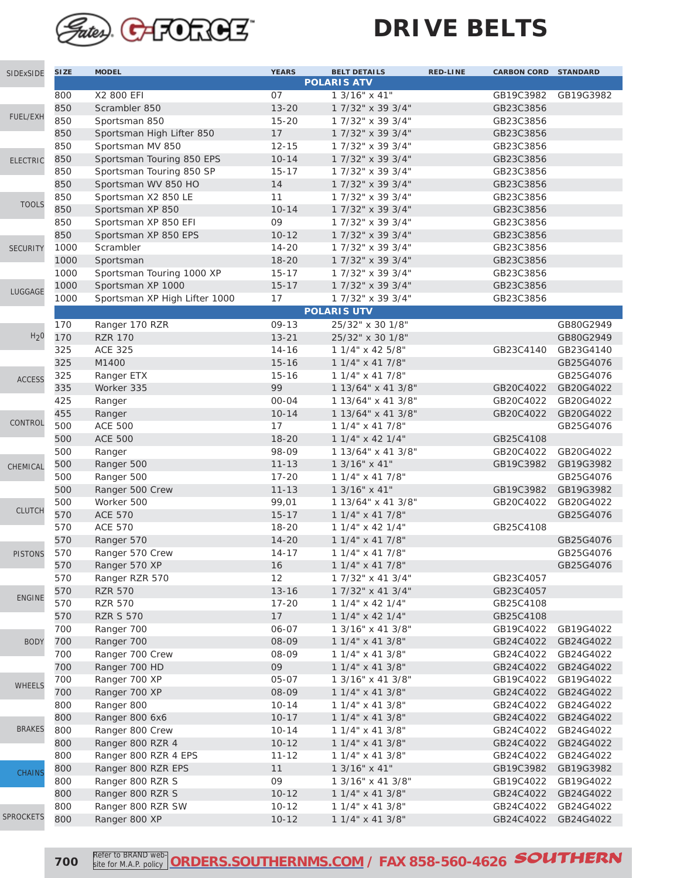# Gates G-FORCE

# DRIVE BELTS

| SIZE | MODEL | YEARS | BELT DETAILS | RED-LINE | CARBON CORD | STANDARD |
|---|---|---|---|---|---|---|
| | **POLARIS ATV** | | | | | |
| 800 | X2 800 EFI | 07 | 1 3/16" x 41" | | GB19C3982 | GB19G3982 |
| 850 | Scrambler 850 | 13-20 | 1 7/32" x 39 3/4" | | GB23C3856 | |
| 850 | Sportsman 850 | 15-20 | 1 7/32" x 39 3/4" | | GB23C3856 | |
| 850 | Sportsman High Lifter 850 | 17 | 1 7/32" x 39 3/4" | | GB23C3856 | |
| 850 | Sportsman MV 850 | 12-15 | 1 7/32" x 39 3/4" | | GB23C3856 | |
| 850 | Sportsman Touring 850 EPS | 10-14 | 1 7/32" x 39 3/4" | | GB23C3856 | |
| 850 | Sportsman Touring 850 SP | 15-17 | 1 7/32" x 39 3/4" | | GB23C3856 | |
| 850 | Sportsman WV 850 HO | 14 | 1 7/32" x 39 3/4" | | GB23C3856 | |
| 850 | Sportsman X2 850 LE | 11 | 1 7/32" x 39 3/4" | | GB23C3856 | |
| 850 | Sportsman XP 850 | 10-14 | 1 7/32" x 39 3/4" | | GB23C3856 | |
| 850 | Sportsman XP 850 EFI | 09 | 1 7/32" x 39 3/4" | | GB23C3856 | |
| 850 | Sportsman XP 850 EPS | 10-12 | 1 7/32" x 39 3/4" | | GB23C3856 | |
| 1000 | Scrambler | 14-20 | 1 7/32" x 39 3/4" | | GB23C3856 | |
| 1000 | Sportsman | 18-20 | 1 7/32" x 39 3/4" | | GB23C3856 | |
| 1000 | Sportsman Touring 1000 XP | 15-17 | 1 7/32" x 39 3/4" | | GB23C3856 | |
| 1000 | Sportsman XP 1000 | 15-17 | 1 7/32" x 39 3/4" | | GB23C3856 | |
| 1000 | Sportsman XP High Lifter 1000 | 17 | 1 7/32" x 39 3/4" | | GB23C3856 | |
| | **POLARIS UTV** | | | | | |
| 170 | Ranger 170 RZR | 09-13 | 25/32" x 30 1/8" | | | GB80G2949 |
| 170 | RZR 170 | 13-21 | 25/32" x 30 1/8" | | | GB80G2949 |
| 325 | ACE 325 | 14-16 | 1 1/4" x 42 5/8" | | GB23C4140 | GB23G4140 |
| 325 | M1400 | 15-16 | 1 1/4" x 41 7/8" | | | GB25G4076 |
| 325 | Ranger ETX | 15-16 | 1 1/4" x 41 7/8" | | | GB25G4076 |
| 335 | Worker 335 | 99 | 1 13/64" x 41 3/8" | | GB20C4022 | GB20G4022 |
| 425 | Ranger | 00-04 | 1 13/64" x 41 3/8" | | GB20C4022 | GB20G4022 |
| 455 | Ranger | 10-14 | 1 13/64" x 41 3/8" | | GB20C4022 | GB20G4022 |
| 500 | ACE 500 | 17 | 1 1/4" x 41 7/8" | | | GB25G4076 |
| 500 | ACE 500 | 18-20 | 1 1/4" x 42 1/4" | | GB25C4108 | |
| 500 | Ranger | 98-09 | 1 13/64" x 41 3/8" | | GB20C4022 | GB20G4022 |
| 500 | Ranger 500 | 11-13 | 1 3/16" x 41" | | GB19C3982 | GB19G3982 |
| 500 | Ranger 500 | 17-20 | 1 1/4" x 41 7/8" | | | GB25G4076 |
| 500 | Ranger 500 Crew | 11-13 | 1 3/16" x 41" | | GB19C3982 | GB19G3982 |
| 500 | Worker 500 | 99,01 | 1 13/64" x 41 3/8" | | GB20C4022 | GB20G4022 |
| 570 | ACE 570 | 15-17 | 1 1/4" x 41 7/8" | | | GB25G4076 |
| 570 | ACE 570 | 18-20 | 1 1/4" x 42 1/4" | | GB25C4108 | |
| 570 | Ranger 570 | 14-20 | 1 1/4" x 41 7/8" | | | GB25G4076 |
| 570 | Ranger 570 Crew | 14-17 | 1 1/4" x 41 7/8" | | | GB25G4076 |
| 570 | Ranger 570 XP | 16 | 1 1/4" x 41 7/8" | | | GB25G4076 |
| 570 | Ranger RZR 570 | 12 | 1 7/32" x 41 3/4" | | GB23C4057 | |
| 570 | RZR 570 | 13-16 | 1 7/32" x 41 3/4" | | GB23C4057 | |
| 570 | RZR 570 | 17-20 | 1 1/4" x 42 1/4" | | GB25C4108 | |
| 570 | RZR S 570 | 17 | 1 1/4" x 42 1/4" | | GB25C4108 | |
| 700 | Ranger 700 | 06-07 | 1 3/16" x 41 3/8" | | GB19C4022 | GB19G4022 |
| 700 | Ranger 700 | 08-09 | 1 1/4" x 41 3/8" | | GB24C4022 | GB24G4022 |
| 700 | Ranger 700 Crew | 08-09 | 1 1/4" x 41 3/8" | | GB24C4022 | GB24G4022 |
| 700 | Ranger 700 HD | 09 | 1 1/4" x 41 3/8" | | GB24C4022 | GB24G4022 |
| 700 | Ranger 700 XP | 05-07 | 1 3/16" x 41 3/8" | | GB19C4022 | GB19G4022 |
| 700 | Ranger 700 XP | 08-09 | 1 1/4" x 41 3/8" | | GB24C4022 | GB24G4022 |
| 800 | Ranger 800 | 10-14 | 1 1/4" x 41 3/8" | | GB24C4022 | GB24G4022 |
| 800 | Ranger 800 6x6 | 10-17 | 1 1/4" x 41 3/8" | | GB24C4022 | GB24G4022 |
| 800 | Ranger 800 Crew | 10-14 | 1 1/4" x 41 3/8" | | GB24C4022 | GB24G4022 |
| 800 | Ranger 800 RZR 4 | 10-12 | 1 1/4" x 41 3/8" | | GB24C4022 | GB24G4022 |
| 800 | Ranger 800 RZR 4 EPS | 11-12 | 1 1/4" x 41 3/8" | | GB24C4022 | GB24G4022 |
| 800 | Ranger 800 RZR EPS | 11 | 1 3/16" x 41" | | GB19C3982 | GB19G3982 |
| 800 | Ranger 800 RZR S | 09 | 1 3/16" x 41 3/8" | | GB19C4022 | GB19G4022 |
| 800 | Ranger 800 RZR S | 10-12 | 1 1/4" x 41 3/8" | | GB24C4022 | GB24G4022 |
| 800 | Ranger 800 RZR SW | 10-12 | 1 1/4" x 41 3/8" | | GB24C4022 | GB24G4022 |
| 800 | Ranger 800 XP | 10-12 | 1 1/4" x 41 3/8" | | GB24C4022 | GB24G4022 |

Refer to BRAND web-site for M.A.P. policy **ORDERS.SOUTHERNMS.COM / FAX 858-560-4626 SOUTHERN**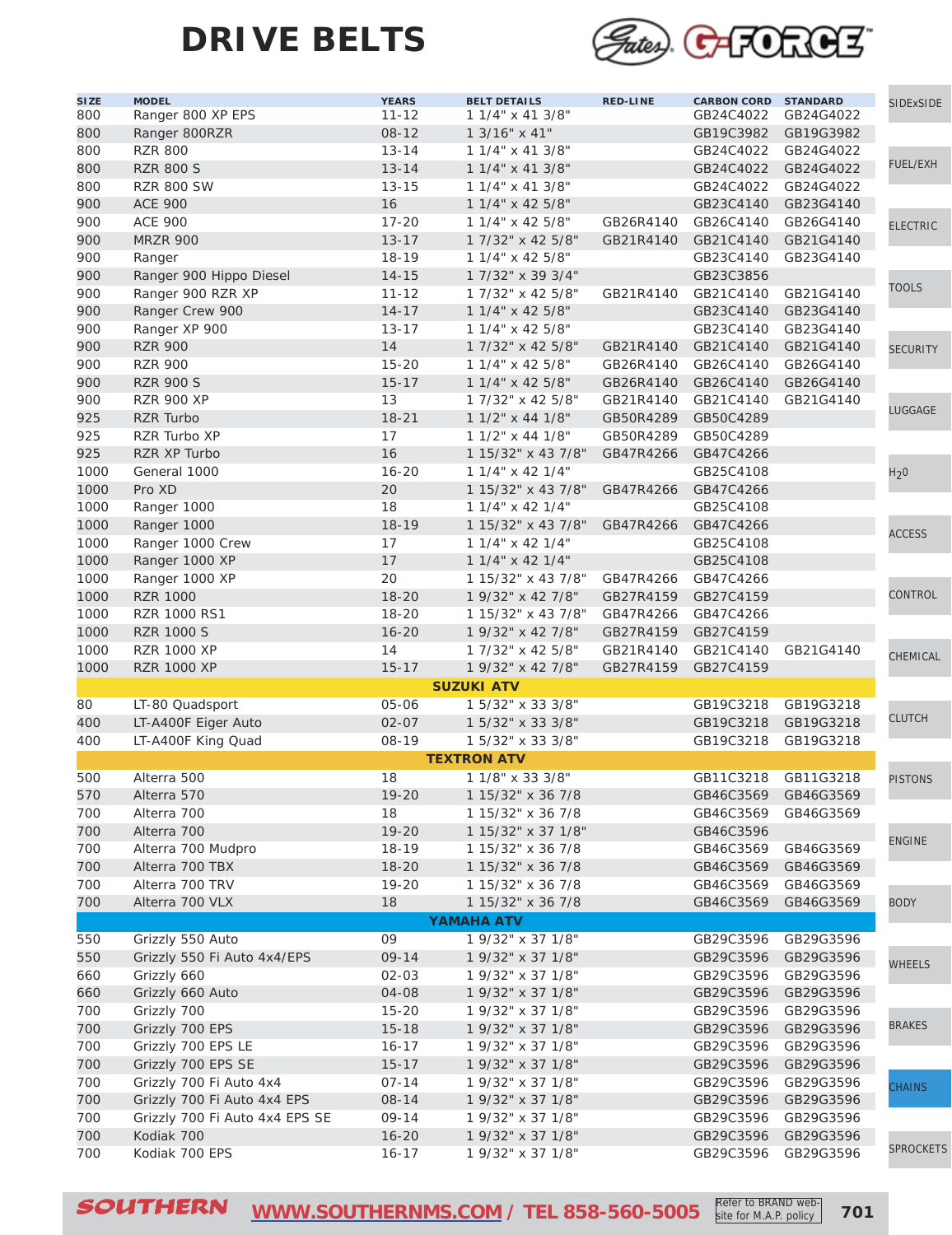# DRIVE BELTS

Gates G-FORCE

| SIZE | MODEL | YEARS | BELT DETAILS | RED-LINE | CARBON CORD | STANDARD |
|---|---|---|---|---|---|---|
| 800 | Ranger 800 XP EPS | 11-12 | 1 1/4" x 41 3/8" | | GB24C4022 | GB24G4022 |
| 800 | Ranger 800RZR | 08-12 | 1 3/16" x 41" | | GB19C3982 | GB19G3982 |
| 800 | RZR 800 | 13-14 | 1 1/4" x 41 3/8" | | GB24C4022 | GB24G4022 |
| 800 | RZR 800 S | 13-14 | 1 1/4" x 41 3/8" | | GB24C4022 | GB24G4022 |
| 800 | RZR 800 SW | 13-15 | 1 1/4" x 41 3/8" | | GB24C4022 | GB24G4022 |
| 900 | ACE 900 | 16 | 1 1/4" x 42 5/8" | | GB23C4140 | GB23G4140 |
| 900 | ACE 900 | 17-20 | 1 1/4" x 42 5/8" | GB26R4140 | GB26C4140 | GB26G4140 |
| 900 | MRZR 900 | 13-17 | 1 7/32" x 42 5/8" | GB21R4140 | GB21C4140 | GB21G4140 |
| 900 | Ranger | 18-19 | 1 1/4" x 42 5/8" | | GB23C4140 | GB23G4140 |
| 900 | Ranger 900 Hippo Diesel | 14-15 | 1 7/32" x 39 3/4" | | GB23C3856 | |
| 900 | Ranger 900 RZR XP | 11-12 | 1 7/32" x 42 5/8" | GB21R4140 | GB21C4140 | GB21G4140 |
| 900 | Ranger Crew 900 | 14-17 | 1 1/4" x 42 5/8" | | GB23C4140 | GB23G4140 |
| 900 | Ranger XP 900 | 13-17 | 1 1/4" x 42 5/8" | | GB23C4140 | GB23G4140 |
| 900 | RZR 900 | 14 | 1 7/32" x 42 5/8" | GB21R4140 | GB21C4140 | GB21G4140 |
| 900 | RZR 900 | 15-20 | 1 1/4" x 42 5/8" | GB26R4140 | GB26C4140 | GB26G4140 |
| 900 | RZR 900 S | 15-17 | 1 1/4" x 42 5/8" | GB26R4140 | GB26C4140 | GB26G4140 |
| 900 | RZR 900 XP | 13 | 1 7/32" x 42 5/8" | GB21R4140 | GB21C4140 | GB21G4140 |
| 925 | RZR Turbo | 18-21 | 1 1/2" x 44 1/8" | GB50R4289 | GB50C4289 | |
| 925 | RZR Turbo XP | 17 | 1 1/2" x 44 1/8" | GB50R4289 | GB50C4289 | |
| 925 | RZR XP Turbo | 16 | 1 15/32" x 43 7/8" | GB47R4266 | GB47C4266 | |
| 1000 | General 1000 | 16-20 | 1 1/4" x 42 1/4" | | GB25C4108 | |
| 1000 | Pro XD | 20 | 1 15/32" x 43 7/8" | GB47R4266 | GB47C4266 | |
| 1000 | Ranger 1000 | 18 | 1 1/4" x 42 1/4" | | GB25C4108 | |
| 1000 | Ranger 1000 | 18-19 | 1 15/32" x 43 7/8" | GB47R4266 | GB47C4266 | |
| 1000 | Ranger 1000 Crew | 17 | 1 1/4" x 42 1/4" | | GB25C4108 | |
| 1000 | Ranger 1000 XP | 17 | 1 1/4" x 42 1/4" | | GB25C4108 | |
| 1000 | Ranger 1000 XP | 20 | 1 15/32" x 43 7/8" | GB47R4266 | GB47C4266 | |
| 1000 | RZR 1000 | 18-20 | 1 9/32" x 42 7/8" | GB27R4159 | GB27C4159 | |
| 1000 | RZR 1000 RS1 | 18-20 | 1 15/32" x 43 7/8" | GB47R4266 | GB47C4266 | |
| 1000 | RZR 1000 S | 16-20 | 1 9/32" x 42 7/8" | GB27R4159 | GB27C4159 | |
| 1000 | RZR 1000 XP | 14 | 1 7/32" x 42 5/8" | GB21R4140 | GB21C4140 | GB21G4140 |
| 1000 | RZR 1000 XP | 15-17 | 1 9/32" x 42 7/8" | GB27R4159 | GB27C4159 | |
| | **SUZUKI ATV** | | | | | |
| 80 | LT-80 Quadsport | 05-06 | 1 5/32" x 33 3/8" | | GB19C3218 | GB19G3218 |
| 400 | LT-A400F Eiger Auto | 02-07 | 1 5/32" x 33 3/8" | | GB19C3218 | GB19G3218 |
| 400 | LT-A400F King Quad | 08-19 | 1 5/32" x 33 3/8" | | GB19C3218 | GB19G3218 |
| | **TEXTRON ATV** | | | | | |
| 500 | Alterra 500 | 18 | 1 1/8" x 33 3/8" | | GB11C3218 | GB11G3218 |
| 570 | Alterra 570 | 19-20 | 1 15/32" x 36 7/8 | | GB46C3569 | GB46G3569 |
| 700 | Alterra 700 | 18 | 1 15/32" x 36 7/8 | | GB46C3569 | GB46G3569 |
| 700 | Alterra 700 | 19-20 | 1 15/32" x 37 1/8" | | GB46C3596 | |
| 700 | Alterra 700 Mudpro | 18-19 | 1 15/32" x 36 7/8 | | GB46C3569 | GB46G3569 |
| 700 | Alterra 700 TBX | 18-20 | 1 15/32" x 36 7/8 | | GB46C3569 | GB46G3569 |
| 700 | Alterra 700 TRV | 19-20 | 1 15/32" x 36 7/8 | | GB46C3569 | GB46G3569 |
| 700 | Alterra 700 VLX | 18 | 1 15/32" x 36 7/8 | | GB46C3569 | GB46G3569 |
| | **YAMAHA ATV** | | | | | |
| 550 | Grizzly 550 Auto | 09 | 1 9/32" x 37 1/8" | | GB29C3596 | GB29G3596 |
| 550 | Grizzly 550 Fi Auto 4x4/EPS | 09-14 | 1 9/32" x 37 1/8" | | GB29C3596 | GB29G3596 |
| 660 | Grizzly 660 | 02-03 | 1 9/32" x 37 1/8" | | GB29C3596 | GB29G3596 |
| 660 | Grizzly 660 Auto | 04-08 | 1 9/32" x 37 1/8" | | GB29C3596 | GB29G3596 |
| 700 | Grizzly 700 | 15-20 | 1 9/32" x 37 1/8" | | GB29C3596 | GB29G3596 |
| 700 | Grizzly 700 EPS | 15-18 | 1 9/32" x 37 1/8" | | GB29C3596 | GB29G3596 |
| 700 | Grizzly 700 EPS LE | 16-17 | 1 9/32" x 37 1/8" | | GB29C3596 | GB29G3596 |
| 700 | Grizzly 700 EPS SE | 15-17 | 1 9/32" x 37 1/8" | | GB29C3596 | GB29G3596 |
| 700 | Grizzly 700 Fi Auto 4x4 | 07-14 | 1 9/32" x 37 1/8" | | GB29C3596 | GB29G3596 |
| 700 | Grizzly 700 Fi Auto 4x4 EPS | 08-14 | 1 9/32" x 37 1/8" | | GB29C3596 | GB29G3596 |
| 700 | Grizzly 700 Fi Auto 4x4 EPS SE | 09-14 | 1 9/32" x 37 1/8" | | GB29C3596 | GB29G3596 |
| 700 | Kodiak 700 | 16-20 | 1 9/32" x 37 1/8" | | GB29C3596 | GB29G3596 |
| 700 | Kodiak 700 EPS | 16-17 | 1 9/32" x 37 1/8" | | GB29C3596 | GB29G3596 |

SOUTHERN WWW.SOUTHERNMS.COM / TEL 858-560-5005 Refer to BRAND website for M.A.P. policy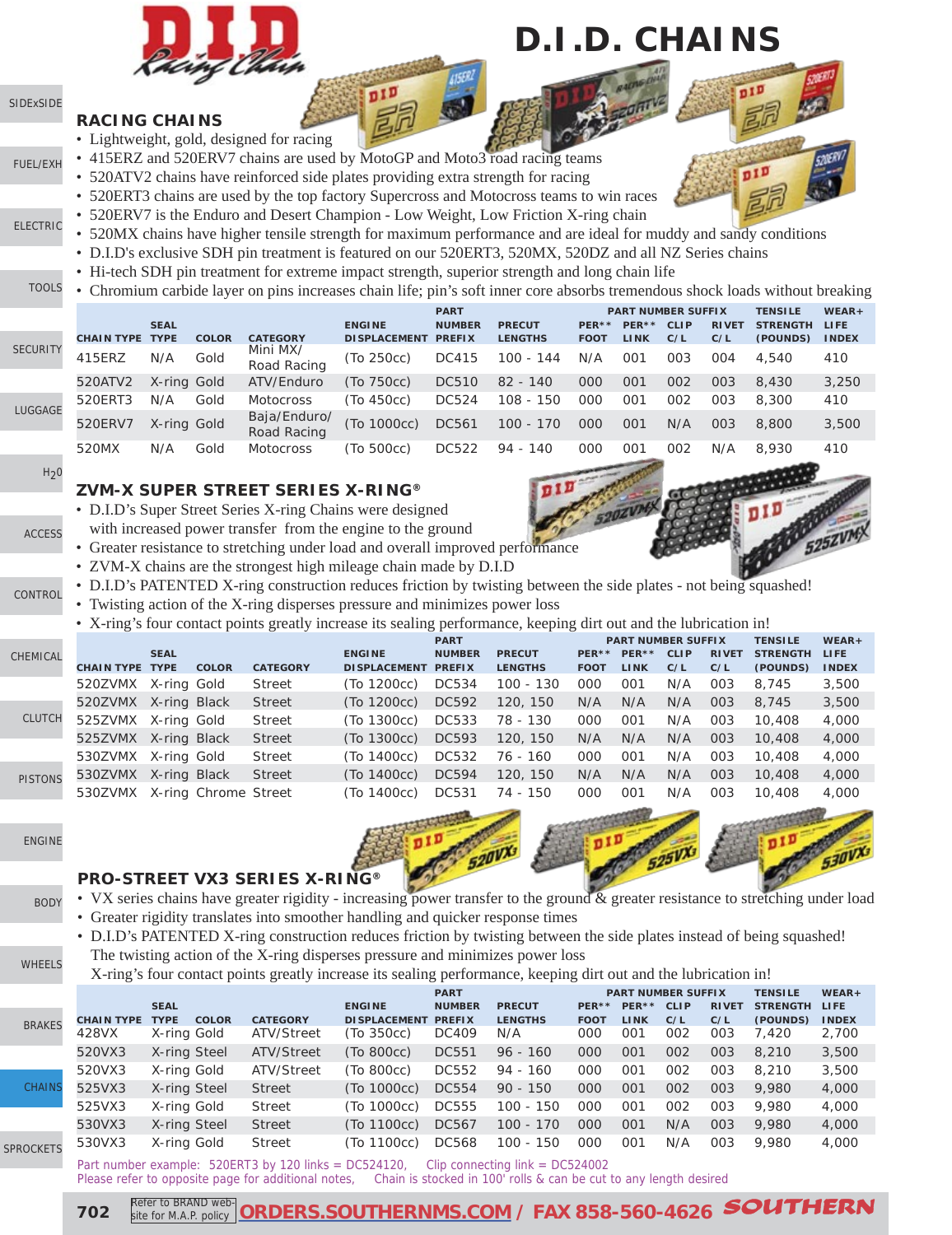# D.I.D. CHAINS

## RACING CHAINS

- Lightweight, gold, designed for racing
- 415ERZ and 520ERV7 chains are used by MotoGP and Moto3 road racing teams
- 520ATV2 chains have reinforced side plates providing extra strength for racing
- 520ERT3 chains are used by the top factory Supercross and Motocross teams to win races
- 520ERV7 is the Enduro and Desert Champion - Low Weight, Low Friction X-ring chain
- 520MX chains have higher tensile strength for maximum performance and are ideal for muddy and sandy conditions
- D.I.D's exclusive SDH pin treatment is featured on our 520ERT3, 520MX, 520DZ and all NZ Series chains
- Hi-tech SDH pin treatment for extreme impact strength, superior strength and long chain life
- Chromium carbide layer on pins increases chain life; pin's soft inner core absorbs tremendous shock loads without breaking

| CHAIN TYPE | SEAL TYPE | COLOR | CATEGORY | ENGINE DISPLACEMENT | PART NUMBER PREFIX | PRECUT LENGTHS | PART NUMBER SUFFIX PER** FOOT | PER** LINK | CLIP C/L | RIVET C/L | TENSILE STRENGTH (POUNDS) | WEAR+ LIFE INDEX |
|---|---|---|---|---|---|---|---|---|---|---|---|---|
| 415ERZ | N/A | Gold | Mini MX/ Road Racing | (To 250cc) | DC415 | 100 - 144 | N/A | 001 | 003 | 004 | 4,540 | 410 |
| 520ATV2 | X-ring | Gold | ATV/Enduro | (To 750cc) | DC510 | 82 - 140 | 000 | 001 | 002 | 003 | 8,430 | 3,250 |
| 520ERT3 | N/A | Gold | Motocross | (To 450cc) | DC524 | 108 - 150 | 000 | 001 | 002 | 003 | 8,300 | 410 |
| 520ERV7 | X-ring | Gold | Baja/Enduro/ Road Racing | (To 1000cc) | DC561 | 100 - 170 | 000 | 001 | N/A | 003 | 8,800 | 3,500 |
| 520MX | N/A | Gold | Motocross | (To 500cc) | DC522 | 94 - 140 | 000 | 001 | 002 | N/A | 8,930 | 410 |

## ZVM-X SUPER STREET SERIES X-RING®

- D.I.D's Super Street Series X-ring Chains were designed with increased power transfer from the engine to the ground
- Greater resistance to stretching under load and overall improved performance
- ZVM-X chains are the strongest high mileage chain made by D.I.D
- D.I.D's PATENTED X-ring construction reduces friction by twisting between the side plates - not being squashed!
- Twisting action of the X-ring disperses pressure and minimizes power loss
- X-ring's four contact points greatly increase its sealing performance, keeping dirt out and the lubrication in!

| CHAIN TYPE | SEAL TYPE | COLOR | CATEGORY | ENGINE DISPLACEMENT | PART NUMBER PREFIX | PRECUT LENGTHS | PART NUMBER SUFFIX PER** FOOT | PER** LINK | CLIP C/L | RIVET C/L | TENSILE STRENGTH (POUNDS) | WEAR+ LIFE INDEX |
|---|---|---|---|---|---|---|---|---|---|---|---|---|
| 520ZVMX | X-ring | Gold | Street | (To 1200cc) | DC534 | 100 - 130 | 000 | 001 | N/A | 003 | 8,745 | 3,500 |
| 520ZVMX | X-ring | Black | Street | (To 1200cc) | DC592 | 120, 150 | N/A | N/A | N/A | 003 | 8,745 | 3,500 |
| 525ZVMX | X-ring | Gold | Street | (To 1300cc) | DC533 | 78 - 130 | 000 | 001 | N/A | 003 | 10,408 | 4,000 |
| 525ZVMX | X-ring | Black | Street | (To 1300cc) | DC593 | 120, 150 | N/A | N/A | N/A | 003 | 10,408 | 4,000 |
| 530ZVMX | X-ring | Gold | Street | (To 1400cc) | DC532 | 76 - 160 | 000 | 001 | N/A | 003 | 10,408 | 4,000 |
| 530ZVMX | X-ring | Black | Street | (To 1400cc) | DC594 | 120, 150 | N/A | N/A | N/A | 003 | 10,408 | 4,000 |
| 530ZVMX | X-ring | Chrome | Street | (To 1400cc) | DC531 | 74 - 150 | 000 | 001 | N/A | 003 | 10,408 | 4,000 |

## PRO-STREET VX3 SERIES X-RING®

- VX series chains have greater rigidity - increasing power transfer to the ground & greater resistance to stretching under load
- Greater rigidity translates into smoother handling and quicker response times
- D.I.D's PATENTED X-ring construction reduces friction by twisting between the side plates instead of being squashed! The twisting action of the X-ring disperses pressure and minimizes power loss X-ring's four contact points greatly increase its sealing performance, keeping dirt out and the lubrication in!

| CHAIN TYPE | SEAL TYPE | COLOR | CATEGORY | ENGINE DISPLACEMENT | PART NUMBER PREFIX | PRECUT LENGTHS | PART NUMBER SUFFIX PER** FOOT | PER** LINK | CLIP C/L | RIVET C/L | TENSILE STRENGTH (POUNDS) | WEAR+ LIFE INDEX |
|---|---|---|---|---|---|---|---|---|---|---|---|---|
| 428VX | X-ring | Gold | ATV/Street | (To 350cc) | DC409 | N/A | 000 | 001 | 002 | 003 | 7,420 | 2,700 |
| 520VX3 | X-ring | Steel | ATV/Street | (To 800cc) | DC551 | 96 - 160 | 000 | 001 | 002 | 003 | 8,210 | 3,500 |
| 520VX3 | X-ring | Gold | ATV/Street | (To 800cc) | DC552 | 94 - 160 | 000 | 001 | 002 | 003 | 8,210 | 3,500 |
| 525VX3 | X-ring | Steel | Street | (To 1000cc) | DC554 | 90 - 150 | 000 | 001 | 002 | 003 | 9,980 | 4,000 |
| 525VX3 | X-ring | Gold | Street | (To 1000cc) | DC555 | 100 - 150 | 000 | 001 | 002 | 003 | 9,980 | 4,000 |
| 530VX3 | X-ring | Steel | Street | (To 1100cc) | DC567 | 100 - 170 | 000 | 001 | N/A | 003 | 9,980 | 4,000 |
| 530VX3 | X-ring | Gold | Street | (To 1100cc) | DC568 | 100 - 150 | 000 | 001 | N/A | 003 | 9,980 | 4,000 |

Part number example: 520ERT3 by 120 links = DC524120, Clip connecting link = DC524002

Please refer to opposite page for additional notes, Chain is stocked in 100' rolls & can be cut to any length desired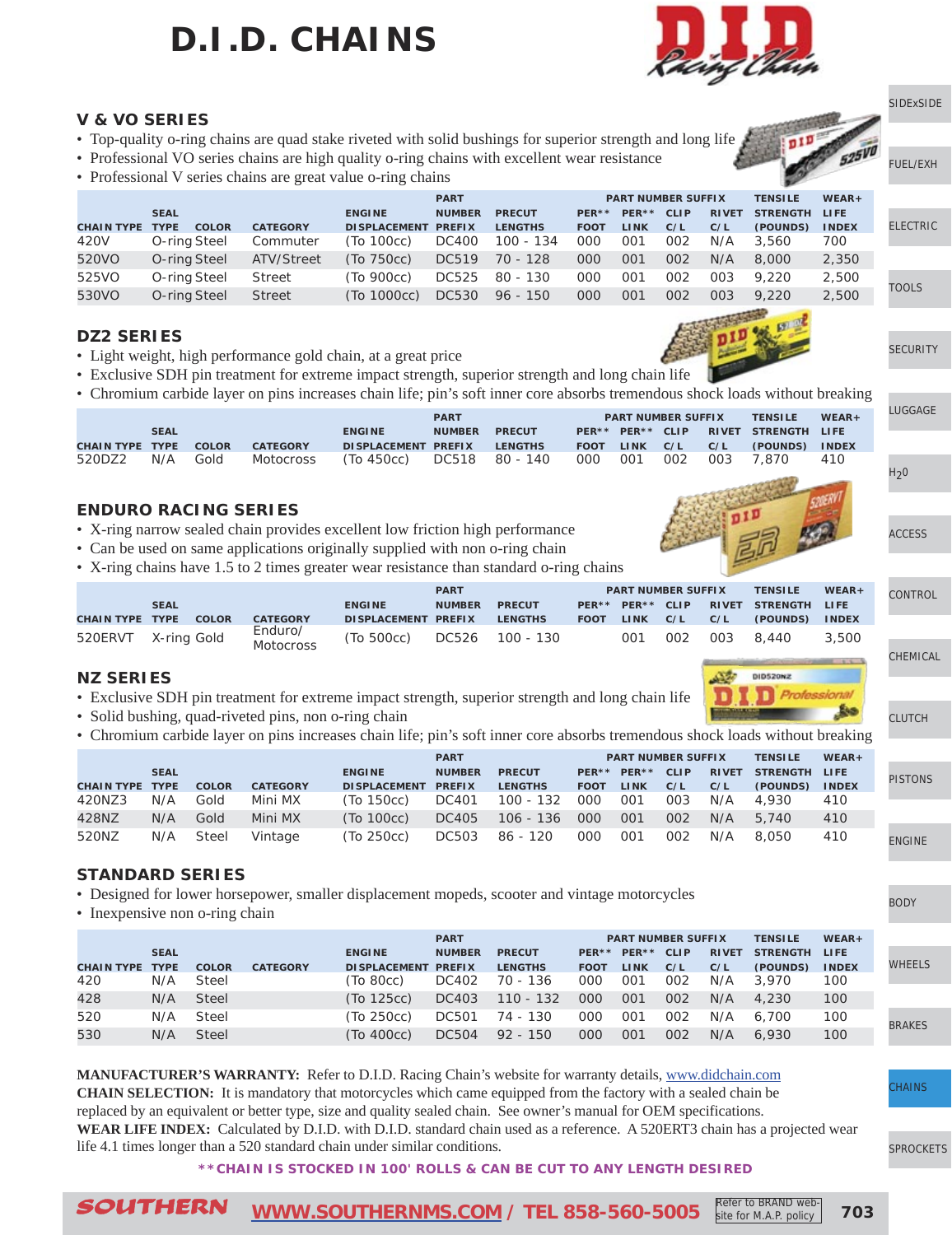# D.I.D. CHAINS

## V & VO SERIES

- Top-quality o-ring chains are quad stake riveted with solid bushings for superior strength and long life
- Professional VO series chains are high quality o-ring chains with excellent wear resistance
- Professional V series chains are great value o-ring chains

| CHAIN TYPE | SEAL TYPE | COLOR | CATEGORY | ENGINE DISPLACEMENT | PART NUMBER PREFIX | PRECUT LENGTHS | PART NUMBER SUFFIX PER** FOOT | PER** LINK | CLIP C/L | RIVET C/L | TENSILE STRENGTH (POUNDS) | WEAR+ LIFE INDEX |
|---|---|---|---|---|---|---|---|---|---|---|---|---|
| 420V | O-ring | Steel | Commuter | (To 100cc) | DC400 | 100 - 134 | 000 | 001 | 002 | N/A | 3,560 | 700 |
| 520VO | O-ring | Steel | ATV/Street | (To 750cc) | DC519 | 70 - 128 | 000 | 001 | 002 | N/A | 8,000 | 2,350 |
| 525VO | O-ring | Steel | Street | (To 900cc) | DC525 | 80 - 130 | 000 | 001 | 002 | 003 | 9,220 | 2,500 |
| 530VO | O-ring | Steel | Street | (To 1000cc) | DC530 | 96 - 150 | 000 | 001 | 002 | 003 | 9,220 | 2,500 |

## DZ2 SERIES

- Light weight, high performance gold chain, at a great price
- Exclusive SDH pin treatment for extreme impact strength, superior strength and long chain life
- Chromium carbide layer on pins increases chain life; pin's soft inner core absorbs tremendous shock loads without breaking

| CHAIN TYPE | SEAL TYPE | COLOR | CATEGORY | ENGINE DISPLACEMENT | PART NUMBER PREFIX | PRECUT LENGTHS | PART NUMBER SUFFIX PER** FOOT | PER** LINK | CLIP C/L | RIVET C/L | TENSILE STRENGTH (POUNDS) | WEAR+ LIFE INDEX |
|---|---|---|---|---|---|---|---|---|---|---|---|---|
| 520DZ2 | N/A | Gold | Motocross | (To 450cc) | DC518 | 80 - 140 | 000 | 001 | 002 | 003 | 7,870 | 410 |

## ENDURO RACING SERIES

- X-ring narrow sealed chain provides excellent low friction high performance
- Can be used on same applications originally supplied with non o-ring chain
- X-ring chains have 1.5 to 2 times greater wear resistance than standard o-ring chains

| CHAIN TYPE | SEAL TYPE | COLOR | CATEGORY | ENGINE DISPLACEMENT | PART NUMBER PREFIX | PRECUT LENGTHS | PART NUMBER SUFFIX PER** FOOT | PER** LINK | CLIP C/L | RIVET C/L | TENSILE STRENGTH (POUNDS) | WEAR+ LIFE INDEX |
|---|---|---|---|---|---|---|---|---|---|---|---|---|
| 520ERVT | X-ring | Gold | Enduro/ Motocross | (To 500cc) | DC526 | 100 - 130 | | 001 | 002 | 003 | 8,440 | 3,500 |

## NZ SERIES

- Exclusive SDH pin treatment for extreme impact strength, superior strength and long chain life
- Solid bushing, quad-riveted pins, non o-ring chain
- Chromium carbide layer on pins increases chain life; pin's soft inner core absorbs tremendous shock loads without breaking

| CHAIN TYPE | SEAL TYPE | COLOR | CATEGORY | ENGINE DISPLACEMENT | PART NUMBER PREFIX | PRECUT LENGTHS | PART NUMBER SUFFIX PER** FOOT | PER** LINK | CLIP C/L | RIVET C/L | TENSILE STRENGTH (POUNDS) | WEAR+ LIFE INDEX |
|---|---|---|---|---|---|---|---|---|---|---|---|---|
| 420NZ3 | N/A | Gold | Mini MX | (To 150cc) | DC401 | 100 - 132 | 000 | 001 | 003 | N/A | 4,930 | 410 |
| 428NZ | N/A | Gold | Mini MX | (To 100cc) | DC405 | 106 - 136 | 000 | 001 | 002 | N/A | 5,740 | 410 |
| 520NZ | N/A | Steel | Vintage | (To 250cc) | DC503 | 86 - 120 | 000 | 001 | 002 | N/A | 8,050 | 410 |

## STANDARD SERIES

- Designed for lower horsepower, smaller displacement mopeds, scooter and vintage motorcycles
- Inexpensive non o-ring chain

| CHAIN TYPE | SEAL TYPE | COLOR | CATEGORY | ENGINE DISPLACEMENT | PART NUMBER PREFIX | PRECUT LENGTHS | PART NUMBER SUFFIX PER** FOOT | PER** LINK | CLIP C/L | RIVET C/L | TENSILE STRENGTH (POUNDS) | WEAR+ LIFE INDEX |
|---|---|---|---|---|---|---|---|---|---|---|---|---|
| 420 | N/A | Steel | | (To 80cc) | DC402 | 70 - 136 | 000 | 001 | 002 | N/A | 3,970 | 100 |
| 428 | N/A | Steel | | (To 125cc) | DC403 | 110 - 132 | 000 | 001 | 002 | N/A | 4,230 | 100 |
| 520 | N/A | Steel | | (To 250cc) | DC501 | 74 - 130 | 000 | 001 | 002 | N/A | 6,700 | 100 |
| 530 | N/A | Steel | | (To 400cc) | DC504 | 92 - 150 | 000 | 001 | 002 | N/A | 6,930 | 100 |

**MANUFACTURER'S WARRANTY:** Refer to D.I.D. Racing Chain's website for warranty details, www.didchain.com
**CHAIN SELECTION:** It is mandatory that motorcycles which came equipped from the factory with a sealed chain be replaced by an equivalent or better type, size and quality sealed chain. See owner's manual for OEM specifications.
**WEAR LIFE INDEX:** Calculated by D.I.D. with D.I.D. standard chain used as a reference. A 520ERT3 chain has a projected wear life 4.1 times longer than a 520 standard chain under similar conditions.

****CHAIN IS STOCKED IN 100' ROLLS & CAN BE CUT TO ANY LENGTH DESIRED**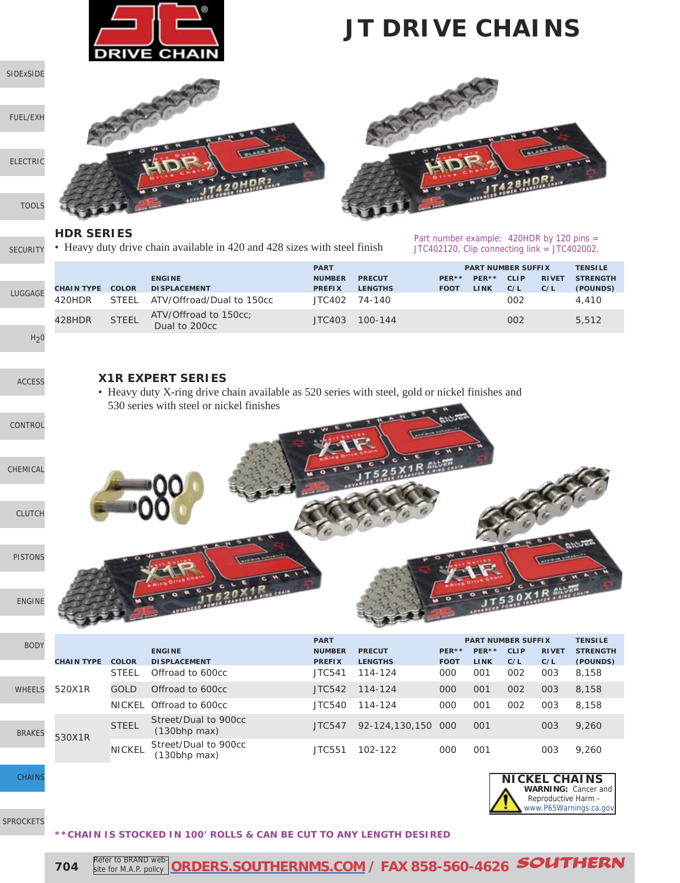# JT DRIVE CHAINS

## HDR SERIES

- Heavy duty drive chain available in 420 and 428 sizes with steel finish

Part number example: 420HDR by 120 pins = JTC402120, Clip connecting link = JTC402002.

| CHAIN TYPE | COLOR | ENGINE DISPLACEMENT | PART NUMBER PREFIX | PRECUT LENGTHS | PART NUMBER SUFFIX PER** FOOT | PER** LINK | CLIP C/L | RIVET C/L | TENSILE STRENGTH (POUNDS) |
|---|---|---|---|---|---|---|---|---|---|
| 420HDR | STEEL | ATV/Offroad/Dual to 150cc | JTC402 | 74-140 | | | 002 | | 4,410 |
| 428HDR | STEEL | ATV/Offroad to 150cc; Dual to 200cc | JTC403 | 100-144 | | | 002 | | 5,512 |

## X1R EXPERT SERIES

- Heavy duty X-ring drive chain available as 520 series with steel, gold or nickel finishes and 530 series with steel or nickel finishes

| CHAIN TYPE | COLOR | ENGINE DISPLACEMENT | PART NUMBER PREFIX | PRECUT LENGTHS | PART NUMBER SUFFIX PER** FOOT | PER** LINK | CLIP C/L | RIVET C/L | TENSILE STRENGTH (POUNDS) |
|---|---|---|---|---|---|---|---|---|---|
| 520X1R | STEEL | Offroad to 600cc | JTC541 | 114-124 | 000 | 001 | 002 | 003 | 8,158 |
| | GOLD | Offroad to 600cc | JTC542 | 114-124 | 000 | 001 | 002 | 003 | 8,158 |
| | NICKEL | Offroad to 600cc | JTC540 | 114-124 | 000 | 001 | 002 | 003 | 8,158 |
| 530X1R | STEEL | Street/Dual to 900cc (130bhp max) | JTC547 | 92-124,130,150 | 000 | 001 | | 003 | 9,260 |
| | NICKEL | Street/Dual to 900cc (130bhp max) | JTC551 | 102-122 | 000 | 001 | | 003 | 9,260 |

**NICKEL CHAINS**
**WARNING:** Cancer and Reproductive Harm - www.P65Warnings.ca.gov

****CHAIN IS STOCKED IN 100' ROLLS & CAN BE CUT TO ANY LENGTH DESIRED**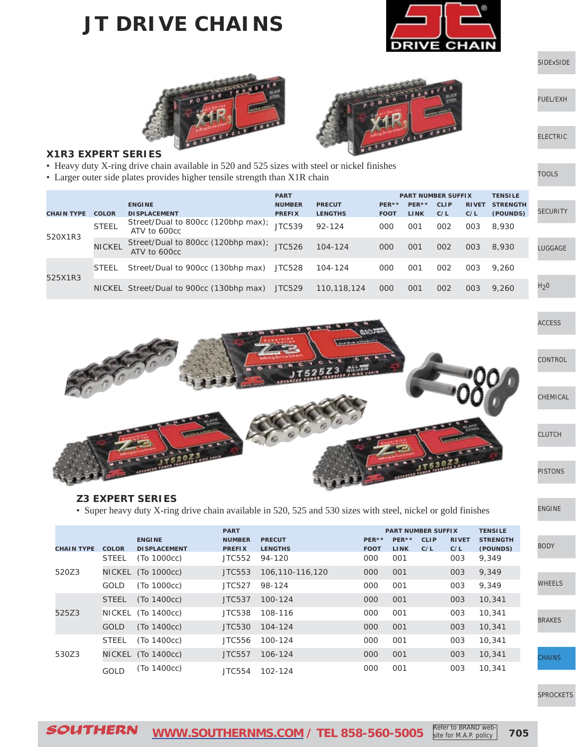# JT DRIVE CHAINS

### X1R3 EXPERT SERIES

- Heavy duty X-ring drive chain available in 520 and 525 sizes with steel or nickel finishes
- Larger outer side plates provides higher tensile strength than X1R chain

| CHAIN TYPE | COLOR | ENGINE DISPLACEMENT | PART NUMBER PREFIX | PRECUT LENGTHS | PART NUMBER SUFFIX | | | | TENSILE STRENGTH (POUNDS) |
|---|---|---|---|---|---|---|---|---|---|
| | | | | | PER** FOOT | PER** LINK | CLIP C/L | RIVET C/L | |
| 520X1R3 | STEEL | Street/Dual to 800cc (120bhp max); ATV to 600cc | JTC539 | 92-124 | 000 | 001 | 002 | 003 | 8,930 |
| | NICKEL | Street/Dual to 800cc (120bhp max); ATV to 600cc | JTC526 | 104-124 | 000 | 001 | 002 | 003 | 8,930 |
| 525X1R3 | STEEL | Street/Dual to 900cc (130bhp max) | JTC528 | 104-124 | 000 | 001 | 002 | 003 | 9,260 |
| | NICKEL | Street/Dual to 900cc (130bhp max) | JTC529 | 110,118,124 | 000 | 001 | 002 | 003 | 9,260 |

### Z3 EXPERT SERIES

- Super heavy duty X-ring drive chain available in 520, 525 and 530 sizes with steel, nickel or gold finishes

| CHAIN TYPE | COLOR | ENGINE DISPLACEMENT | PART NUMBER PREFIX | PRECUT LENGTHS | PART NUMBER SUFFIX | | | | TENSILE STRENGTH (POUNDS) |
|---|---|---|---|---|---|---|---|---|---|
| | | | | | PER** FOOT | PER** LINK | CLIP C/L | RIVET C/L | |
| 520Z3 | STEEL | (To 1000cc) | JTC552 | 94-120 | 000 | 001 | | 003 | 9,349 |
| | NICKEL | (To 1000cc) | JTC553 | 106,110-116,120 | 000 | 001 | | 003 | 9,349 |
| | GOLD | (To 1000cc) | JTC527 | 98-124 | 000 | 001 | | 003 | 9,349 |
| 525Z3 | STEEL | (To 1400cc) | JTC537 | 100-124 | 000 | 001 | | 003 | 10,341 |
| | NICKEL | (To 1400cc) | JTC538 | 108-116 | 000 | 001 | | 003 | 10,341 |
| | GOLD | (To 1400cc) | JTC530 | 104-124 | 000 | 001 | | 003 | 10,341 |
| 530Z3 | STEEL | (To 1400cc) | JTC556 | 100-124 | 000 | 001 | | 003 | 10,341 |
| | NICKEL | (To 1400cc) | JTC557 | 106-124 | 000 | 001 | | 003 | 10,341 |
| | GOLD | (To 1400cc) | JTC554 | 102-124 | 000 | 001 | | 003 | 10,341 |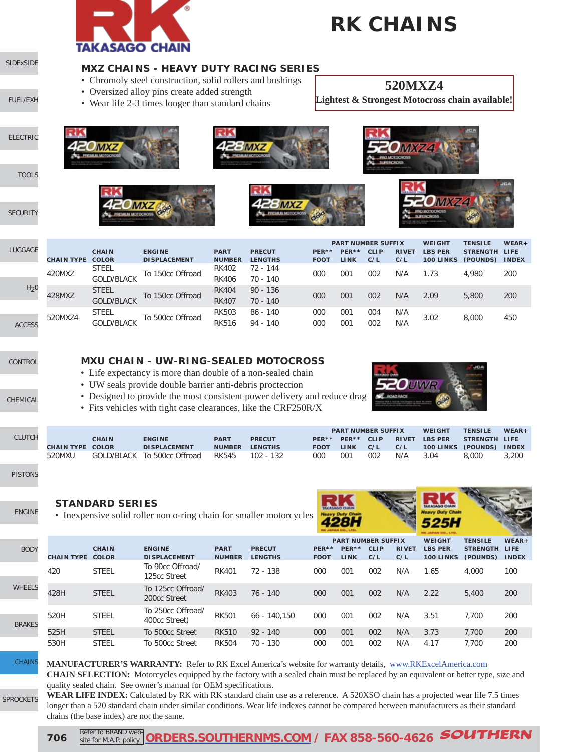# RK CHAINS

## MXZ CHAINS - HEAVY DUTY RACING SERIES

- Chromoly steel construction, solid rollers and bushings
- Oversized alloy pins create added strength
- Wear life 2-3 times longer than standard chains

**520MXZ4**
**Lightest & Strongest Motocross chain available!**

| CHAIN TYPE | CHAIN COLOR | ENGINE DISPLACEMENT | PART NUMBER | PRECUT LENGTHS | PART NUMBER SUFFIX PER** FOOT | PER** LINK | CLIP C/L | RIVET C/L | WEIGHT LBS PER 100 LINKS | TENSILE STRENGTH (POUNDS) | WEAR+ LIFE INDEX |
|---|---|---|---|---|---|---|---|---|---|---|---|
| 420MXZ | STEEL | To 150cc Offroad | RK402 | 72 - 144 | 000 | 001 | 002 | N/A | 1.73 | 4,980 | 200 |
| | GOLD/BLACK | | RK406 | 70 - 140 | | | | | | | |
| 428MXZ | STEEL | To 150cc Offroad | RK404 | 90 - 136 | 000 | 001 | 002 | N/A | 2.09 | 5,800 | 200 |
| | GOLD/BLACK | | RK407 | 70 - 140 | | | | | | | |
| 520MXZ4 | STEEL | To 500cc Offroad | RK503 | 86 - 140 | 000 | 001 | 004 | N/A | 3.02 | 8,000 | 450 |
| | GOLD/BLACK | | RK516 | 94 - 140 | 000 | 001 | 002 | N/A | | | |

## MXU CHAIN - UW-RING-SEALED MOTOCROSS

- Life expectancy is more than double of a non-sealed chain
- UW seals provide double barrier anti-debris proctection
- Designed to provide the most consistent power delivery and reduce drag
- Fits vehicles with tight case clearances, like the CRF250R/X

| CHAIN TYPE | CHAIN COLOR | ENGINE DISPLACEMENT | PART NUMBER | PRECUT LENGTHS | PART NUMBER SUFFIX PER** FOOT | PER** LINK | CLIP C/L | RIVET C/L | WEIGHT LBS PER 100 LINKS | TENSILE STRENGTH (POUNDS) | WEAR+ LIFE INDEX |
|---|---|---|---|---|---|---|---|---|---|---|---|
| 520MXU | GOLD/BLACK | To 500cc Offroad | RK545 | 102 - 132 | 000 | 001 | 002 | N/A | 3.04 | 8,000 | 3,200 |

## STANDARD SERIES

- Inexpensive solid roller non o-ring chain for smaller motorcycles

| CHAIN TYPE | CHAIN COLOR | ENGINE DISPLACEMENT | PART NUMBER | PRECUT LENGTHS | PART NUMBER SUFFIX PER** FOOT | PER** LINK | CLIP C/L | RIVET C/L | WEIGHT LBS PER 100 LINKS | TENSILE STRENGTH (POUNDS) | WEAR+ LIFE INDEX |
|---|---|---|---|---|---|---|---|---|---|---|---|
| 420 | STEEL | To 90cc Offroad/ 125cc Street | RK401 | 72 - 138 | 000 | 001 | 002 | N/A | 1.65 | 4,000 | 100 |
| 428H | STEEL | To 125cc Offroad/ 200cc Street | RK403 | 76 - 140 | 000 | 001 | 002 | N/A | 2.22 | 5,400 | 200 |
| 520H | STEEL | To 250cc Offroad/ 400cc Street) | RK501 | 66 - 140,150 | 000 | 001 | 002 | N/A | 3.51 | 7,700 | 200 |
| 525H | STEEL | To 500cc Street | RK510 | 92 - 140 | 000 | 001 | 002 | N/A | 3.73 | 7,700 | 200 |
| 530H | STEEL | To 500cc Street | RK504 | 70 - 130 | 000 | 001 | 002 | N/A | 4.17 | 7,700 | 200 |

**MANUFACTURER'S WARRANTY:** Refer to RK Excel America's website for warranty details, www.RKExcelAmerica.com

**CHAIN SELECTION:** Motorcycles equipped by the factory with a sealed chain must be replaced by an equivalent or better type, size and quality sealed chain. See owner's manual for OEM specifications.

**WEAR LIFE INDEX:** Calculated by RK with RK standard chain use as a reference. A 520XSO chain has a projected wear life 7.5 times longer than a 520 standard chain under similar conditions. Wear life indexes cannot be compared between manufacturers as their standard chains (the base index) are not the same.

Refer to BRAND web-site for M.A.P. policy | ORDERS.SOUTHERNMS.COM / FAX 858-560-4626 SOUTHERN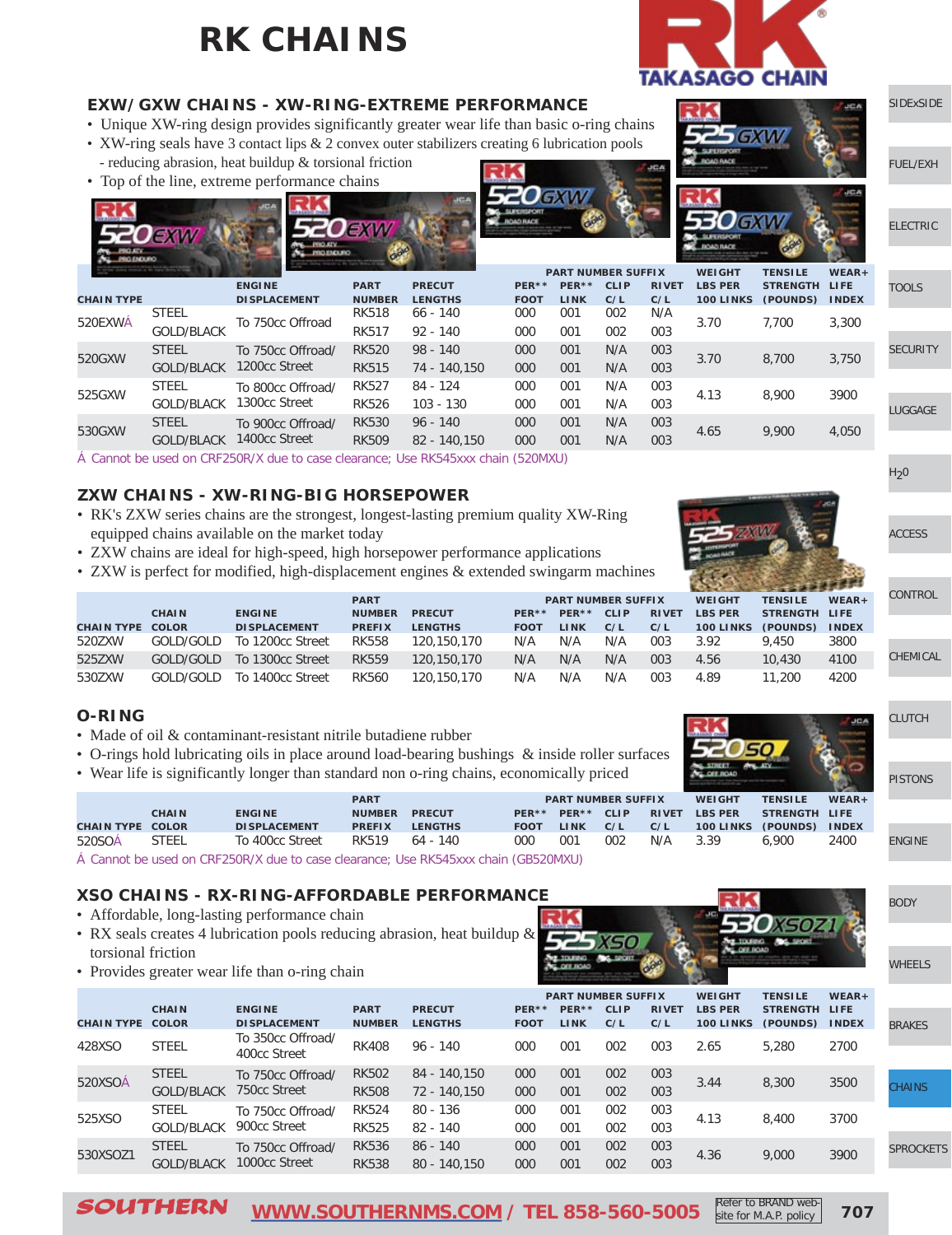# RK CHAINS

## EXW/GXW CHAINS - XW-RING-EXTREME PERFORMANCE

- Unique XW-ring design provides significantly greater wear life than basic o-ring chains
- XW-ring seals have 3 contact lips & 2 convex outer stabilizers creating 6 lubrication pools - reducing abrasion, heat buildup & torsional friction
- Top of the line, extreme performance chains

| CHAIN TYPE | | ENGINE DISPLACEMENT | PART NUMBER | PRECUT LENGTHS | PART NUMBER SUFFIX PER** FOOT | PER** LINK | CLIP C/L | RIVET C/L | WEIGHT LBS PER 100 LINKS | TENSILE STRENGTH (POUNDS) | WEAR+ LIFE INDEX |
|---|---|---|---|---|---|---|---|---|---|---|---|
| 520EXWÁ | STEEL | To 750cc Offroad | RK518 | 66 - 140 | 000 | 001 | 002 | N/A | 3.70 | 7,700 | 3,300 |
| | GOLD/BLACK | | RK517 | 92 - 140 | 000 | 001 | 002 | 003 | | | |
| 520GXW | STEEL | To 750cc Offroad/ 1200cc Street | RK520 | 98 - 140 | 000 | 001 | N/A | 003 | 3.70 | 8,700 | 3,750 |
| | GOLD/BLACK | | RK515 | 74 - 140,150 | 000 | 001 | N/A | 003 | | | |
| 525GXW | STEEL | To 800cc Offroad/ 1300cc Street | RK527 | 84 - 124 | 000 | 001 | N/A | 003 | 4.13 | 8,900 | 3900 |
| | GOLD/BLACK | | RK526 | 103 - 130 | 000 | 001 | N/A | 003 | | | |
| 530GXW | STEEL | To 900cc Offroad/ 1400cc Street | RK530 | 96 - 140 | 000 | 001 | N/A | 003 | 4.65 | 9,900 | 4,050 |
| | GOLD/BLACK | | RK509 | 82 - 140,150 | 000 | 001 | N/A | 003 | | | |

Á Cannot be used on CRF250R/X due to case clearance; Use RK545xxx chain (520MXU)

## ZXW CHAINS - XW-RING-BIG HORSEPOWER

- RK's ZXW series chains are the strongest, longest-lasting premium quality XW-Ring equipped chains available on the market today
- ZXW chains are ideal for high-speed, high horsepower performance applications
- ZXW is perfect for modified, high-displacement engines & extended swingarm machines

| CHAIN TYPE | CHAIN COLOR | ENGINE DISPLACEMENT | PART NUMBER PREFIX | PRECUT LENGTHS | PART NUMBER SUFFIX PER** FOOT | PER** LINK | CLIP C/L | RIVET C/L | WEIGHT LBS PER 100 LINKS | TENSILE STRENGTH (POUNDS) | WEAR+ LIFE INDEX |
|---|---|---|---|---|---|---|---|---|---|---|---|
| 520ZXW | GOLD/GOLD | To 1200cc Street | RK558 | 120,150,170 | N/A | N/A | N/A | 003 | 3.92 | 9,450 | 3800 |
| 525ZXW | GOLD/GOLD | To 1300cc Street | RK559 | 120,150,170 | N/A | N/A | N/A | 003 | 4.56 | 10,430 | 4100 |
| 530ZXW | GOLD/GOLD | To 1400cc Street | RK560 | 120,150,170 | N/A | N/A | N/A | 003 | 4.89 | 11,200 | 4200 |

## O-RING

- Made of oil & contaminant-resistant nitrile butadiene rubber
- O-rings hold lubricating oils in place around load-bearing bushings & inside roller surfaces
- Wear life is significantly longer than standard non o-ring chains, economically priced

| CHAIN TYPE | CHAIN COLOR | ENGINE DISPLACEMENT | PART NUMBER PREFIX | PRECUT LENGTHS | PART NUMBER SUFFIX PER** FOOT | PER** LINK | CLIP C/L | RIVET C/L | WEIGHT LBS PER 100 LINKS | TENSILE STRENGTH (POUNDS) | WEAR+ LIFE INDEX |
|---|---|---|---|---|---|---|---|---|---|---|---|
| 520SOÁ | STEEL | To 400cc Street | RK519 | 64 - 140 | 000 | 001 | 002 | N/A | 3.39 | 6,900 | 2400 |

Á Cannot be used on CRF250R/X due to case clearance; Use RK545xxx chain (GB520MXU)

## XSO CHAINS - RX-RING-AFFORDABLE PERFORMANCE

- Affordable, long-lasting performance chain
- RX seals creates 4 lubrication pools reducing abrasion, heat buildup & torsional friction
- Provides greater wear life than o-ring chain

| CHAIN TYPE | CHAIN COLOR | ENGINE DISPLACEMENT | PART NUMBER | PRECUT LENGTHS | PART NUMBER SUFFIX PER** FOOT | PER** LINK | CLIP C/L | RIVET C/L | WEIGHT LBS PER 100 LINKS | TENSILE STRENGTH (POUNDS) | WEAR+ LIFE INDEX |
|---|---|---|---|---|---|---|---|---|---|---|---|
| 428XSO | STEEL | To 350cc Offroad/ 400cc Street | RK408 | 96 - 140 | 000 | 001 | 002 | 003 | 2.65 | 5,280 | 2700 |
| 520XSOÁ | STEEL | To 750cc Offroad/ 750cc Street | RK502 | 84 - 140,150 | 000 | 001 | 002 | 003 | 3.44 | 8,300 | 3500 |
| | GOLD/BLACK | | RK508 | 72 - 140,150 | 000 | 001 | 002 | 003 | | | |
| 525XSO | STEEL | To 750cc Offroad/ 900cc Street | RK524 | 80 - 136 | 000 | 001 | 002 | 003 | 4.13 | 8,400 | 3700 |
| | GOLD/BLACK | | RK525 | 82 - 140 | 000 | 001 | 002 | 003 | | | |
| 530XSOZ1 | STEEL | To 750cc Offroad/ 1000cc Street | RK536 | 86 - 140 | 000 | 001 | 002 | 003 | 4.36 | 9,000 | 3900 |
| | GOLD/BLACK | | RK538 | 80 - 140,150 | 000 | 001 | 002 | 003 | | | |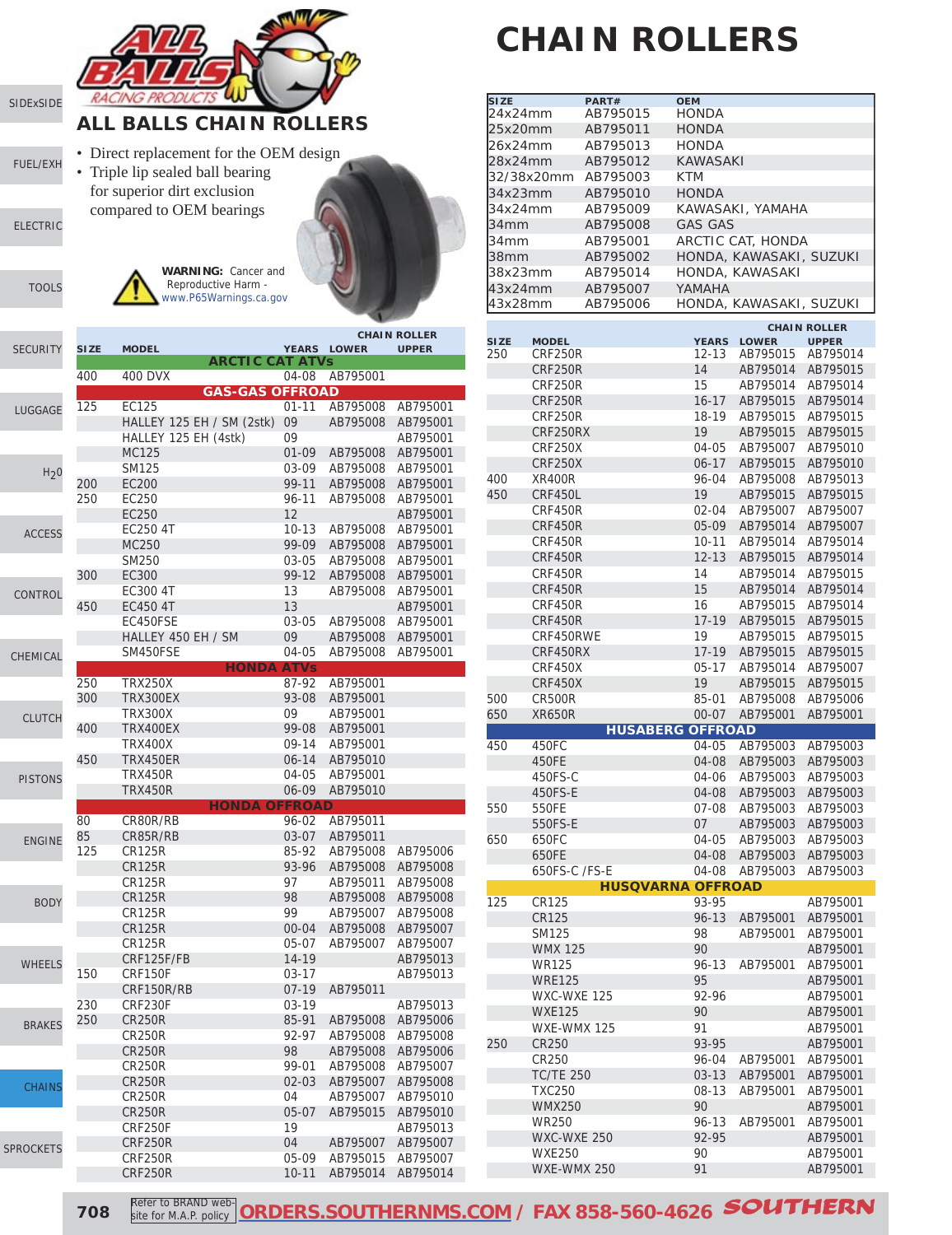# CHAIN ROLLERS

## ALL BALLS CHAIN ROLLERS

- Direct replacement for the OEM design
- Triple lip sealed ball bearing for superior dirt exclusion compared to OEM bearings

**WARNING:** Cancer and Reproductive Harm - www.P65Warnings.ca.gov

| SIZE | PART# | OEM |
|---|---|---|
| 24x24mm | AB795015 | HONDA |
| 25x20mm | AB795011 | HONDA |
| 26x24mm | AB795013 | HONDA |
| 28x24mm | AB795012 | KAWASAKI |
| 32/38x20mm | AB795003 | KTM |
| 34x23mm | AB795010 | HONDA |
| 34x24mm | AB795009 | KAWASAKI, YAMAHA |
| 34mm | AB795008 | GAS GAS |
| 34mm | AB795001 | ARCTIC CAT, HONDA |
| 38mm | AB795002 | HONDA, KAWASAKI, SUZUKI |
| 38x23mm | AB795014 | HONDA, KAWASAKI |
| 43x24mm | AB795007 | YAMAHA |
| 43x28mm | AB795006 | HONDA, KAWASAKI, SUZUKI |

| SIZE | MODEL | YEARS | CHAIN ROLLER LOWER | CHAIN ROLLER UPPER |
|---|---|---|---|---|
| **ARCTIC CAT ATVs** | | | | |
| 400 | 400 DVX | 04-08 | AB795001 | |
| **GAS-GAS OFFROAD** | | | | |
| 125 | EC125 | 01-11 | AB795008 | AB795001 |
| | HALLEY 125 EH / SM (2stk) | 09 | AB795008 | AB795001 |
| | HALLEY 125 EH (4stk) | 09 | | AB795001 |
| | MC125 | 01-09 | AB795008 | AB795001 |
| | SM125 | 03-09 | AB795008 | AB795001 |
| 200 | EC200 | 99-11 | AB795008 | AB795001 |
| 250 | EC250 | 96-11 | AB795008 | AB795001 |
| | EC250 | 12 | | AB795001 |
| | EC250 4T | 10-13 | AB795008 | AB795001 |
| | MC250 | 99-09 | AB795008 | AB795001 |
| | SM250 | 03-05 | AB795008 | AB795001 |
| 300 | EC300 | 99-12 | AB795008 | AB795001 |
| | EC300 4T | 13 | AB795008 | AB795001 |
| 450 | EC450 4T | 13 | | AB795001 |
| | EC450FSE | 03-05 | AB795008 | AB795001 |
| | HALLEY 450 EH / SM | 09 | AB795008 | AB795001 |
| | SM450FSE | 04-05 | AB795008 | AB795001 |
| **HONDA ATVs** | | | | |
| 250 | TRX250X | 87-92 | AB795001 | |
| 300 | TRX300EX | 93-08 | AB795001 | |
| | TRX300X | 09 | AB795001 | |
| 400 | TRX400EX | 99-08 | AB795001 | |
| | TRX400X | 09-14 | AB795001 | |
| 450 | TRX450ER | 06-14 | AB795010 | |
| | TRX450R | 04-05 | AB795001 | |
| | TRX450R | 06-09 | AB795010 | |
| **HONDA OFFROAD** | | | | |
| 80 | CR80R/RB | 96-02 | AB795011 | |
| 85 | CR85R/RB | 03-07 | AB795011 | |
| 125 | CR125R | 85-92 | AB795008 | AB795006 |
| | CR125R | 93-96 | AB795008 | AB795008 |
| | CR125R | 97 | AB795011 | AB795008 |
| | CR125R | 98 | AB795008 | AB795008 |
| | CR125R | 99 | AB795007 | AB795008 |
| | CR125R | 00-04 | AB795008 | AB795007 |
| | CR125R | 05-07 | AB795007 | AB795007 |
| | CRF125F/FB | 14-19 | | AB795013 |
| 150 | CRF150F | 03-17 | | AB795013 |
| | CRF150R/RB | 07-19 | AB795011 | |
| 230 | CRF230F | 03-19 | | AB795013 |
| 250 | CR250R | 85-91 | AB795008 | AB795006 |
| | CR250R | 92-97 | AB795008 | AB795008 |
| | CR250R | 98 | AB795008 | AB795006 |
| | CR250R | 99-01 | AB795008 | AB795007 |
| | CR250R | 02-03 | AB795007 | AB795008 |
| | CR250R | 04 | AB795007 | AB795010 |
| | CR250R | 05-07 | AB795015 | AB795010 |
| | CRF250F | 19 | | AB795013 |
| | CRF250R | 04 | AB795007 | AB795007 |
| | CRF250R | 05-09 | AB795015 | AB795007 |
| | CRF250R | 10-11 | AB795014 | AB795014 |
| 250 | CRF250R | 12-13 | AB795015 | AB795014 |
| | CRF250R | 14 | AB795014 | AB795015 |
| | CRF250R | 15 | AB795014 | AB795014 |
| | CRF250R | 16-17 | AB795015 | AB795014 |
| | CRF250R | 18-19 | AB795015 | AB795015 |
| | CRF250RX | 19 | AB795015 | AB795015 |
| | CRF250X | 04-05 | AB795007 | AB795010 |
| | CRF250X | 06-17 | AB795015 | AB795010 |
| 400 | XR400R | 96-04 | AB795008 | AB795013 |
| 450 | CRF450L | 19 | AB795015 | AB795015 |
| | CRF450R | 02-04 | AB795007 | AB795007 |
| | CRF450R | 05-09 | AB795014 | AB795007 |
| | CRF450R | 10-11 | AB795014 | AB795014 |
| | CRF450R | 12-13 | AB795015 | AB795014 |
| | CRF450R | 14 | AB795014 | AB795015 |
| | CRF450R | 15 | AB795014 | AB795014 |
| | CRF450R | 16 | AB795015 | AB795014 |
| | CRF450R | 17-19 | AB795015 | AB795015 |
| | CRF450RWE | 19 | AB795015 | AB795015 |
| | CRF450RX | 17-19 | AB795015 | AB795015 |
| | CRF450X | 05-17 | AB795014 | AB795007 |
| | CRF450X | 19 | AB795015 | AB795015 |
| 500 | CR500R | 85-01 | AB795008 | AB795006 |
| 650 | XR650R | 00-07 | AB795001 | AB795001 |
| **HUSABERG OFFROAD** | | | | |
| 450 | 450FC | 04-05 | AB795003 | AB795003 |
| | 450FE | 04-08 | AB795003 | AB795003 |
| | 450FS-C | 04-06 | AB795003 | AB795003 |
| | 450FS-E | 04-08 | AB795003 | AB795003 |
| 550 | 550FE | 07-08 | AB795003 | AB795003 |
| | 550FS-E | 07 | AB795003 | AB795003 |
| 650 | 650FC | 04-05 | AB795003 | AB795003 |
| | 650FE | 04-08 | AB795003 | AB795003 |
| | 650FS-C /FS-E | 04-08 | AB795003 | AB795003 |
| **HUSQVARNA OFFROAD** | | | | |
| 125 | CR125 | 93-95 | | AB795001 |
| | CR125 | 96-13 | AB795001 | AB795001 |
| | SM125 | 98 | AB795001 | AB795001 |
| | WMX 125 | 90 | | AB795001 |
| | WR125 | 96-13 | AB795001 | AB795001 |
| | WRE125 | 95 | | AB795001 |
| | WXC-WXE 125 | 92-96 | | AB795001 |
| | WXE125 | 90 | | AB795001 |
| | WXE-WMX 125 | 91 | | AB795001 |
| 250 | CR250 | 93-95 | | AB795001 |
| | CR250 | 96-04 | AB795001 | AB795001 |
| | TC/TE 250 | 03-13 | AB795001 | AB795001 |
| | TXC250 | 08-13 | AB795001 | AB795001 |
| | WMX250 | 90 | | AB795001 |
| | WR250 | 96-13 | AB795001 | AB795001 |
| | WXC-WXE 250 | 92-95 | | AB795001 |
| | WXE250 | 90 | | AB795001 |
| | WXE-WMX 250 | 91 | | AB795001 |

Refer to BRAND web-site for M.A.P. policy **ORDERS.SOUTHERNMS.COM / FAX 858-560-4626**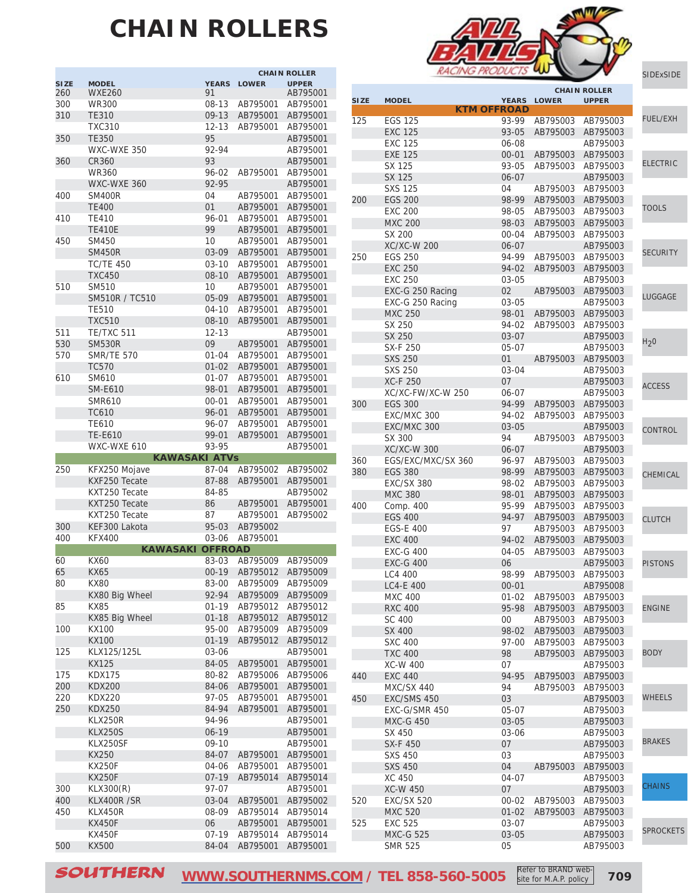# CHAIN ROLLERS

| SIZE | MODEL | YEARS | CHAIN ROLLER LOWER | CHAIN ROLLER UPPER |
|---|---|---|---|---|
| 260 | WXE260 | 91 | | AB795001 |
| 300 | WR300 | 08-13 | AB795001 | AB795001 |
| 310 | TE310 | 09-13 | AB795001 | AB795001 |
| | TXC310 | 12-13 | AB795001 | AB795001 |
| 350 | TE350 | 95 | | AB795001 |
| | WXC-WXE 350 | 92-94 | | AB795001 |
| 360 | CR360 | 93 | | AB795001 |
| | WR360 | 96-02 | AB795001 | AB795001 |
| | WXC-WXE 360 | 92-95 | | AB795001 |
| 400 | SM400R | 04 | AB795001 | AB795001 |
| | TE400 | 01 | AB795001 | AB795001 |
| 410 | TE410 | 96-01 | AB795001 | AB795001 |
| | TE410E | 99 | AB795001 | AB795001 |
| 450 | SM450 | 10 | AB795001 | AB795001 |
| | SM450R | 03-09 | AB795001 | AB795001 |
| | TC/TE 450 | 03-10 | AB795001 | AB795001 |
| | TXC450 | 08-10 | AB795001 | AB795001 |
| 510 | SM510 | 10 | AB795001 | AB795001 |
| | SM510R / TC510 | 05-09 | AB795001 | AB795001 |
| | TE510 | 04-10 | AB795001 | AB795001 |
| | TXC510 | 08-10 | AB795001 | AB795001 |
| 511 | TE/TXC 511 | 12-13 | | AB795001 |
| 530 | SM530R | 09 | AB795001 | AB795001 |
| 570 | SMR/TE 570 | 01-04 | AB795001 | AB795001 |
| | TC570 | 01-02 | AB795001 | AB795001 |
| 610 | SM610 | 01-07 | AB795001 | AB795001 |
| | SM-E610 | 98-01 | AB795001 | AB795001 |
| | SMR610 | 00-01 | AB795001 | AB795001 |
| | TC610 | 96-01 | AB795001 | AB795001 |
| | TE610 | 96-07 | AB795001 | AB795001 |
| | TE-E610 | 99-01 | AB795001 | AB795001 |
| | WXC-WXE 610 | 93-95 | | AB795001 |
| | **KAWASAKI ATVs** | | | |
| 250 | KFX250 Mojave | 87-04 | AB795002 | AB795002 |
| | KXF250 Tecate | 87-88 | AB795001 | AB795001 |
| | KXT250 Tecate | 84-85 | | AB795002 |
| | KXT250 Tecate | 86 | AB795001 | AB795001 |
| | KXT250 Tecate | 87 | AB795001 | AB795002 |
| 300 | KEF300 Lakota | 95-03 | AB795002 | |
| 400 | KFX400 | 03-06 | AB795001 | |
| | **KAWASAKI OFFROAD** | | | |
| 60 | KX60 | 83-03 | AB795009 | AB795009 |
| 65 | KX65 | 00-19 | AB795012 | AB795009 |
| 80 | KX80 | 83-00 | AB795009 | AB795009 |
| | KX80 Big Wheel | 92-94 | AB795009 | AB795009 |
| 85 | KX85 | 01-19 | AB795012 | AB795012 |
| | KX85 Big Wheel | 01-18 | AB795012 | AB795012 |
| 100 | KX100 | 95-00 | AB795009 | AB795009 |
| | KX100 | 01-19 | AB795012 | AB795012 |
| 125 | KLX125/125L | 03-06 | | AB795001 |
| | KX125 | 84-05 | AB795001 | AB795001 |
| 175 | KDX175 | 80-82 | AB795006 | AB795006 |
| 200 | KDX200 | 84-06 | AB795001 | AB795001 |
| 220 | KDX220 | 97-05 | AB795001 | AB795001 |
| 250 | KDX250 | 84-94 | AB795001 | AB795001 |
| | KLX250R | 94-96 | | AB795001 |
| | KLX250S | 06-19 | | AB795001 |
| | KLX250SF | 09-10 | | AB795001 |
| | KX250 | 84-07 | AB795001 | AB795001 |
| | KX250F | 04-06 | AB795001 | AB795001 |
| | KX250F | 07-19 | AB795014 | AB795014 |
| 300 | KLX300(R) | 97-07 | | AB795001 |
| 400 | KLX400R /SR | 03-04 | AB795001 | AB795002 |
| 450 | KLX450R | 08-09 | AB795014 | AB795014 |
| | KX450F | 06 | AB795001 | AB795001 |
| | KX450F | 07-19 | AB795014 | AB795014 |
| 500 | KX500 | 84-04 | AB795001 | AB795001 |

| SIZE | MODEL | YEARS | CHAIN ROLLER LOWER | CHAIN ROLLER UPPER |
|---|---|---|---|---|
| | **KTM OFFROAD** | | | |
| 125 | EGS 125 | 93-99 | AB795003 | AB795003 |
| | EXC 125 | 93-05 | AB795003 | AB795003 |
| | EXC 125 | 06-08 | | AB795003 |
| | EXE 125 | 00-01 | AB795003 | AB795003 |
| | SX 125 | 93-05 | AB795003 | AB795003 |
| | SX 125 | 06-07 | | AB795003 |
| | SXS 125 | 04 | AB795003 | AB795003 |
| 200 | EGS 200 | 98-99 | AB795003 | AB795003 |
| | EXC 200 | 98-05 | AB795003 | AB795003 |
| | MXC 200 | 98-03 | AB795003 | AB795003 |
| | SX 200 | 00-04 | AB795003 | AB795003 |
| | XC/XC-W 200 | 06-07 | | AB795003 |
| 250 | EGS 250 | 94-99 | AB795003 | AB795003 |
| | EXC 250 | 94-02 | AB795003 | AB795003 |
| | EXC 250 | 03-05 | | AB795003 |
| | EXC-G 250 Racing | 02 | AB795003 | AB795003 |
| | EXC-G 250 Racing | 03-05 | | AB795003 |
| | MXC 250 | 98-01 | AB795003 | AB795003 |
| | SX 250 | 94-02 | AB795003 | AB795003 |
| | SX 250 | 03-07 | | AB795003 |
| | SX-F 250 | 05-07 | | AB795003 |
| | SXS 250 | 01 | AB795003 | AB795003 |
| | SXS 250 | 03-04 | | AB795003 |
| | XC-F 250 | 07 | | AB795003 |
| | XC/XC-FW/XC-W 250 | 06-07 | | AB795003 |
| 300 | EGS 300 | 94-99 | AB795003 | AB795003 |
| | EXC/MXC 300 | 94-02 | AB795003 | AB795003 |
| | EXC/MXC 300 | 03-05 | | AB795003 |
| | SX 300 | 94 | AB795003 | AB795003 |
| | XC/XC-W 300 | 06-07 | | AB795003 |
| 360 | EGS/EXC/MXC/SX 360 | 96-97 | AB795003 | AB795003 |
| 380 | EGS 380 | 98-99 | AB795003 | AB795003 |
| | EXC/SX 380 | 98-02 | AB795003 | AB795003 |
| | MXC 380 | 98-01 | AB795003 | AB795003 |
| 400 | Comp. 400 | 95-99 | AB795003 | AB795003 |
| | EGS 400 | 94-97 | AB795003 | AB795003 |
| | EGS-E 400 | 97 | AB795003 | AB795003 |
| | EXC 400 | 94-02 | AB795003 | AB795003 |
| | EXC-G 400 | 04-05 | AB795003 | AB795003 |
| | EXC-G 400 | 06 | | AB795003 |
| | LC4 400 | 98-99 | AB795003 | AB795003 |
| | LC4-E 400 | 00-01 | | AB795008 |
| | MXC 400 | 01-02 | AB795003 | AB795003 |
| | RXC 400 | 95-98 | AB795003 | AB795003 |
| | SC 400 | 00 | AB795003 | AB795003 |
| | SX 400 | 98-02 | AB795003 | AB795003 |
| | SXC 400 | 97-00 | AB795003 | AB795003 |
| | TXC 400 | 98 | AB795003 | AB795003 |
| | XC-W 400 | 07 | | AB795003 |
| 440 | EXC 440 | 94-95 | AB795003 | AB795003 |
| | MXC/SX 440 | 94 | AB795003 | AB795003 |
| 450 | EXC/SMS 450 | 03 | | AB795003 |
| | EXC-G/SMR 450 | 05-07 | | AB795003 |
| | MXC-G 450 | 03-05 | | AB795003 |
| | SX 450 | 03-06 | | AB795003 |
| | SX-F 450 | 07 | | AB795003 |
| | SXS 450 | 03 | | AB795003 |
| | SXS 450 | 04 | AB795003 | AB795003 |
| | XC 450 | 04-07 | | AB795003 |
| | XC-W 450 | 07 | | AB795003 |
| 520 | EXC/SX 520 | 00-02 | AB795003 | AB795003 |
| | MXC 520 | 01-02 | AB795003 | AB795003 |
| 525 | EXC 525 | 03-07 | | AB795003 |
| | MXC-G 525 | 03-05 | | AB795003 |
| | SMR 525 | 05 | | AB795003 |

SOUTHERN WWW.SOUTHERNMS.COM / TEL 858-560-5005 Refer to BRAND website for M.A.P. policy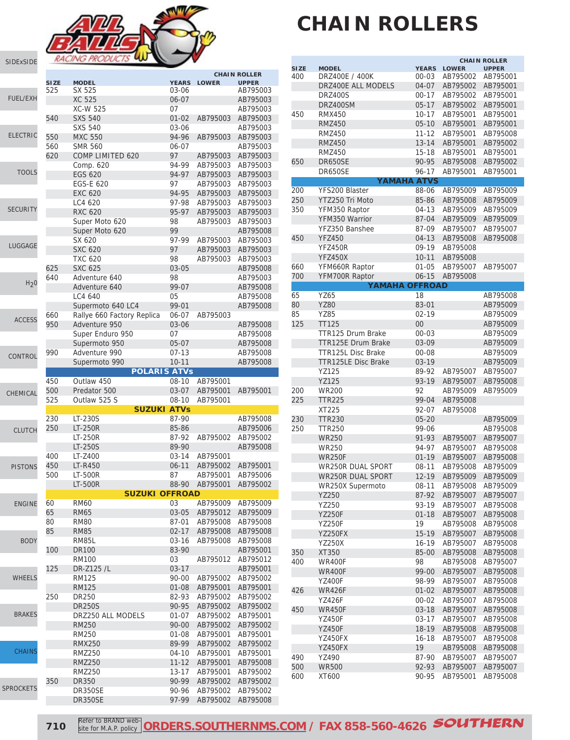# CHAIN ROLLERS

| SIZE | MODEL | YEARS | CHAIN ROLLER LOWER | CHAIN ROLLER UPPER |
|---|---|---|---|---|
| 525 | SX 525 | 03-06 | | AB795003 |
| | XC 525 | 06-07 | | AB795003 |
| | XC-W 525 | 07 | | AB795003 |
| 540 | SXS 540 | 01-02 | AB795003 | AB795003 |
| | SXS 540 | 03-06 | | AB795003 |
| 550 | MXC 550 | 94-96 | AB795003 | AB795003 |
| 560 | SMR 560 | 06-07 | | AB795003 |
| 620 | COMP LIMITED 620 | 97 | AB795003 | AB795003 |
| | Comp. 620 | 94-99 | AB795003 | AB795003 |
| | EGS 620 | 94-97 | AB795003 | AB795003 |
| | EGS-E 620 | 97 | AB795003 | AB795003 |
| | EXC 620 | 94-95 | AB795003 | AB795003 |
| | LC4 620 | 97-98 | AB795003 | AB795003 |
| | RXC 620 | 95-97 | AB795003 | AB795003 |
| | Super Moto 620 | 98 | AB795003 | AB795003 |
| | Super Moto 620 | 99 | | AB795008 |
| | SX 620 | 97-99 | AB795003 | AB795003 |
| | SXC 620 | 97 | AB795003 | AB795003 |
| | TXC 620 | 98 | AB795003 | AB795003 |
| 625 | SXC 625 | 03-05 | | AB795008 |
| 640 | Adventure 640 | 98 | | AB795003 |
| | Adventure 640 | 99-07 | | AB795008 |
| | LC4 640 | 05 | | AB795008 |
| | Supermoto 640 LC4 | 99-01 | | AB795008 |
| 660 | Rallye 660 Factory Replica | 06-07 | AB795003 | |
| 950 | Adventure 950 | 03-06 | | AB795008 |
| | Super Enduro 950 | 07 | | AB795008 |
| | Supermoto 950 | 05-07 | | AB795008 |
| 990 | Adventure 990 | 07-13 | | AB795008 |
| | Supermoto 990 | 10-11 | | AB795008 |
| | **POLARIS ATVs** | | | |
| 450 | Outlaw 450 | 08-10 | AB795001 | |
| 500 | Predator 500 | 03-07 | AB795001 | AB795001 |
| 525 | Outlaw 525 S | 08-10 | AB795001 | |
| | **SUZUKI ATVs** | | | |
| 230 | LT-230S | 87-90 | | AB795008 |
| 250 | LT-250R | 85-86 | | AB795006 |
| | LT-250R | 87-92 | AB795002 | AB795002 |
| | LT-250S | 89-90 | | AB795008 |
| 400 | LT-Z400 | 03-14 | AB795001 | |
| 450 | LT-R450 | 06-11 | AB795002 | AB795001 |
| 500 | LT-500R | 87 | AB795001 | AB795006 |
| | LT-500R | 88-90 | AB795001 | AB795002 |
| | **SUZUKI OFFROAD** | | | |
| 60 | RM60 | 03 | AB795009 | AB795009 |
| 65 | RM65 | 03-05 | AB795012 | AB795009 |
| 80 | RM80 | 87-01 | AB795008 | AB795008 |
| 85 | RM85 | 02-17 | AB795008 | AB795008 |
| | RM85L | 03-16 | AB795008 | AB795008 |
| 100 | DR100 | 83-90 | | AB795001 |
| | RM100 | 03 | AB795012 | AB795012 |
| 125 | DR-Z125 /L | 03-17 | | AB795001 |
| | RM125 | 90-00 | AB795002 | AB795002 |
| | RM125 | 01-08 | AB795001 | AB795001 |
| 250 | DR250 | 82-93 | AB795002 | AB795002 |
| | DR250S | 90-95 | AB795002 | AB795002 |
| | DRZ250 ALL MODELS | 01-07 | AB795002 | AB795001 |
| | RM250 | 90-00 | AB795002 | AB795002 |
| | RM250 | 01-08 | AB795001 | AB795001 |
| | RMX250 | 89-99 | AB795002 | AB795002 |
| | RMZ250 | 04-10 | AB795001 | AB795001 |
| | RMZ250 | 11-12 | AB795001 | AB795008 |
| | RMZ250 | 13-17 | AB795001 | AB795002 |
| 350 | DR350 | 90-99 | AB795002 | AB795002 |
| | DR350SE | 90-96 | AB795002 | AB795002 |
| | DR350SE | 97-99 | AB795002 | AB795008 |
| 400 | DRZ400E / 400K | 00-03 | AB795002 | AB795001 |
| | DRZ400E ALL MODELS | 04-07 | AB795002 | AB795001 |
| | DRZ400S | 00-17 | AB795002 | AB795001 |
| | DRZ400SM | 05-17 | AB795002 | AB795001 |
| 450 | RMX450 | 10-17 | AB795001 | AB795001 |
| | RMZ450 | 05-10 | AB795001 | AB795001 |
| | RMZ450 | 11-12 | AB795001 | AB795008 |
| | RMZ450 | 13-14 | AB795001 | AB795002 |
| | RMZ450 | 15-18 | AB795001 | AB795001 |
| 650 | DR650SE | 90-95 | AB795008 | AB795002 |
| | DR650SE | 96-17 | AB795001 | AB795001 |
| | **YAMAHA ATVS** | | | |
| 200 | YFS200 Blaster | 88-06 | AB795009 | AB795009 |
| 250 | YTZ250 Tri Moto | 85-86 | AB795008 | AB795009 |
| 350 | YFM350 Raptor | 04-13 | AB795009 | AB795009 |
| | YFM350 Warrior | 87-04 | AB795009 | AB795009 |
| | YFZ350 Banshee | 87-09 | AB795007 | AB795007 |
| 450 | YFZ450 | 04-13 | AB795008 | AB795008 |
| | YFZ450R | 09-19 | AB795008 | |
| | YFZ450X | 10-11 | AB795008 | |
| 660 | YFM660R Raptor | 01-05 | AB795007 | AB795007 |
| 700 | YFM700R Raptor | 06-15 | AB795008 | |
| | **YAMAHA OFFROAD** | | | |
| 65 | YZ65 | 18 | | AB795008 |
| 80 | YZ80 | 83-01 | | AB795009 |
| 85 | YZ85 | 02-19 | | AB795009 |
| 125 | TT125 | 00 | | AB795009 |
| | TTR125 Drum Brake | 00-03 | | AB795009 |
| | TTR125E Drum Brake | 03-09 | | AB795009 |
| | TTR125L Disc Brake | 00-08 | | AB795009 |
| | TTR125LE Disc Brake | 03-19 | | AB795009 |
| | YZ125 | 89-92 | AB795007 | AB795007 |
| | YZ125 | 93-19 | AB795007 | AB795008 |
| 200 | WR200 | 92 | AB795009 | AB795009 |
| 225 | TTR225 | 99-04 | AB795008 | |
| | XT225 | 92-07 | AB795008 | |
| 230 | TTR230 | 05-20 | | AB795009 |
| 250 | TTR250 | 99-06 | | AB795008 |
| | WR250 | 91-93 | AB795007 | AB795007 |
| | WR250 | 94-97 | AB795007 | AB795008 |
| | WR250F | 01-19 | AB795007 | AB795008 |
| | WR250R DUAL SPORT | 08-11 | AB795008 | AB795009 |
| | WR250R DUAL SPORT | 12-19 | AB795009 | AB795009 |
| | WR250X Supermoto | 08-11 | AB795008 | AB795009 |
| | YZ250 | 87-92 | AB795007 | AB795007 |
| | YZ250 | 93-19 | AB795007 | AB795008 |
| | YZ250F | 01-18 | AB795007 | AB795008 |
| | YZ250F | 19 | AB795008 | AB795008 |
| | YZ250FX | 15-19 | AB795007 | AB795008 |
| | YZ250X | 16-19 | AB795007 | AB795008 |
| 350 | XT350 | 85-00 | AB795008 | AB795008 |
| 400 | WR400F | 98 | AB795008 | AB795007 |
| | WR400F | 99-00 | AB795007 | AB795008 |
| | YZ400F | 98-99 | AB795007 | AB795008 |
| 426 | WR426F | 01-02 | AB795007 | AB795008 |
| | YZ426F | 00-02 | AB795007 | AB795008 |
| 450 | WR450F | 03-18 | AB795007 | AB795008 |
| | YZ450F | 03-17 | AB795007 | AB795008 |
| | YZ450F | 18-19 | AB795008 | AB795008 |
| | YZ450FX | 16-18 | AB795007 | AB795008 |
| | YZ450FX | 19 | AB795008 | AB795008 |
| 490 | YZ490 | 87-90 | AB795007 | AB795007 |
| 500 | WR500 | 92-93 | AB795007 | AB795007 |
| 600 | XT600 | 90-95 | AB795001 | AB795008 |

Refer to BRAND web-site for M.A.P. policy **ORDERS.SOUTHERNMS.COM / FAX 858-560-4626**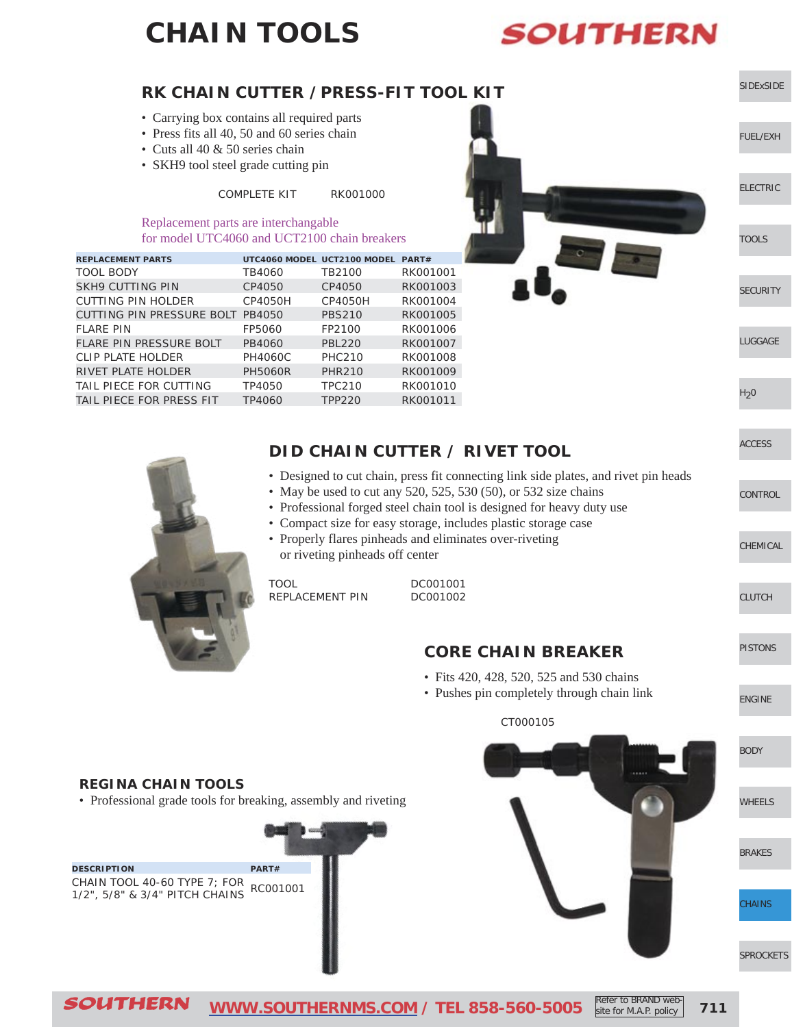# CHAIN TOOLS

## RK CHAIN CUTTER / PRESS-FIT TOOL KIT

- Carrying box contains all required parts
- Press fits all 40, 50 and 60 series chain
- Cuts all 40 & 50 series chain
- SKH9 tool steel grade cutting pin

COMPLETE KIT RK001000

Replacement parts are interchangable for model UTC4060 and UCT2100 chain breakers

| REPLACEMENT PARTS | UTC4060 MODEL | UCT2100 MODEL | PART# |
|---|---|---|---|
| TOOL BODY | TB4060 | TB2100 | RK001001 |
| SKH9 CUTTING PIN | CP4050 | CP4050 | RK001003 |
| CUTTING PIN HOLDER | CP4050H | CP4050H | RK001004 |
| CUTTING PIN PRESSURE BOLT | PB4050 | PBS210 | RK001005 |
| FLARE PIN | FP5060 | FP2100 | RK001006 |
| FLARE PIN PRESSURE BOLT | PB4060 | PBL220 | RK001007 |
| CLIP PLATE HOLDER | PH4060C | PHC210 | RK001008 |
| RIVET PLATE HOLDER | PH5060R | PHR210 | RK001009 |
| TAIL PIECE FOR CUTTING | TP4050 | TPC210 | RK001010 |
| TAIL PIECE FOR PRESS FIT | TP4060 | TPP220 | RK001011 |

## DID CHAIN CUTTER / RIVET TOOL

- Designed to cut chain, press fit connecting link side plates, and rivet pin heads
- May be used to cut any 520, 525, 530 (50), or 532 size chains
- Professional forged steel chain tool is designed for heavy duty use
- Compact size for easy storage, includes plastic storage case
- Properly flares pinheads and eliminates over-riveting or riveting pinheads off center

TOOL DC001001
REPLACEMENT PIN DC001002

## CORE CHAIN BREAKER

- Fits 420, 428, 520, 525 and 530 chains
- Pushes pin completely through chain link

CT000105

## REGINA CHAIN TOOLS

- Professional grade tools for breaking, assembly and riveting

| DESCRIPTION | PART# |
|---|---|
| CHAIN TOOL 40-60 TYPE 7; FOR 1/2", 5/8" & 3/4" PITCH CHAINS | RC001001 |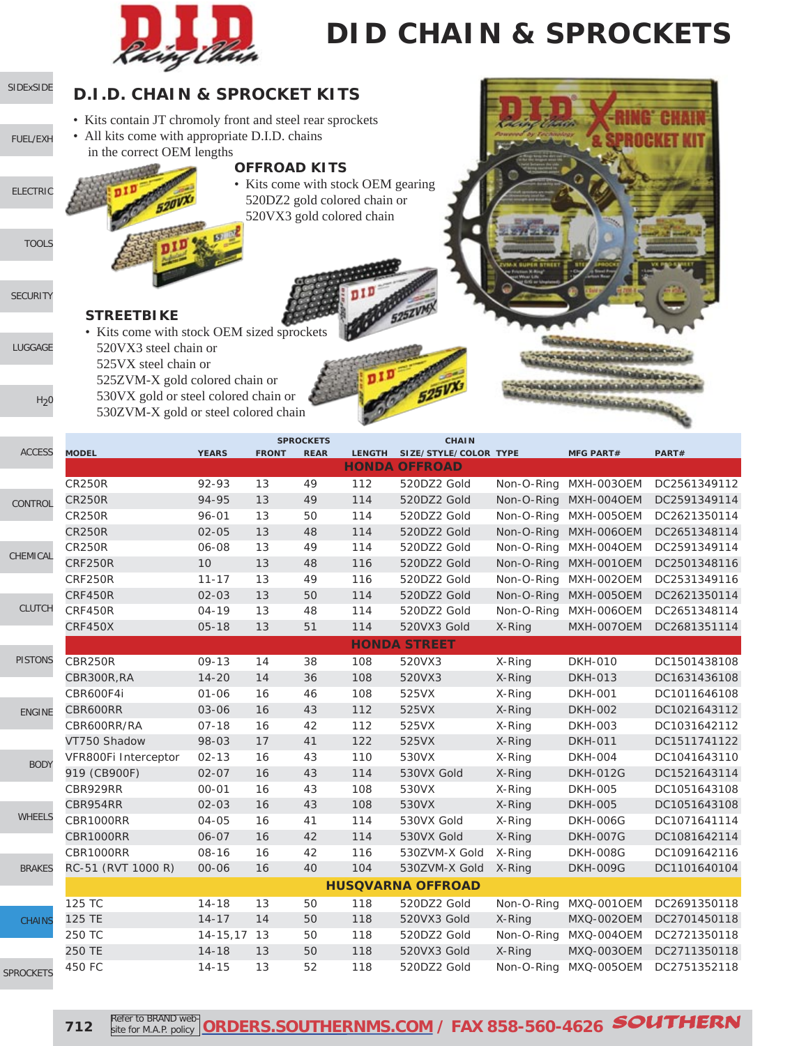# DID CHAIN & SPROCKETS

## D.I.D. CHAIN & SPROCKET KITS

- Kits contain JT chromoly front and steel rear sprockets
- All kits come with appropriate D.I.D. chains in the correct OEM lengths

### OFFROAD KITS

- Kits come with stock OEM gearing 520DZ2 gold colored chain or 520VX3 gold colored chain

### STREETBIKE

- Kits come with stock OEM sized sprockets 520VX3 steel chain or 525VX steel chain or 525ZVM-X gold colored chain or 530VX gold or steel colored chain or 530ZVM-X gold or steel colored chain

| MODEL | YEARS | SPROCKETS FRONT | SPROCKETS REAR | CHAIN LENGTH | CHAIN SIZE/STYLE/COLOR | TYPE | MFG PART# | PART# |
|---|---|---|---|---|---|---|---|---|
| **HONDA OFFROAD** | | | | | | | | |
| CR250R | 92-93 | 13 | 49 | 112 | 520DZ2 Gold | Non-O-Ring | MXH-003OEM | DC2561349112 |
| CR250R | 94-95 | 13 | 49 | 114 | 520DZ2 Gold | Non-O-Ring | MXH-004OEM | DC2591349114 |
| CR250R | 96-01 | 13 | 50 | 114 | 520DZ2 Gold | Non-O-Ring | MXH-005OEM | DC2621350114 |
| CR250R | 02-05 | 13 | 48 | 114 | 520DZ2 Gold | Non-O-Ring | MXH-006OEM | DC2651348114 |
| CR250R | 06-08 | 13 | 49 | 114 | 520DZ2 Gold | Non-O-Ring | MXH-004OEM | DC2591349114 |
| CRF250R | 10 | 13 | 48 | 116 | 520DZ2 Gold | Non-O-Ring | MXH-001OEM | DC2501348116 |
| CRF250R | 11-17 | 13 | 49 | 116 | 520DZ2 Gold | Non-O-Ring | MXH-002OEM | DC2531349116 |
| CRF450R | 02-03 | 13 | 50 | 114 | 520DZ2 Gold | Non-O-Ring | MXH-005OEM | DC2621350114 |
| CRF450R | 04-19 | 13 | 48 | 114 | 520DZ2 Gold | Non-O-Ring | MXH-006OEM | DC2651348114 |
| CRF450X | 05-18 | 13 | 51 | 114 | 520VX3 Gold | X-Ring | MXH-007OEM | DC2681351114 |
| **HONDA STREET** | | | | | | | | |
| CBR250R | 09-13 | 14 | 38 | 108 | 520VX3 | X-Ring | DKH-010 | DC1501438108 |
| CBR300R,RA | 14-20 | 14 | 36 | 108 | 520VX3 | X-Ring | DKH-013 | DC1631436108 |
| CBR600F4i | 01-06 | 16 | 46 | 108 | 525VX | X-Ring | DKH-001 | DC1011646108 |
| CBR600RR | 03-06 | 16 | 43 | 112 | 525VX | X-Ring | DKH-002 | DC1021643112 |
| CBR600RR/RA | 07-18 | 16 | 42 | 112 | 525VX | X-Ring | DKH-003 | DC1031642112 |
| VT750 Shadow | 98-03 | 17 | 41 | 122 | 525VX | X-Ring | DKH-011 | DC1511741122 |
| VFR800Fi Interceptor | 02-13 | 16 | 43 | 110 | 530VX | X-Ring | DKH-004 | DC1041643110 |
| 919 (CB900F) | 02-07 | 16 | 43 | 114 | 530VX Gold | X-Ring | DKH-012G | DC1521643114 |
| CBR929RR | 00-01 | 16 | 43 | 108 | 530VX | X-Ring | DKH-005 | DC1051643108 |
| CBR954RR | 02-03 | 16 | 43 | 108 | 530VX | X-Ring | DKH-005 | DC1051643108 |
| CBR1000RR | 04-05 | 16 | 41 | 114 | 530VX Gold | X-Ring | DKH-006G | DC1071641114 |
| CBR1000RR | 06-07 | 16 | 42 | 114 | 530VX Gold | X-Ring | DKH-007G | DC1081642114 |
| CBR1000RR | 08-16 | 16 | 42 | 116 | 530ZVM-X Gold | X-Ring | DKH-008G | DC1091642116 |
| RC-51 (RVT 1000 R) | 00-06 | 16 | 40 | 104 | 530ZVM-X Gold | X-Ring | DKH-009G | DC1101640104 |
| **HUSQVARNA OFFROAD** | | | | | | | | |
| 125 TC | 14-18 | 13 | 50 | 118 | 520DZ2 Gold | Non-O-Ring | MXQ-001OEM | DC2691350118 |
| 125 TE | 14-17 | 14 | 50 | 118 | 520VX3 Gold | X-Ring | MXQ-002OEM | DC2701450118 |
| 250 TC | 14-15,17 | 13 | 50 | 118 | 520DZ2 Gold | Non-O-Ring | MXQ-004OEM | DC2721350118 |
| 250 TE | 14-18 | 13 | 50 | 118 | 520VX3 Gold | X-Ring | MXQ-003OEM | DC2711350118 |
| 450 FC | 14-15 | 13 | 52 | 118 | 520DZ2 Gold | Non-O-Ring | MXQ-005OEM | DC2751352118 |

Refer to BRAND web-site for M.A.P. policy **ORDERS.SOUTHERNMS.COM / FAX 858-560-4626**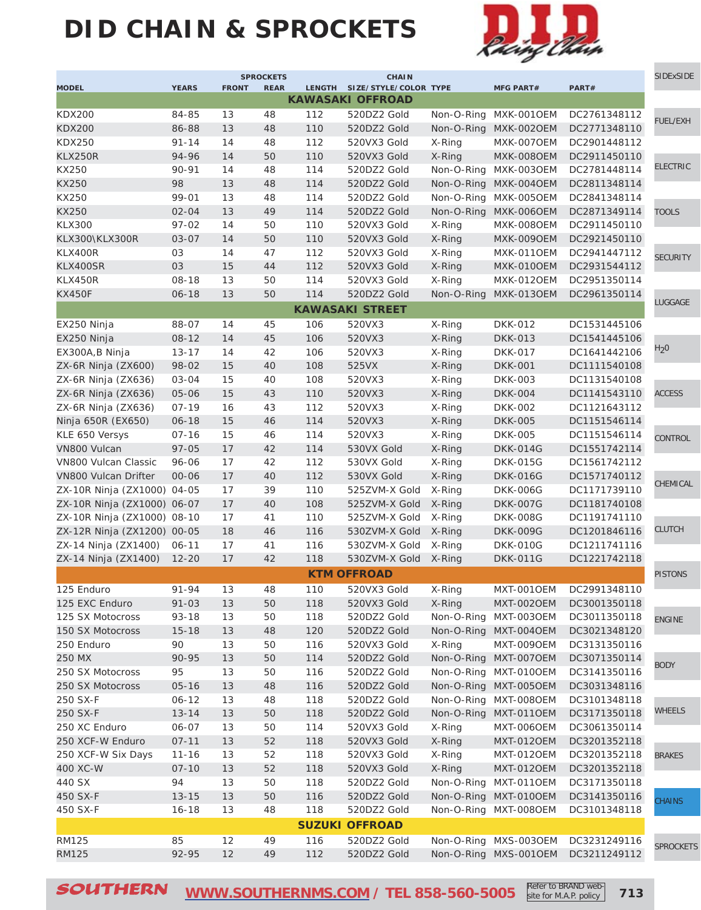# DID CHAIN & SPROCKETS

| MODEL | YEARS | SPROCKETS FRONT | REAR | LENGTH | CHAIN SIZE/STYLE/COLOR | TYPE | MFG PART# | PART# |
|---|---|---|---|---|---|---|---|---|
| **KAWASAKI OFFROAD** | | | | | | | | |
| KDX200 | 84-85 | 13 | 48 | 112 | 520DZ2 Gold | Non-O-Ring | MXK-001OEM | DC2761348112 |
| KDX200 | 86-88 | 13 | 48 | 110 | 520DZ2 Gold | Non-O-Ring | MXK-002OEM | DC2771348110 |
| KDX250 | 91-14 | 14 | 48 | 112 | 520VX3 Gold | X-Ring | MXK-007OEM | DC2901448112 |
| KLX250R | 94-96 | 14 | 50 | 110 | 520VX3 Gold | X-Ring | MXK-008OEM | DC2911450110 |
| KX250 | 90-91 | 14 | 48 | 114 | 520DZ2 Gold | Non-O-Ring | MXK-003OEM | DC2781448114 |
| KX250 | 98 | 13 | 48 | 114 | 520DZ2 Gold | Non-O-Ring | MXK-004OEM | DC2811348114 |
| KX250 | 99-01 | 13 | 48 | 114 | 520DZ2 Gold | Non-O-Ring | MXK-005OEM | DC2841348114 |
| KX250 | 02-04 | 13 | 49 | 114 | 520DZ2 Gold | Non-O-Ring | MXK-006OEM | DC2871349114 |
| KLX300 | 97-02 | 14 | 50 | 110 | 520VX3 Gold | X-Ring | MXK-008OEM | DC2911450110 |
| KLX300\KLX300R | 03-07 | 14 | 50 | 110 | 520VX3 Gold | X-Ring | MXK-009OEM | DC2921450110 |
| KLX400R | 03 | 14 | 47 | 112 | 520VX3 Gold | X-Ring | MXK-011OEM | DC2941447112 |
| KLX400SR | 03 | 15 | 44 | 112 | 520VX3 Gold | X-Ring | MXK-010OEM | DC2931544112 |
| KLX450R | 08-18 | 13 | 50 | 114 | 520VX3 Gold | X-Ring | MXK-012OEM | DC2951350114 |
| KX450F | 06-18 | 13 | 50 | 114 | 520DZ2 Gold | Non-O-Ring | MXK-013OEM | DC2961350114 |
| **KAWASAKI STREET** | | | | | | | | |
| EX250 Ninja | 88-07 | 14 | 45 | 106 | 520VX3 | X-Ring | DKK-012 | DC1531445106 |
| EX250 Ninja | 08-12 | 14 | 45 | 106 | 520VX3 | X-Ring | DKK-013 | DC1541445106 |
| EX300A,B Ninja | 13-17 | 14 | 42 | 106 | 520VX3 | X-Ring | DKK-017 | DC1641442106 |
| ZX-6R Ninja (ZX600) | 98-02 | 15 | 40 | 108 | 525VX | X-Ring | DKK-001 | DC1111540108 |
| ZX-6R Ninja (ZX636) | 03-04 | 15 | 40 | 108 | 520VX3 | X-Ring | DKK-003 | DC1131540108 |
| ZX-6R Ninja (ZX636) | 05-06 | 15 | 43 | 110 | 520VX3 | X-Ring | DKK-004 | DC1141543110 |
| ZX-6R Ninja (ZX636) | 07-19 | 16 | 43 | 112 | 520VX3 | X-Ring | DKK-002 | DC1121643112 |
| Ninja 650R (EX650) | 06-18 | 15 | 46 | 114 | 520VX3 | X-Ring | DKK-005 | DC1151546114 |
| KLE 650 Versys | 07-16 | 15 | 46 | 114 | 520VX3 | X-Ring | DKK-005 | DC1151546114 |
| VN800 Vulcan | 97-05 | 17 | 42 | 114 | 530VX Gold | X-Ring | DKK-014G | DC1551742114 |
| VN800 Vulcan Classic | 96-06 | 17 | 42 | 112 | 530VX Gold | X-Ring | DKK-015G | DC1561742112 |
| VN800 Vulcan Drifter | 00-06 | 17 | 40 | 112 | 530VX Gold | X-Ring | DKK-016G | DC1571740112 |
| ZX-10R Ninja (ZX1000) | 04-05 | 17 | 39 | 110 | 525ZVM-X Gold | X-Ring | DKK-006G | DC1171739110 |
| ZX-10R Ninja (ZX1000) | 06-07 | 17 | 40 | 108 | 525ZVM-X Gold | X-Ring | DKK-007G | DC1181740108 |
| ZX-10R Ninja (ZX1000) | 08-10 | 17 | 41 | 110 | 525ZVM-X Gold | X-Ring | DKK-008G | DC1191741110 |
| ZX-12R Ninja (ZX1200) | 00-05 | 18 | 46 | 116 | 530ZVM-X Gold | X-Ring | DKK-009G | DC1201846116 |
| ZX-14 Ninja (ZX1400) | 06-11 | 17 | 41 | 116 | 530ZVM-X Gold | X-Ring | DKK-010G | DC1211741116 |
| ZX-14 Ninja (ZX1400) | 12-20 | 17 | 42 | 118 | 530ZVM-X Gold | X-Ring | DKK-011G | DC1221742118 |
| **KTM OFFROAD** | | | | | | | | |
| 125 Enduro | 91-94 | 13 | 48 | 110 | 520VX3 Gold | X-Ring | MXT-001OEM | DC2991348110 |
| 125 EXC Enduro | 91-03 | 13 | 50 | 118 | 520VX3 Gold | X-Ring | MXT-002OEM | DC3001350118 |
| 125 SX Motocross | 93-18 | 13 | 50 | 118 | 520DZ2 Gold | Non-O-Ring | MXT-003OEM | DC3011350118 |
| 150 SX Motocross | 15-18 | 13 | 48 | 120 | 520DZ2 Gold | Non-O-Ring | MXT-004OEM | DC3021348120 |
| 250 Enduro | 90 | 13 | 50 | 116 | 520VX3 Gold | X-Ring | MXT-009OEM | DC3131350116 |
| 250 MX | 90-95 | 13 | 50 | 114 | 520DZ2 Gold | Non-O-Ring | MXT-007OEM | DC3071350114 |
| 250 SX Motocross | 95 | 13 | 50 | 116 | 520DZ2 Gold | Non-O-Ring | MXT-010OEM | DC3141350116 |
| 250 SX Motocross | 05-16 | 13 | 48 | 116 | 520DZ2 Gold | Non-O-Ring | MXT-005OEM | DC3031348116 |
| 250 SX-F | 06-12 | 13 | 48 | 118 | 520DZ2 Gold | Non-O-Ring | MXT-008OEM | DC3101348118 |
| 250 SX-F | 13-14 | 13 | 50 | 118 | 520DZ2 Gold | Non-O-Ring | MXT-011OEM | DC3171350118 |
| 250 XC Enduro | 06-07 | 13 | 50 | 114 | 520VX3 Gold | X-Ring | MXT-006OEM | DC3061350114 |
| 250 XCF-W Enduro | 07-11 | 13 | 52 | 118 | 520VX3 Gold | X-Ring | MXT-012OEM | DC3201352118 |
| 250 XCF-W Six Days | 11-16 | 13 | 52 | 118 | 520VX3 Gold | X-Ring | MXT-012OEM | DC3201352118 |
| 400 XC-W | 07-10 | 13 | 52 | 118 | 520VX3 Gold | X-Ring | MXT-012OEM | DC3201352118 |
| 440 SX | 94 | 13 | 50 | 118 | 520DZ2 Gold | Non-O-Ring | MXT-011OEM | DC3171350118 |
| 450 SX-F | 13-15 | 13 | 50 | 116 | 520DZ2 Gold | Non-O-Ring | MXT-010OEM | DC3141350116 |
| 450 SX-F | 16-18 | 13 | 48 | 118 | 520DZ2 Gold | Non-O-Ring | MXT-008OEM | DC3101348118 |
| **SUZUKI OFFROAD** | | | | | | | | |
| RM125 | 85 | 12 | 49 | 116 | 520DZ2 Gold | Non-O-Ring | MXS-003OEM | DC3231249116 |
| RM125 | 92-95 | 12 | 49 | 112 | 520DZ2 Gold | Non-O-Ring | MXS-001OEM | DC3211249112 |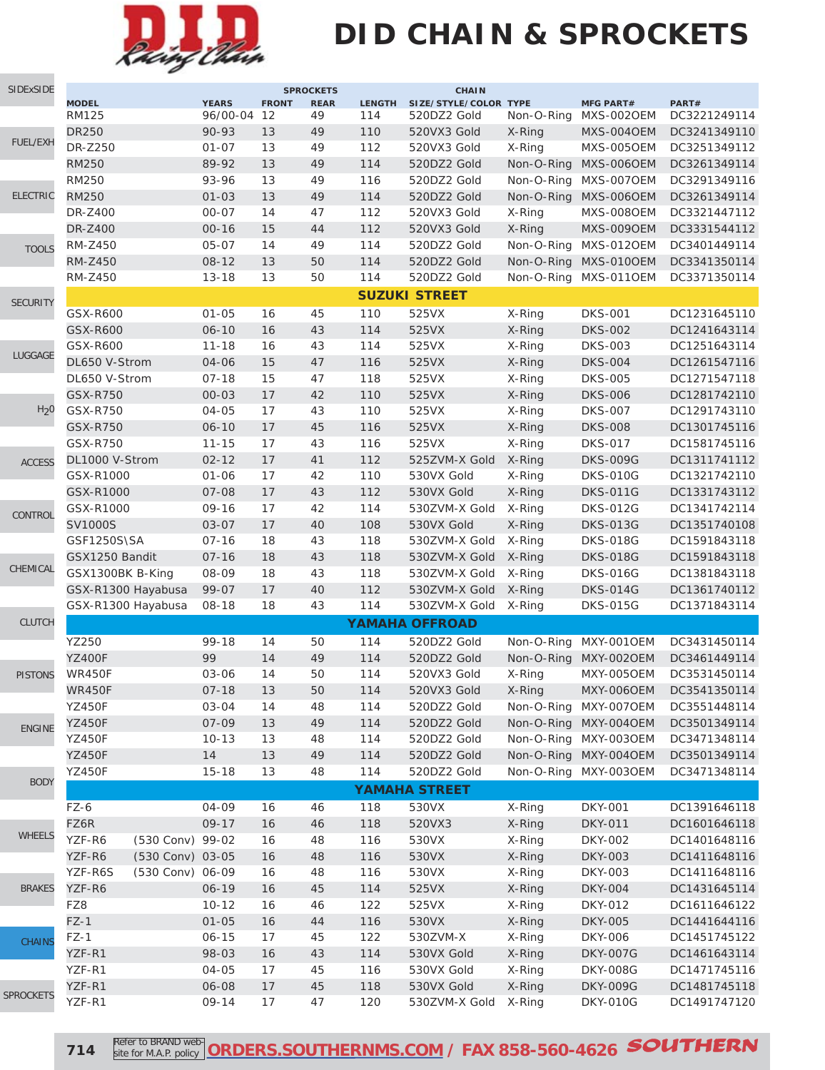# DID CHAIN & SPROCKETS

| MODEL | YEARS | SPROCKETS FRONT | SPROCKETS REAR | LENGTH | CHAIN SIZE/STYLE/COLOR | TYPE | MFG PART# | PART# |
|---|---|---|---|---|---|---|---|---|
| RM125 | 96/00-04 | 12 | 49 | 114 | 520DZ2 Gold | Non-O-Ring | MXS-002OEM | DC3221249114 |
| DR250 | 90-93 | 13 | 49 | 110 | 520VX3 Gold | X-Ring | MXS-004OEM | DC3241349110 |
| DR-Z250 | 01-07 | 13 | 49 | 112 | 520VX3 Gold | X-Ring | MXS-005OEM | DC3251349112 |
| RM250 | 89-92 | 13 | 49 | 114 | 520DZ2 Gold | Non-O-Ring | MXS-006OEM | DC3261349114 |
| RM250 | 93-96 | 13 | 49 | 116 | 520DZ2 Gold | Non-O-Ring | MXS-007OEM | DC3291349116 |
| RM250 | 01-03 | 13 | 49 | 114 | 520DZ2 Gold | Non-O-Ring | MXS-006OEM | DC3261349114 |
| DR-Z400 | 00-07 | 14 | 47 | 112 | 520VX3 Gold | X-Ring | MXS-008OEM | DC3321447112 |
| DR-Z400 | 00-16 | 15 | 44 | 112 | 520VX3 Gold | X-Ring | MXS-009OEM | DC3331544112 |
| RM-Z450 | 05-07 | 14 | 49 | 114 | 520DZ2 Gold | Non-O-Ring | MXS-012OEM | DC3401449114 |
| RM-Z450 | 08-12 | 13 | 50 | 114 | 520DZ2 Gold | Non-O-Ring | MXS-010OEM | DC3341350114 |
| RM-Z450 | 13-18 | 13 | 50 | 114 | 520DZ2 Gold | Non-O-Ring | MXS-011OEM | DC3371350114 |
| **SUZUKI STREET** | | | | | | | | |
| GSX-R600 | 01-05 | 16 | 45 | 110 | 525VX | X-Ring | DKS-001 | DC1231645110 |
| GSX-R600 | 06-10 | 16 | 43 | 114 | 525VX | X-Ring | DKS-002 | DC1241643114 |
| GSX-R600 | 11-18 | 16 | 43 | 114 | 525VX | X-Ring | DKS-003 | DC1251643114 |
| DL650 V-Strom | 04-06 | 15 | 47 | 116 | 525VX | X-Ring | DKS-004 | DC1261547116 |
| DL650 V-Strom | 07-18 | 15 | 47 | 118 | 525VX | X-Ring | DKS-005 | DC1271547118 |
| GSX-R750 | 00-03 | 17 | 42 | 110 | 525VX | X-Ring | DKS-006 | DC1281742110 |
| GSX-R750 | 04-05 | 17 | 43 | 110 | 525VX | X-Ring | DKS-007 | DC1291743110 |
| GSX-R750 | 06-10 | 17 | 45 | 116 | 525VX | X-Ring | DKS-008 | DC1301745116 |
| GSX-R750 | 11-15 | 17 | 43 | 116 | 525VX | X-Ring | DKS-017 | DC1581745116 |
| DL1000 V-Strom | 02-12 | 17 | 41 | 112 | 525ZVM-X Gold | X-Ring | DKS-009G | DC1311741112 |
| GSX-R1000 | 01-06 | 17 | 42 | 110 | 530VX Gold | X-Ring | DKS-010G | DC1321742110 |
| GSX-R1000 | 07-08 | 17 | 43 | 112 | 530VX Gold | X-Ring | DKS-011G | DC1331743112 |
| GSX-R1000 | 09-16 | 17 | 42 | 114 | 530ZVM-X Gold | X-Ring | DKS-012G | DC1341742114 |
| SV1000S | 03-07 | 17 | 40 | 108 | 530VX Gold | X-Ring | DKS-013G | DC1351740108 |
| GSF1250S\SA | 07-16 | 18 | 43 | 118 | 530ZVM-X Gold | X-Ring | DKS-018G | DC1591843118 |
| GSX1250 Bandit | 07-16 | 18 | 43 | 118 | 530ZVM-X Gold | X-Ring | DKS-018G | DC1591843118 |
| GSX1300BK B-King | 08-09 | 18 | 43 | 118 | 530ZVM-X Gold | X-Ring | DKS-016G | DC1381843118 |
| GSX-R1300 Hayabusa | 99-07 | 17 | 40 | 112 | 530ZVM-X Gold | X-Ring | DKS-014G | DC1361740112 |
| GSX-R1300 Hayabusa | 08-18 | 18 | 43 | 114 | 530ZVM-X Gold | X-Ring | DKS-015G | DC1371843114 |
| **YAMAHA OFFROAD** | | | | | | | | |
| YZ250 | 99-18 | 14 | 50 | 114 | 520DZ2 Gold | Non-O-Ring | MXY-001OEM | DC3431450114 |
| YZ400F | 99 | 14 | 49 | 114 | 520DZ2 Gold | Non-O-Ring | MXY-002OEM | DC3461449114 |
| WR450F | 03-06 | 14 | 50 | 114 | 520VX3 Gold | X-Ring | MXY-005OEM | DC3531450114 |
| WR450F | 07-18 | 13 | 50 | 114 | 520VX3 Gold | X-Ring | MXY-006OEM | DC3541350114 |
| YZ450F | 03-04 | 14 | 48 | 114 | 520DZ2 Gold | Non-O-Ring | MXY-007OEM | DC3551448114 |
| YZ450F | 07-09 | 13 | 49 | 114 | 520DZ2 Gold | Non-O-Ring | MXY-004OEM | DC3501349114 |
| YZ450F | 10-13 | 13 | 48 | 114 | 520DZ2 Gold | Non-O-Ring | MXY-003OEM | DC3471348114 |
| YZ450F | 14 | 13 | 49 | 114 | 520DZ2 Gold | Non-O-Ring | MXY-004OEM | DC3501349114 |
| YZ450F | 15-18 | 13 | 48 | 114 | 520DZ2 Gold | Non-O-Ring | MXY-003OEM | DC3471348114 |
| **YAMAHA STREET** | | | | | | | | |
| FZ-6 | 04-09 | 16 | 46 | 118 | 530VX | X-Ring | DKY-001 | DC1391646118 |
| FZ6R | 09-17 | 16 | 46 | 118 | 520VX3 | X-Ring | DKY-011 | DC1601646118 |
| YZF-R6 (530 Conv) | 99-02 | 16 | 48 | 116 | 530VX | X-Ring | DKY-002 | DC1401648116 |
| YZF-R6 (530 Conv) | 03-05 | 16 | 48 | 116 | 530VX | X-Ring | DKY-003 | DC1411648116 |
| YZF-R6S (530 Conv) | 06-09 | 16 | 48 | 116 | 530VX | X-Ring | DKY-003 | DC1411648116 |
| YZF-R6 | 06-19 | 16 | 45 | 114 | 525VX | X-Ring | DKY-004 | DC1431645114 |
| FZ8 | 10-12 | 16 | 46 | 122 | 525VX | X-Ring | DKY-012 | DC1611646122 |
| FZ-1 | 01-05 | 16 | 44 | 116 | 530VX | X-Ring | DKY-005 | DC1441644116 |
| FZ-1 | 06-15 | 17 | 45 | 122 | 530ZVM-X | X-Ring | DKY-006 | DC1451745122 |
| YZF-R1 | 98-03 | 16 | 43 | 114 | 530VX Gold | X-Ring | DKY-007G | DC1461643114 |
| YZF-R1 | 04-05 | 17 | 45 | 116 | 530VX Gold | X-Ring | DKY-008G | DC1471745116 |
| YZF-R1 | 06-08 | 17 | 45 | 118 | 530VX Gold | X-Ring | DKY-009G | DC1481745118 |
| YZF-R1 | 09-14 | 17 | 47 | 120 | 530ZVM-X Gold | X-Ring | DKY-010G | DC1491747120 |

Refer to BRAND web-site for M.A.P. policy **ORDERS.SOUTHERNMS.COM / FAX 858-560-4626**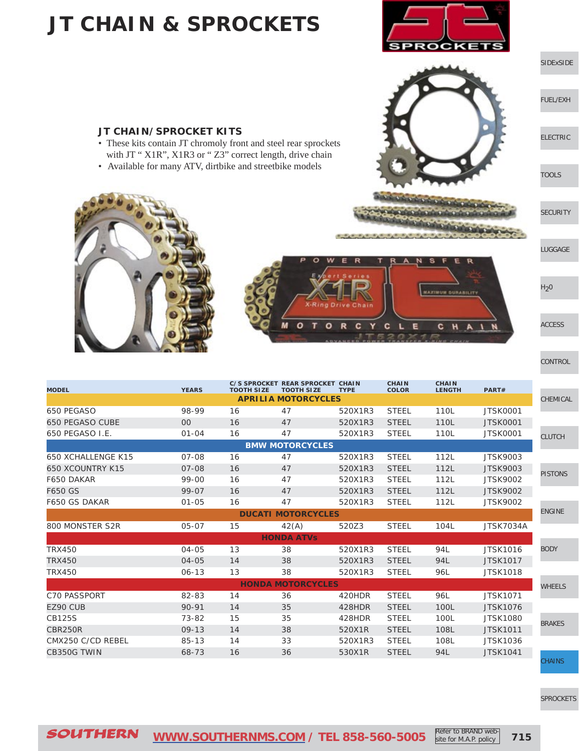# JT CHAIN & SPROCKETS

### JT CHAIN/SPROCKET KITS

- These kits contain JT chromoly front and steel rear sprockets with JT " X1R", X1R3 or " Z3" correct length, drive chain
- Available for many ATV, dirtbike and streetbike models

| MODEL | YEARS | C/S SPROCKET TOOTH SIZE | REAR SPROCKET TOOTH SIZE | CHAIN TYPE | CHAIN COLOR | CHAIN LENGTH | PART# |
|---|---|---|---|---|---|---|---|
| **APRILIA MOTORCYCLES** | | | | | | | |
| 650 PEGASO | 98-99 | 16 | 47 | 520X1R3 | STEEL | 110L | JTSK0001 |
| 650 PEGASO CUBE | 00 | 16 | 47 | 520X1R3 | STEEL | 110L | JTSK0001 |
| 650 PEGASO I.E. | 01-04 | 16 | 47 | 520X1R3 | STEEL | 110L | JTSK0001 |
| **BMW MOTORCYCLES** | | | | | | | |
| 650 XCHALLENGE K15 | 07-08 | 16 | 47 | 520X1R3 | STEEL | 112L | JTSK9003 |
| 650 XCOUNTRY K15 | 07-08 | 16 | 47 | 520X1R3 | STEEL | 112L | JTSK9003 |
| F650 DAKAR | 99-00 | 16 | 47 | 520X1R3 | STEEL | 112L | JTSK9002 |
| F650 GS | 99-07 | 16 | 47 | 520X1R3 | STEEL | 112L | JTSK9002 |
| F650 GS DAKAR | 01-05 | 16 | 47 | 520X1R3 | STEEL | 112L | JTSK9002 |
| **DUCATI MOTORCYCLES** | | | | | | | |
| 800 MONSTER S2R | 05-07 | 15 | 42(A) | 520Z3 | STEEL | 104L | JTSK7034A |
| **HONDA ATVs** | | | | | | | |
| TRX450 | 04-05 | 13 | 38 | 520X1R3 | STEEL | 94L | JTSK1016 |
| TRX450 | 04-05 | 14 | 38 | 520X1R3 | STEEL | 94L | JTSK1017 |
| TRX450 | 06-13 | 13 | 38 | 520X1R3 | STEEL | 96L | JTSK1018 |
| **HONDA MOTORCYCLES** | | | | | | | |
| C70 PASSPORT | 82-83 | 14 | 36 | 420HDR | STEEL | 96L | JTSK1071 |
| EZ90 CUB | 90-91 | 14 | 35 | 428HDR | STEEL | 100L | JTSK1076 |
| CB125S | 73-82 | 15 | 35 | 428HDR | STEEL | 100L | JTSK1080 |
| CBR250R | 09-13 | 14 | 38 | 520X1R | STEEL | 108L | JTSK1011 |
| CMX250 C/CD REBEL | 85-13 | 14 | 33 | 520X1R3 | STEEL | 108L | JTSK1036 |
| CB350G TWIN | 68-73 | 16 | 36 | 530X1R | STEEL | 94L | JTSK1041 |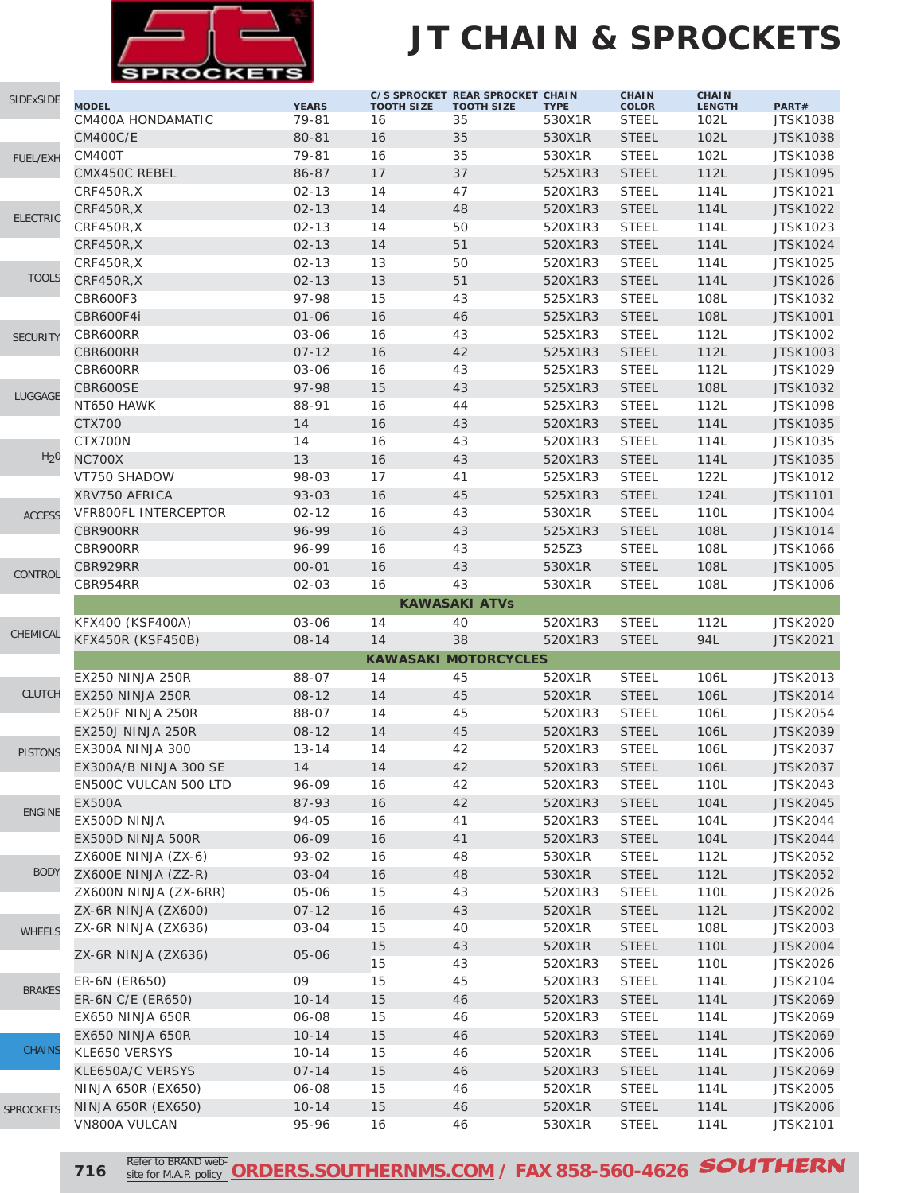# JT CHAIN & SPROCKETS

| MODEL | YEARS | C/S SPROCKET TOOTH SIZE | REAR SPROCKET TOOTH SIZE | CHAIN TYPE | CHAIN COLOR | CHAIN LENGTH | PART# |
|---|---|---|---|---|---|---|---|
| CM400A HONDAMATIC | 79-81 | 16 | 35 | 530X1R | STEEL | 102L | JTSK1038 |
| CM400C/E | 80-81 | 16 | 35 | 530X1R | STEEL | 102L | JTSK1038 |
| CM400T | 79-81 | 16 | 35 | 530X1R | STEEL | 102L | JTSK1038 |
| CMX450C REBEL | 86-87 | 17 | 37 | 525X1R3 | STEEL | 112L | JTSK1095 |
| CRF450R,X | 02-13 | 14 | 47 | 520X1R3 | STEEL | 114L | JTSK1021 |
| CRF450R,X | 02-13 | 14 | 48 | 520X1R3 | STEEL | 114L | JTSK1022 |
| CRF450R,X | 02-13 | 14 | 50 | 520X1R3 | STEEL | 114L | JTSK1023 |
| CRF450R,X | 02-13 | 14 | 51 | 520X1R3 | STEEL | 114L | JTSK1024 |
| CRF450R,X | 02-13 | 13 | 50 | 520X1R3 | STEEL | 114L | JTSK1025 |
| CRF450R,X | 02-13 | 13 | 51 | 520X1R3 | STEEL | 114L | JTSK1026 |
| CBR600F3 | 97-98 | 15 | 43 | 525X1R3 | STEEL | 108L | JTSK1032 |
| CBR600F4i | 01-06 | 16 | 46 | 525X1R3 | STEEL | 108L | JTSK1001 |
| CBR600RR | 03-06 | 16 | 43 | 525X1R3 | STEEL | 112L | JTSK1002 |
| CBR600RR | 07-12 | 16 | 42 | 525X1R3 | STEEL | 112L | JTSK1003 |
| CBR600RR | 03-06 | 16 | 43 | 525X1R3 | STEEL | 112L | JTSK1029 |
| CBR600SE | 97-98 | 15 | 43 | 525X1R3 | STEEL | 108L | JTSK1032 |
| NT650 HAWK | 88-91 | 16 | 44 | 525X1R3 | STEEL | 112L | JTSK1098 |
| CTX700 | 14 | 16 | 43 | 520X1R3 | STEEL | 114L | JTSK1035 |
| CTX700N | 14 | 16 | 43 | 520X1R3 | STEEL | 114L | JTSK1035 |
| NC700X | 13 | 16 | 43 | 520X1R3 | STEEL | 114L | JTSK1035 |
| VT750 SHADOW | 98-03 | 17 | 41 | 525X1R3 | STEEL | 122L | JTSK1012 |
| XRV750 AFRICA | 93-03 | 16 | 45 | 525X1R3 | STEEL | 124L | JTSK1101 |
| VFR800FL INTERCEPTOR | 02-12 | 16 | 43 | 530X1R | STEEL | 110L | JTSK1004 |
| CBR900RR | 96-99 | 16 | 43 | 525X1R3 | STEEL | 108L | JTSK1014 |
| CBR900RR | 96-99 | 16 | 43 | 525Z3 | STEEL | 108L | JTSK1066 |
| CBR929RR | 00-01 | 16 | 43 | 530X1R | STEEL | 108L | JTSK1005 |
| CBR954RR | 02-03 | 16 | 43 | 530X1R | STEEL | 108L | JTSK1006 |
| **KAWASAKI ATVs** | | | | | | | |
| KFX400 (KSF400A) | 03-06 | 14 | 40 | 520X1R3 | STEEL | 112L | JTSK2020 |
| KFX450R (KSF450B) | 08-14 | 14 | 38 | 520X1R3 | STEEL | 94L | JTSK2021 |
| **KAWASAKI MOTORCYCLES** | | | | | | | |
| EX250 NINJA 250R | 88-07 | 14 | 45 | 520X1R | STEEL | 106L | JTSK2013 |
| EX250 NINJA 250R | 08-12 | 14 | 45 | 520X1R | STEEL | 106L | JTSK2014 |
| EX250F NINJA 250R | 88-07 | 14 | 45 | 520X1R3 | STEEL | 106L | JTSK2054 |
| EX250J NINJA 250R | 08-12 | 14 | 45 | 520X1R3 | STEEL | 106L | JTSK2039 |
| EX300A NINJA 300 | 13-14 | 14 | 42 | 520X1R3 | STEEL | 106L | JTSK2037 |
| EX300A/B NINJA 300 SE | 14 | 14 | 42 | 520X1R3 | STEEL | 106L | JTSK2037 |
| EN500C VULCAN 500 LTD | 96-09 | 16 | 42 | 520X1R3 | STEEL | 110L | JTSK2043 |
| EX500A | 87-93 | 16 | 42 | 520X1R3 | STEEL | 104L | JTSK2045 |
| EX500D NINJA | 94-05 | 16 | 41 | 520X1R3 | STEEL | 104L | JTSK2044 |
| EX500D NINJA 500R | 06-09 | 16 | 41 | 520X1R3 | STEEL | 104L | JTSK2044 |
| ZX600E NINJA (ZX-6) | 93-02 | 16 | 48 | 530X1R | STEEL | 112L | JTSK2052 |
| ZX600E NINJA (ZZ-R) | 03-04 | 16 | 48 | 530X1R | STEEL | 112L | JTSK2052 |
| ZX600N NINJA (ZX-6RR) | 05-06 | 15 | 43 | 520X1R3 | STEEL | 110L | JTSK2026 |
| ZX-6R NINJA (ZX600) | 07-12 | 16 | 43 | 520X1R | STEEL | 112L | JTSK2002 |
| ZX-6R NINJA (ZX636) | 03-04 | 15 | 40 | 520X1R | STEEL | 108L | JTSK2003 |
| ZX-6R NINJA (ZX636) | 05-06 | 15 | 43 | 520X1R | STEEL | 110L | JTSK2004 |
| | | 15 | 43 | 520X1R3 | STEEL | 110L | JTSK2026 |
| ER-6N (ER650) | 09 | 15 | 45 | 520X1R3 | STEEL | 114L | JTSK2104 |
| ER-6N C/E (ER650) | 10-14 | 15 | 46 | 520X1R3 | STEEL | 114L | JTSK2069 |
| EX650 NINJA 650R | 06-08 | 15 | 46 | 520X1R3 | STEEL | 114L | JTSK2069 |
| EX650 NINJA 650R | 10-14 | 15 | 46 | 520X1R3 | STEEL | 114L | JTSK2069 |
| KLE650 VERSYS | 10-14 | 15 | 46 | 520X1R | STEEL | 114L | JTSK2006 |
| KLE650A/C VERSYS | 07-14 | 15 | 46 | 520X1R3 | STEEL | 114L | JTSK2069 |
| NINJA 650R (EX650) | 06-08 | 15 | 46 | 520X1R | STEEL | 114L | JTSK2005 |
| NINJA 650R (EX650) | 10-14 | 15 | 46 | 520X1R | STEEL | 114L | JTSK2006 |
| VN800A VULCAN | 95-96 | 16 | 46 | 530X1R | STEEL | 114L | JTSK2101 |

Refer to BRAND website for M.A.P. policy **ORDERS.SOUTHERNMS.COM / FAX 858-560-4626**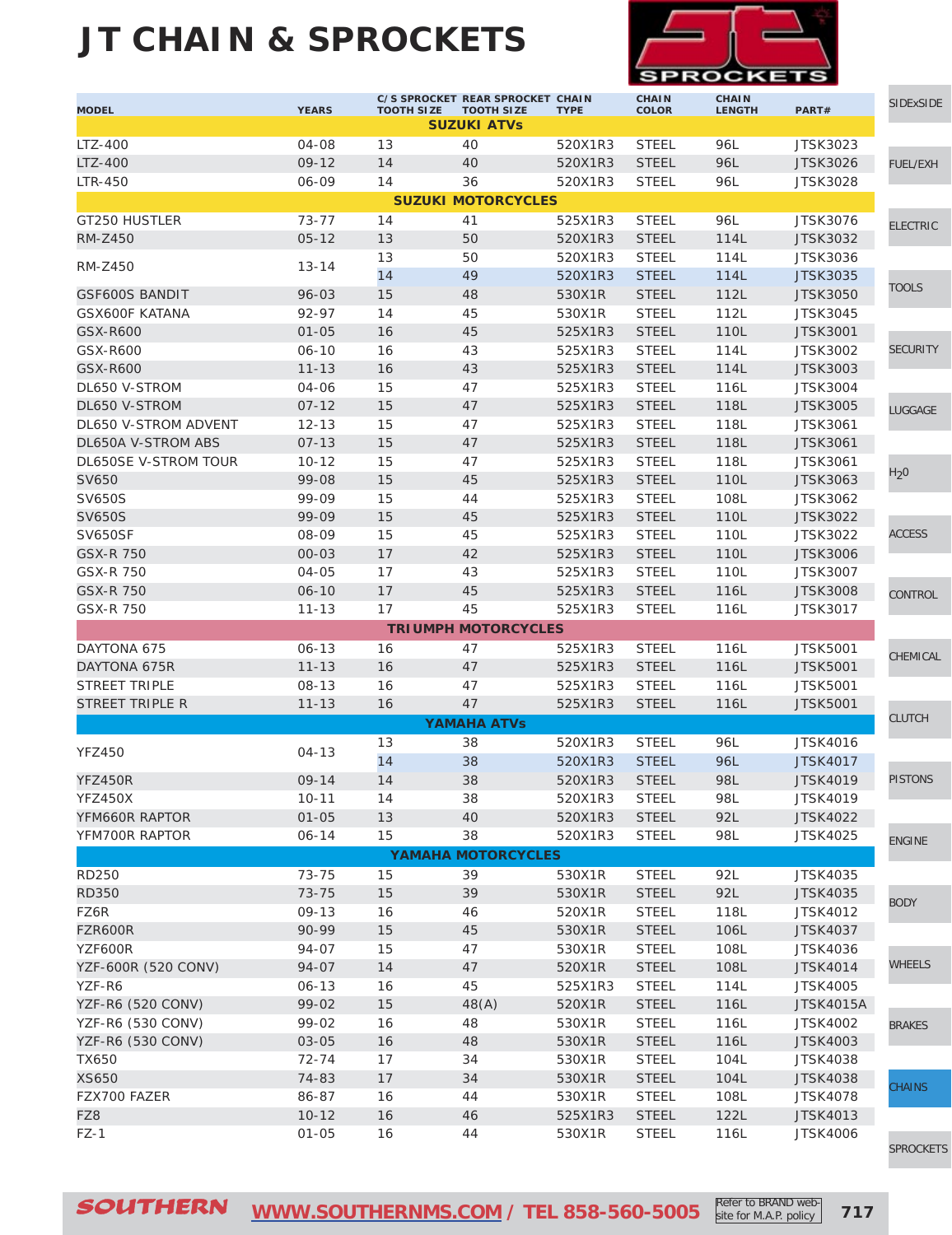# JT CHAIN & SPROCKETS

| MODEL | YEARS | C/S SPROCKET TOOTH SIZE | REAR SPROCKET TOOTH SIZE | CHAIN TYPE | CHAIN COLOR | CHAIN LENGTH | PART# |
|---|---|---|---|---|---|---|---|
| **SUZUKI ATVs** | | | | | | | |
| LTZ-400 | 04-08 | 13 | 40 | 520X1R3 | STEEL | 96L | JTSK3023 |
| LTZ-400 | 09-12 | 14 | 40 | 520X1R3 | STEEL | 96L | JTSK3026 |
| LTR-450 | 06-09 | 14 | 36 | 520X1R3 | STEEL | 96L | JTSK3028 |
| **SUZUKI MOTORCYCLES** | | | | | | | |
| GT250 HUSTLER | 73-77 | 14 | 41 | 525X1R3 | STEEL | 96L | JTSK3076 |
| RM-Z450 | 05-12 | 13 | 50 | 520X1R3 | STEEL | 114L | JTSK3032 |
| RM-Z450 | 13-14 | 13 | 50 | 520X1R3 | STEEL | 114L | JTSK3036 |
| | | 14 | 49 | 520X1R3 | STEEL | 114L | JTSK3035 |
| GSF600S BANDIT | 96-03 | 15 | 48 | 530X1R | STEEL | 112L | JTSK3050 |
| GSX600F KATANA | 92-97 | 14 | 45 | 530X1R | STEEL | 112L | JTSK3045 |
| GSX-R600 | 01-05 | 16 | 45 | 525X1R3 | STEEL | 110L | JTSK3001 |
| GSX-R600 | 06-10 | 16 | 43 | 525X1R3 | STEEL | 114L | JTSK3002 |
| GSX-R600 | 11-13 | 16 | 43 | 525X1R3 | STEEL | 114L | JTSK3003 |
| DL650 V-STROM | 04-06 | 15 | 47 | 525X1R3 | STEEL | 116L | JTSK3004 |
| DL650 V-STROM | 07-12 | 15 | 47 | 525X1R3 | STEEL | 118L | JTSK3005 |
| DL650 V-STROM ADVENT | 12-13 | 15 | 47 | 525X1R3 | STEEL | 118L | JTSK3061 |
| DL650A V-STROM ABS | 07-13 | 15 | 47 | 525X1R3 | STEEL | 118L | JTSK3061 |
| DL650SE V-STROM TOUR | 10-12 | 15 | 47 | 525X1R3 | STEEL | 118L | JTSK3061 |
| SV650 | 99-08 | 15 | 45 | 525X1R3 | STEEL | 110L | JTSK3063 |
| SV650S | 99-09 | 15 | 44 | 525X1R3 | STEEL | 108L | JTSK3062 |
| SV650S | 99-09 | 15 | 45 | 525X1R3 | STEEL | 110L | JTSK3022 |
| SV650SF | 08-09 | 15 | 45 | 525X1R3 | STEEL | 110L | JTSK3022 |
| GSX-R 750 | 00-03 | 17 | 42 | 525X1R3 | STEEL | 110L | JTSK3006 |
| GSX-R 750 | 04-05 | 17 | 43 | 525X1R3 | STEEL | 110L | JTSK3007 |
| GSX-R 750 | 06-10 | 17 | 45 | 525X1R3 | STEEL | 116L | JTSK3008 |
| GSX-R 750 | 11-13 | 17 | 45 | 525X1R3 | STEEL | 116L | JTSK3017 |
| **TRIUMPH MOTORCYCLES** | | | | | | | |
| DAYTONA 675 | 06-13 | 16 | 47 | 525X1R3 | STEEL | 116L | JTSK5001 |
| DAYTONA 675R | 11-13 | 16 | 47 | 525X1R3 | STEEL | 116L | JTSK5001 |
| STREET TRIPLE | 08-13 | 16 | 47 | 525X1R3 | STEEL | 116L | JTSK5001 |
| STREET TRIPLE R | 11-13 | 16 | 47 | 525X1R3 | STEEL | 116L | JTSK5001 |
| **YAMAHA ATVs** | | | | | | | |
| YFZ450 | 04-13 | 13 | 38 | 520X1R3 | STEEL | 96L | JTSK4016 |
| | | 14 | 38 | 520X1R3 | STEEL | 96L | JTSK4017 |
| YFZ450R | 09-14 | 14 | 38 | 520X1R3 | STEEL | 98L | JTSK4019 |
| YFZ450X | 10-11 | 14 | 38 | 520X1R3 | STEEL | 98L | JTSK4019 |
| YFM660R RAPTOR | 01-05 | 13 | 40 | 520X1R3 | STEEL | 92L | JTSK4022 |
| YFM700R RAPTOR | 06-14 | 15 | 38 | 520X1R3 | STEEL | 98L | JTSK4025 |
| **YAMAHA MOTORCYCLES** | | | | | | | |
| RD250 | 73-75 | 15 | 39 | 530X1R | STEEL | 92L | JTSK4035 |
| RD350 | 73-75 | 15 | 39 | 530X1R | STEEL | 92L | JTSK4035 |
| FZ6R | 09-13 | 16 | 46 | 520X1R | STEEL | 118L | JTSK4012 |
| FZR600R | 90-99 | 15 | 45 | 530X1R | STEEL | 106L | JTSK4037 |
| YZF600R | 94-07 | 15 | 47 | 530X1R | STEEL | 108L | JTSK4036 |
| YZF-600R (520 CONV) | 94-07 | 14 | 47 | 520X1R | STEEL | 108L | JTSK4014 |
| YZF-R6 | 06-13 | 16 | 45 | 525X1R3 | STEEL | 114L | JTSK4005 |
| YZF-R6 (520 CONV) | 99-02 | 15 | 48(A) | 520X1R | STEEL | 116L | JTSK4015A |
| YZF-R6 (530 CONV) | 99-02 | 16 | 48 | 530X1R | STEEL | 116L | JTSK4002 |
| YZF-R6 (530 CONV) | 03-05 | 16 | 48 | 530X1R | STEEL | 116L | JTSK4003 |
| TX650 | 72-74 | 17 | 34 | 530X1R | STEEL | 104L | JTSK4038 |
| XS650 | 74-83 | 17 | 34 | 530X1R | STEEL | 104L | JTSK4038 |
| FZX700 FAZER | 86-87 | 16 | 44 | 530X1R | STEEL | 108L | JTSK4078 |
| FZ8 | 10-12 | 16 | 46 | 525X1R3 | STEEL | 122L | JTSK4013 |
| FZ-1 | 01-05 | 16 | 44 | 530X1R | STEEL | 116L | JTSK4006 |